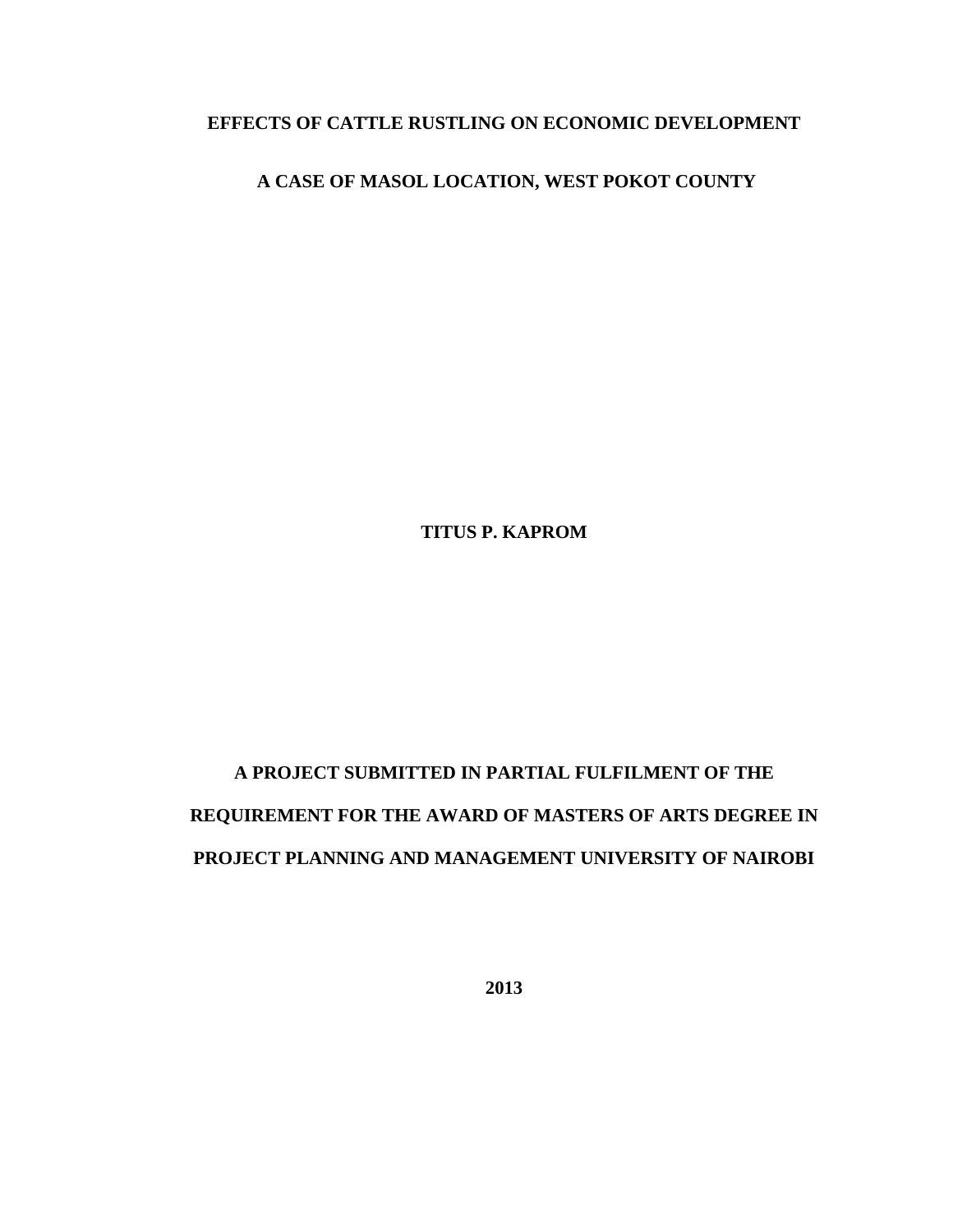# EFFECTS OF CATTLE RUSTLING ON ECONOMIC DEVELOPMENT

## A CASE OF MASOL LOCATION, WEST POKOT COUNTY

**TITUS P. KAPROM**

**A PROJECT SUBMITTED IN PARTIAL FULFILMENT OF THE REQUIREMENT FOR THE AWARD OF MASTERS OF ARTS DEGREE IN PROJECT PLANNING AND MANAGEMENT UNIVERSITY OF NAIROBI**

**2013**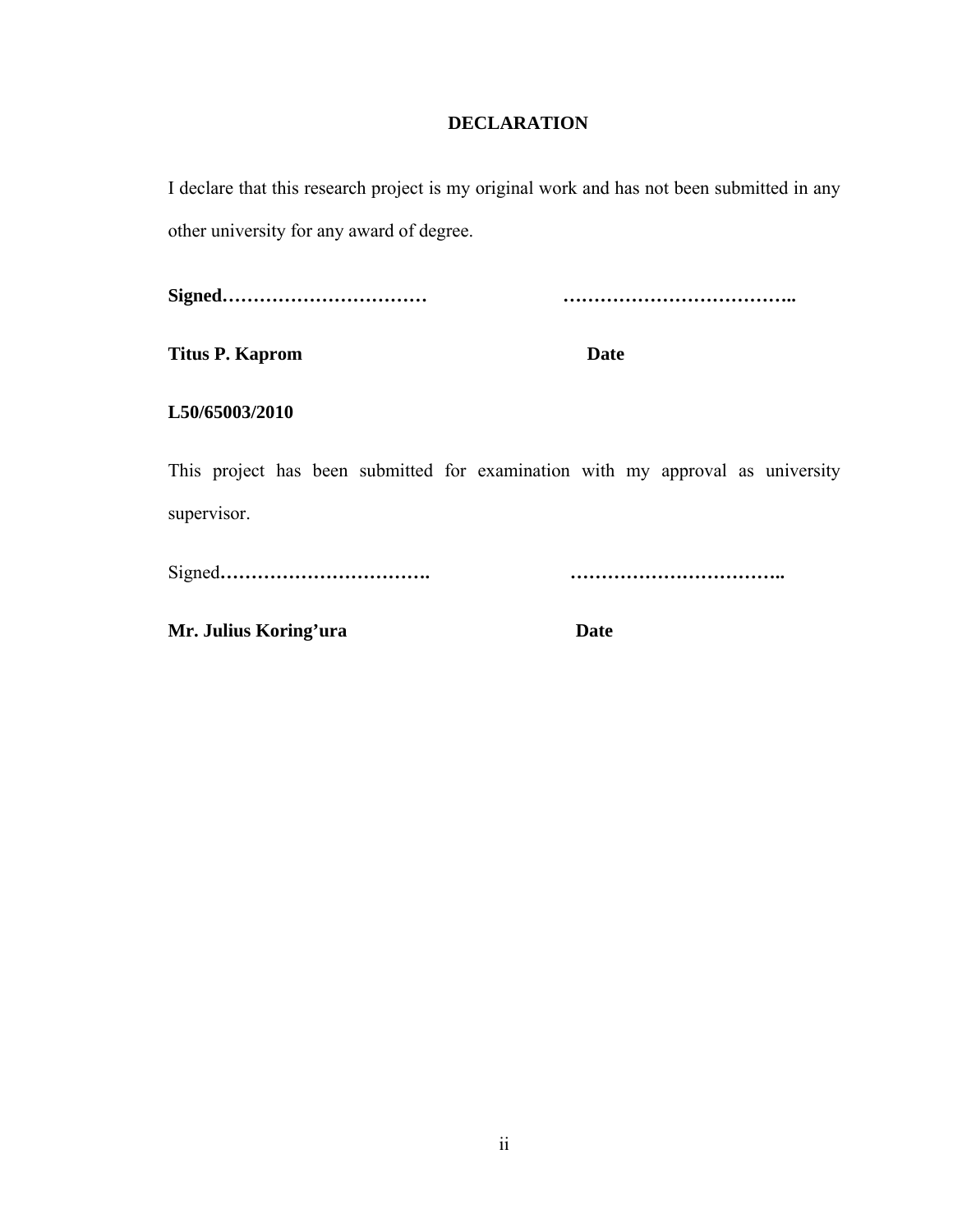## DECLARATION

I declare that this research project is my original work and has not been submitted in any other university for any award of degree.

**Signed……………………………                    ………………………………..**

**Titus P. Kaprom                                                    Date**

**L50/65003/2010**

This project has been submitted for examination with my approval as university supervisor.

Signed**…………………………….                    ……………………………..**

**Mr. Julius Koring'ura                                           Date**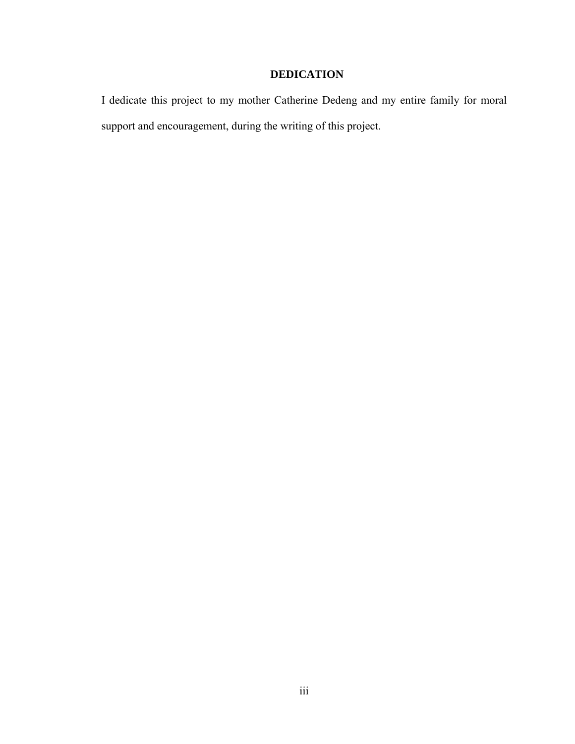# DEDICATION

I dedicate this project to my mother Catherine Dedeng and my entire family for moral support and encouragement, during the writing of this project.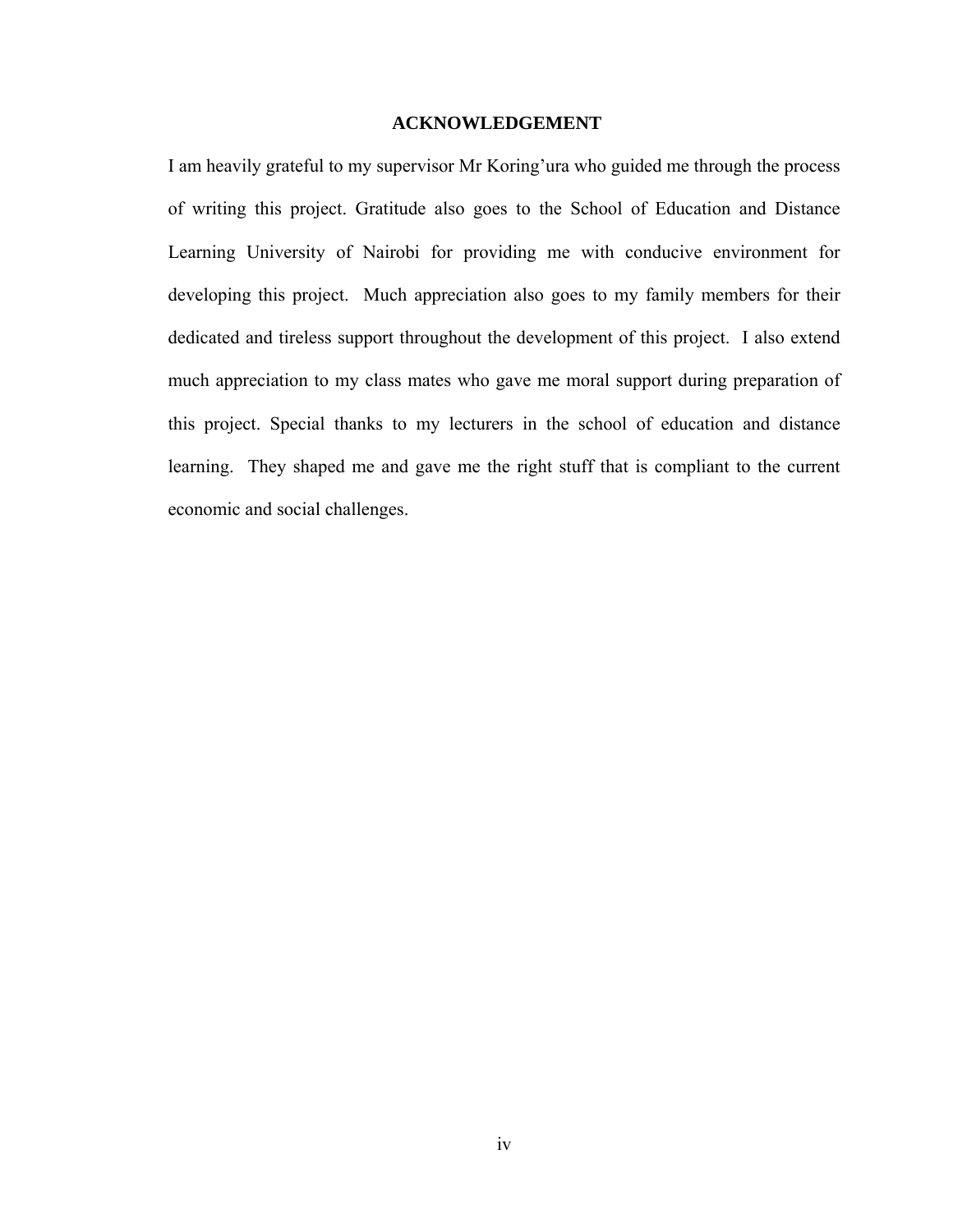## ACKNOWLEDGEMENT

I am heavily grateful to my supervisor Mr Koring'ura who guided me through the process of writing this project. Gratitude also goes to the School of Education and Distance Learning University of Nairobi for providing me with conducive environment for developing this project. Much appreciation also goes to my family members for their dedicated and tireless support throughout the development of this project. I also extend much appreciation to my class mates who gave me moral support during preparation of this project. Special thanks to my lecturers in the school of education and distance learning. They shaped me and gave me the right stuff that is compliant to the current economic and social challenges.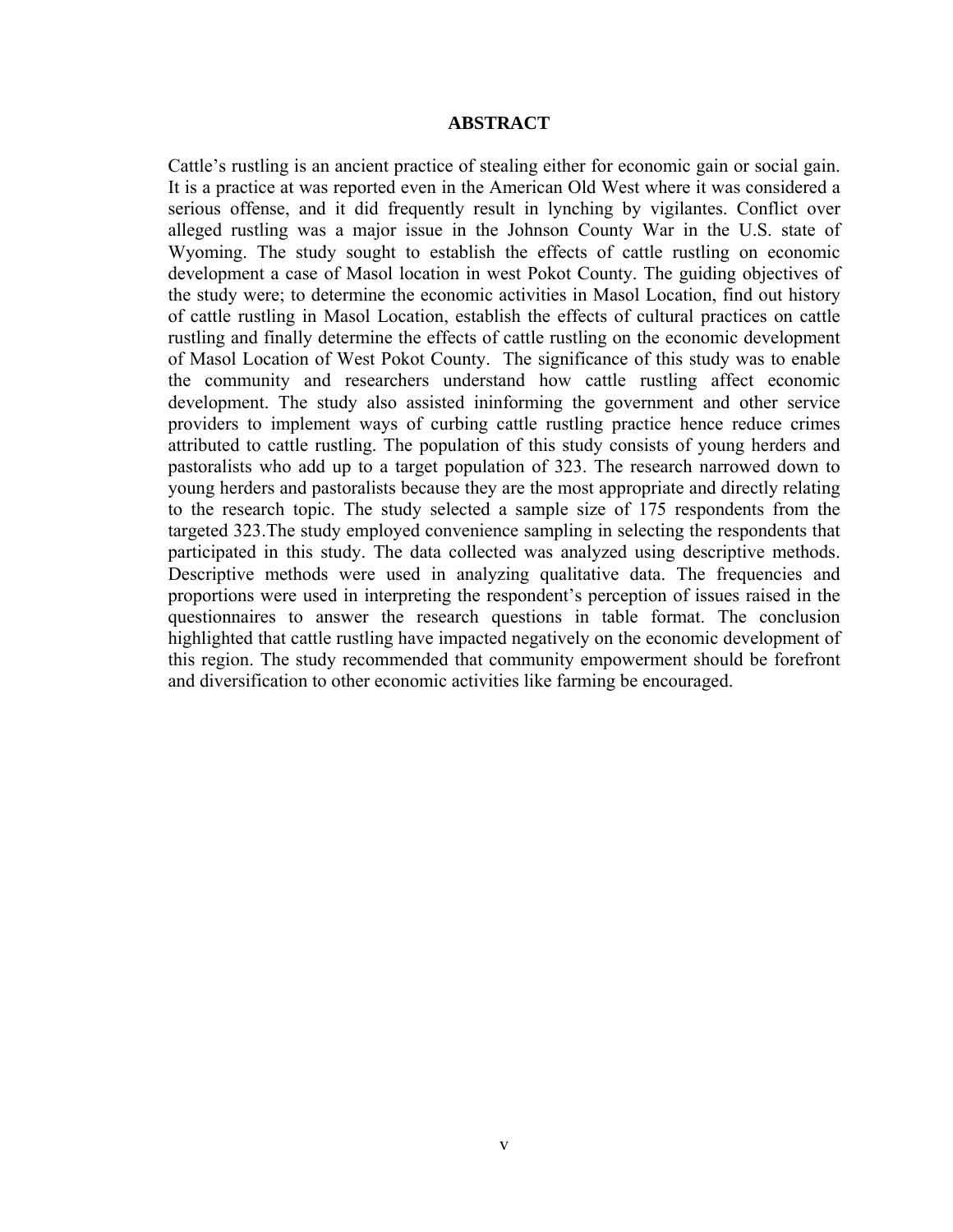# ABSTRACT

Cattle's rustling is an ancient practice of stealing either for economic gain or social gain. It is a practice at was reported even in the American Old West where it was considered a serious offense, and it did frequently result in lynching by vigilantes. Conflict over alleged rustling was a major issue in the Johnson County War in the U.S. state of Wyoming. The study sought to establish the effects of cattle rustling on economic development a case of Masol location in west Pokot County. The guiding objectives of the study were; to determine the economic activities in Masol Location, find out history of cattle rustling in Masol Location, establish the effects of cultural practices on cattle rustling and finally determine the effects of cattle rustling on the economic development of Masol Location of West Pokot County. The significance of this study was to enable the community and researchers understand how cattle rustling affect economic development. The study also assisted ininforming the government and other service providers to implement ways of curbing cattle rustling practice hence reduce crimes attributed to cattle rustling. The population of this study consists of young herders and pastoralists who add up to a target population of 323. The research narrowed down to young herders and pastoralists because they are the most appropriate and directly relating to the research topic. The study selected a sample size of 175 respondents from the targeted 323.The study employed convenience sampling in selecting the respondents that participated in this study. The data collected was analyzed using descriptive methods. Descriptive methods were used in analyzing qualitative data. The frequencies and proportions were used in interpreting the respondent's perception of issues raised in the questionnaires to answer the research questions in table format. The conclusion highlighted that cattle rustling have impacted negatively on the economic development of this region. The study recommended that community empowerment should be forefront and diversification to other economic activities like farming be encouraged.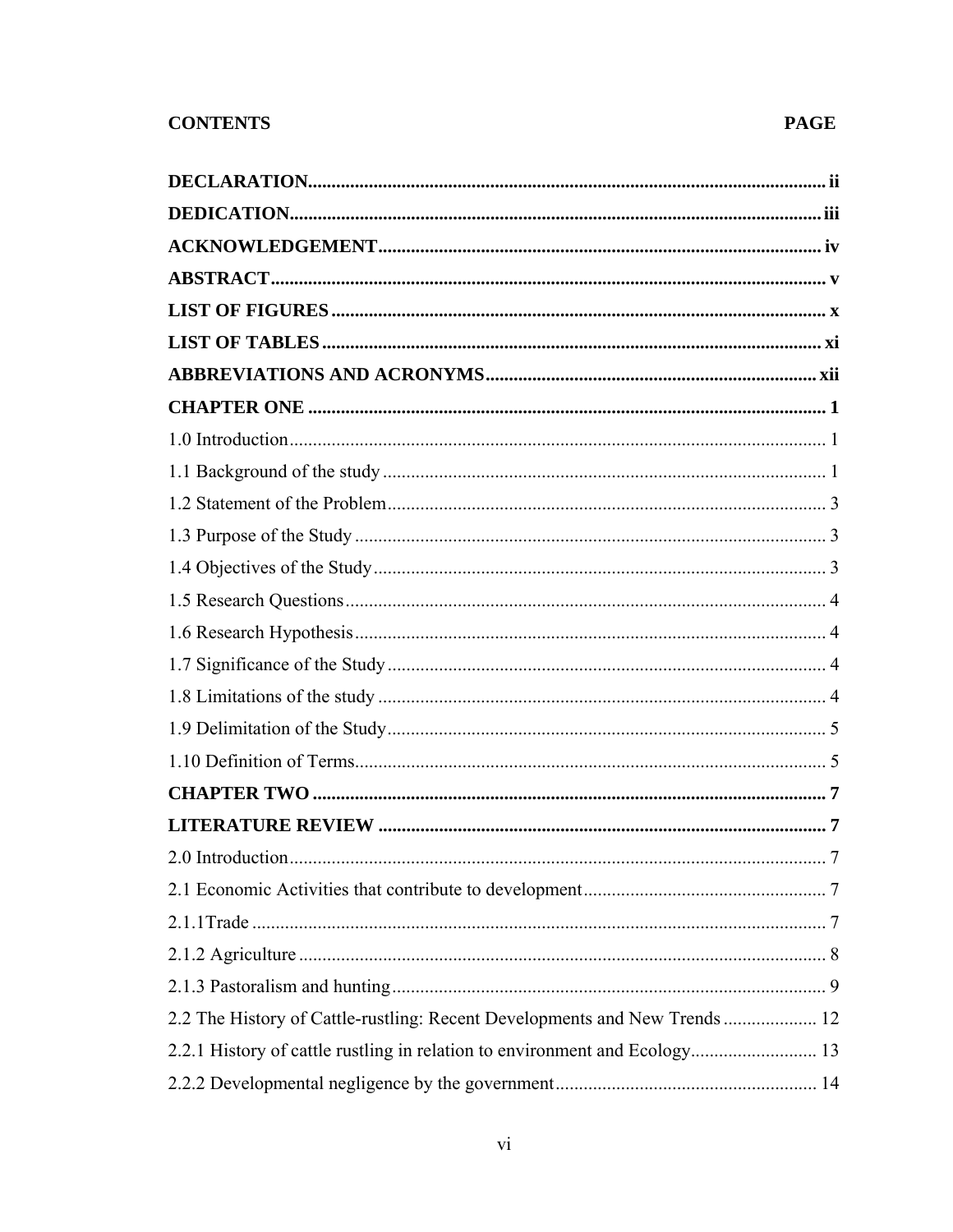**CONTENTS** **PAGE**

**DECLARATION** ii
**DEDICATION** iii
**ACKNOWLEDGEMENT** iv
**ABSTRACT** v
**LIST OF FIGURES** x
**LIST OF TABLES** xi
**ABBREVIATIONS AND ACRONYMS** xii
**CHAPTER ONE** 1
1.0 Introduction 1
1.1 Background of the study 1
1.2 Statement of the Problem 3
1.3 Purpose of the Study 3
1.4 Objectives of the Study 3
1.5 Research Questions 4
1.6 Research Hypothesis 4
1.7 Significance of the Study 4
1.8 Limitations of the study 4
1.9 Delimitation of the Study 5
1.10 Definition of Terms 5
**CHAPTER TWO** 7
**LITERATURE REVIEW** 7
2.0 Introduction 7
2.1 Economic Activities that contribute to development 7
2.1.1Trade 7
2.1.2 Agriculture 8
2.1.3 Pastoralism and hunting 9
2.2 The History of Cattle-rustling: Recent Developments and New Trends 12
2.2.1 History of cattle rustling in relation to environment and Ecology 13
2.2.2 Developmental negligence by the government 14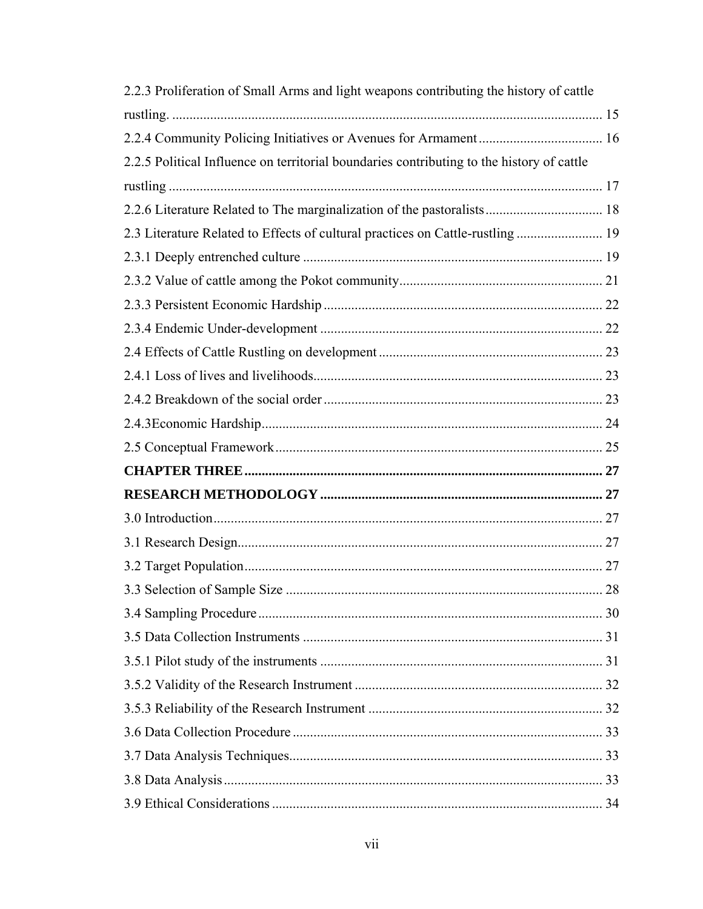2.2.3 Proliferation of Small Arms and light weapons contributing the history of cattle rustling. ............................................................................................................ 15

2.2.4 Community Policing Initiatives or Avenues for Armament .................................... 16

2.2.5 Political Influence on territorial boundaries contributing to the history of cattle rustling ............................................................................................................ 17

2.2.6 Literature Related to The marginalization of the pastoralists .................................. 18

2.3 Literature Related to Effects of cultural practices on Cattle-rustling ......................... 19

2.3.1 Deeply entrenched culture ....................................................................................... 19

2.3.2 Value of cattle among the Pokot community........................................................... 21

2.3.3 Persistent Economic Hardship ................................................................................. 22

2.3.4 Endemic Under-development .................................................................................. 22

2.4 Effects of Cattle Rustling on development ................................................................. 23

2.4.1 Loss of lives and livelihoods.................................................................................... 23

2.4.2 Breakdown of the social order ................................................................................. 23

2.4.3Economic Hardship................................................................................................... 24

2.5 Conceptual Framework .............................................................................................. 25

**CHAPTER THREE** ........................................................................................................ 27

**RESEARCH METHODOLOGY** .................................................................................. 27

3.0 Introduction................................................................................................................. 27

3.1 Research Design.......................................................................................................... 27

3.2 Target Population........................................................................................................ 27

3.3 Selection of Sample Size ............................................................................................ 28

3.4 Sampling Procedure .................................................................................................... 30

3.5 Data Collection Instruments ....................................................................................... 31

3.5.1 Pilot study of the instruments .................................................................................. 31

3.5.2 Validity of the Research Instrument ........................................................................ 32

3.5.3 Reliability of the Research Instrument .................................................................... 32

3.6 Data Collection Procedure .......................................................................................... 33

3.7 Data Analysis Techniques........................................................................................... 33

3.8 Data Analysis.............................................................................................................. 33

3.9 Ethical Considerations ................................................................................................ 34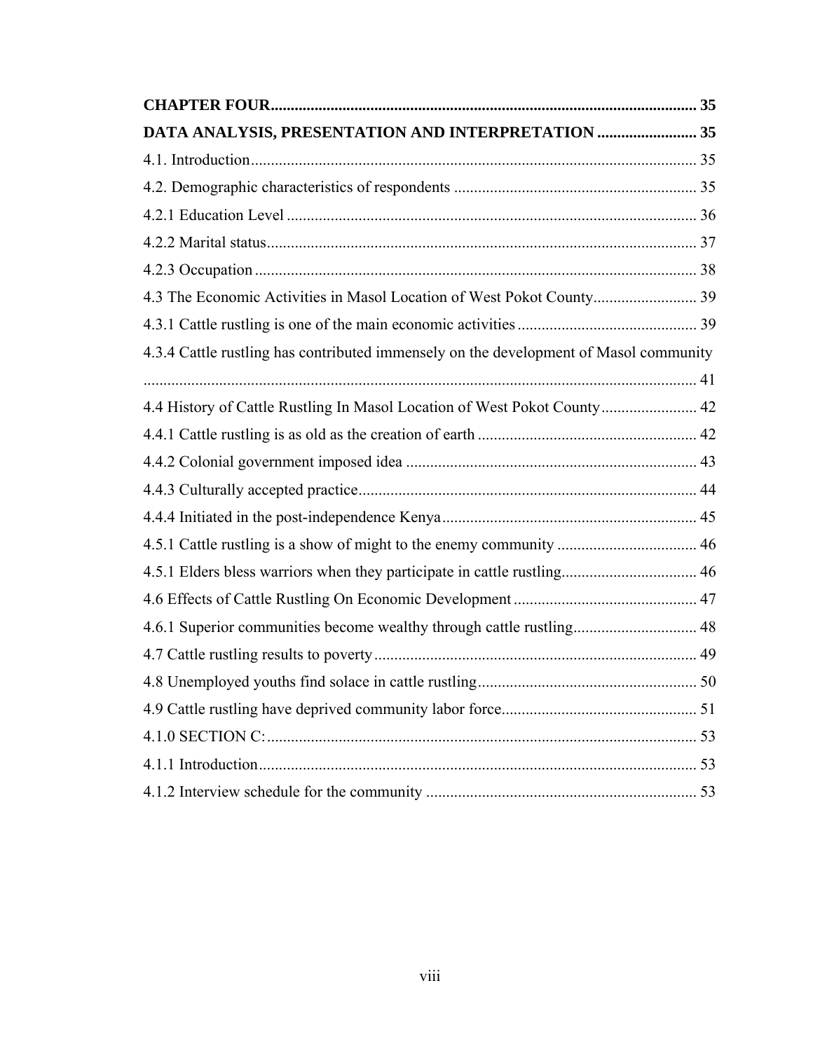**CHAPTER FOUR........................................................................................................ 35**

**DATA ANALYSIS, PRESENTATION AND INTERPRETATION ......................... 35**

4.1. Introduction................................................................................................................ 35

4.2. Demographic characteristics of respondents ............................................................ 35

4.2.1 Education Level ...................................................................................................... 36

4.2.2 Marital status........................................................................................................... 37

4.2.3 Occupation .............................................................................................................. 38

4.3 The Economic Activities in Masol Location of West Pokot County.......................... 39

4.3.1 Cattle rustling is one of the main economic activities ............................................ 39

4.3.4 Cattle rustling has contributed immensely on the development of Masol community ........................................................................................................................................ 41

4.4 History of Cattle Rustling In Masol Location of West Pokot County........................ 42

4.4.1 Cattle rustling is as old as the creation of earth ....................................................... 42

4.4.2 Colonial government imposed idea ........................................................................ 43

4.4.3 Culturally accepted practice.................................................................................... 44

4.4.4 Initiated in the post-independence Kenya............................................................... 45

4.5.1 Cattle rustling is a show of might to the enemy community .................................. 46

4.5.1 Elders bless warriors when they participate in cattle rustling.................................. 46

4.6 Effects of Cattle Rustling On Economic Development ............................................. 47

4.6.1 Superior communities become wealthy through cattle rustling............................... 48

4.7 Cattle rustling results to poverty ................................................................................ 49

4.8 Unemployed youths find solace in cattle rustling...................................................... 50

4.9 Cattle rustling have deprived community labor force................................................ 51

4.1.0 SECTION C:........................................................................................................... 53

4.1.1 Introduction............................................................................................................. 53

4.1.2 Interview schedule for the community ................................................................... 53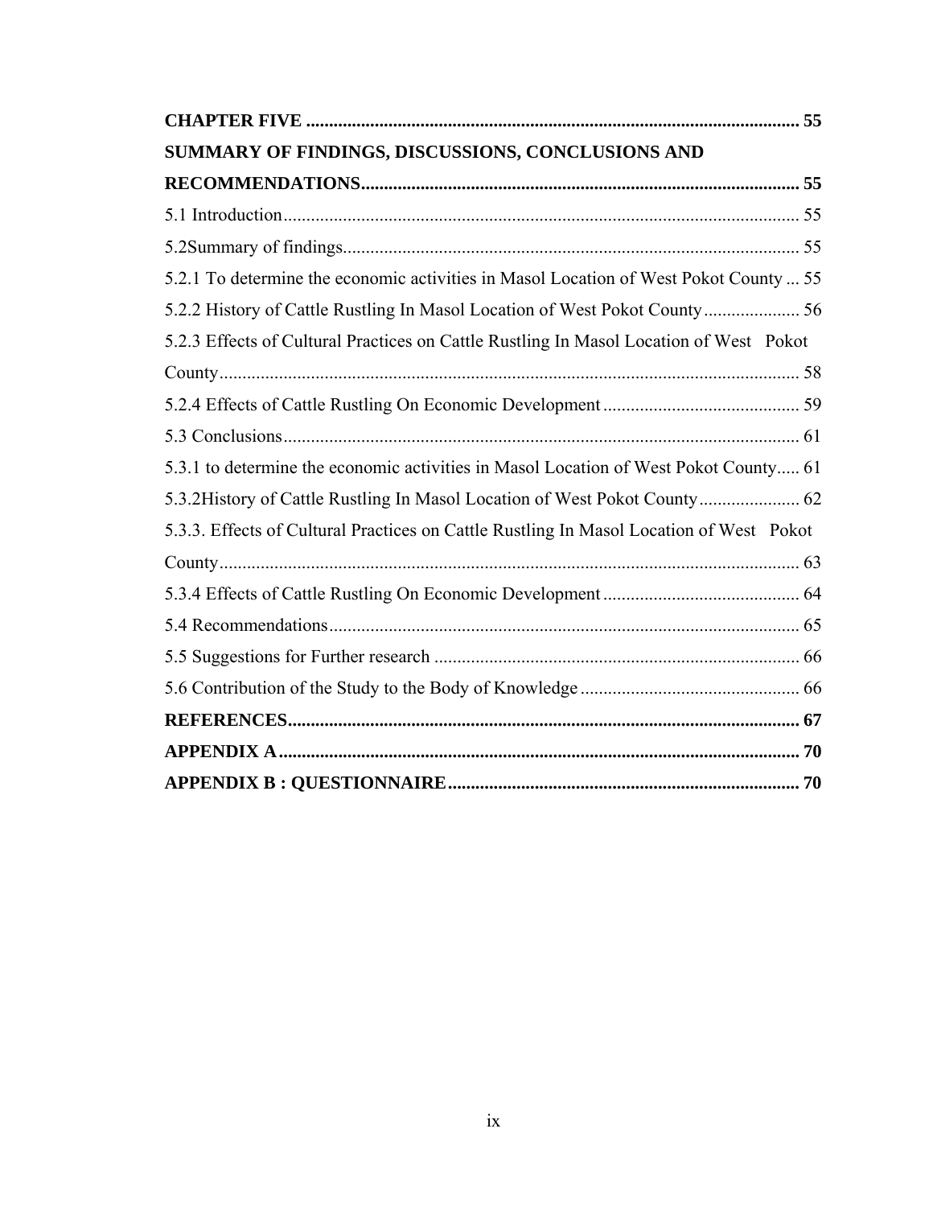**CHAPTER FIVE** .......................................................................................................... **55**

**SUMMARY OF FINDINGS, DISCUSSIONS, CONCLUSIONS AND RECOMMENDATIONS**............................................................................................ **55**

5.1 Introduction................................................................................................................ 55

5.2Summary of findings................................................................................................... 55

5.2.1 To determine the economic activities in Masol Location of West Pokot County ... 55

5.2.2 History of Cattle Rustling In Masol Location of West Pokot County..................... 56

5.2.3 Effects of Cultural Practices on Cattle Rustling In Masol Location of West Pokot County.............................................................................................................................. 58

5.2.4 Effects of Cattle Rustling On Economic Development........................................... 59

5.3 Conclusions................................................................................................................ 61

5.3.1 to determine the economic activities in Masol Location of West Pokot County..... 61

5.3.2History of Cattle Rustling In Masol Location of West Pokot County...................... 62

5.3.3. Effects of Cultural Practices on Cattle Rustling In Masol Location of West Pokot County.............................................................................................................................. 63

5.3.4 Effects of Cattle Rustling On Economic Development........................................... 64

5.4 Recommendations...................................................................................................... 65

5.5 Suggestions for Further research ................................................................................ 66

5.6 Contribution of the Study to the Body of Knowledge ................................................ 66

**REFERENCES**............................................................................................................... **67**

**APPENDIX A**................................................................................................................. **70**

**APPENDIX B : QUESTIONNAIRE**............................................................................ **70**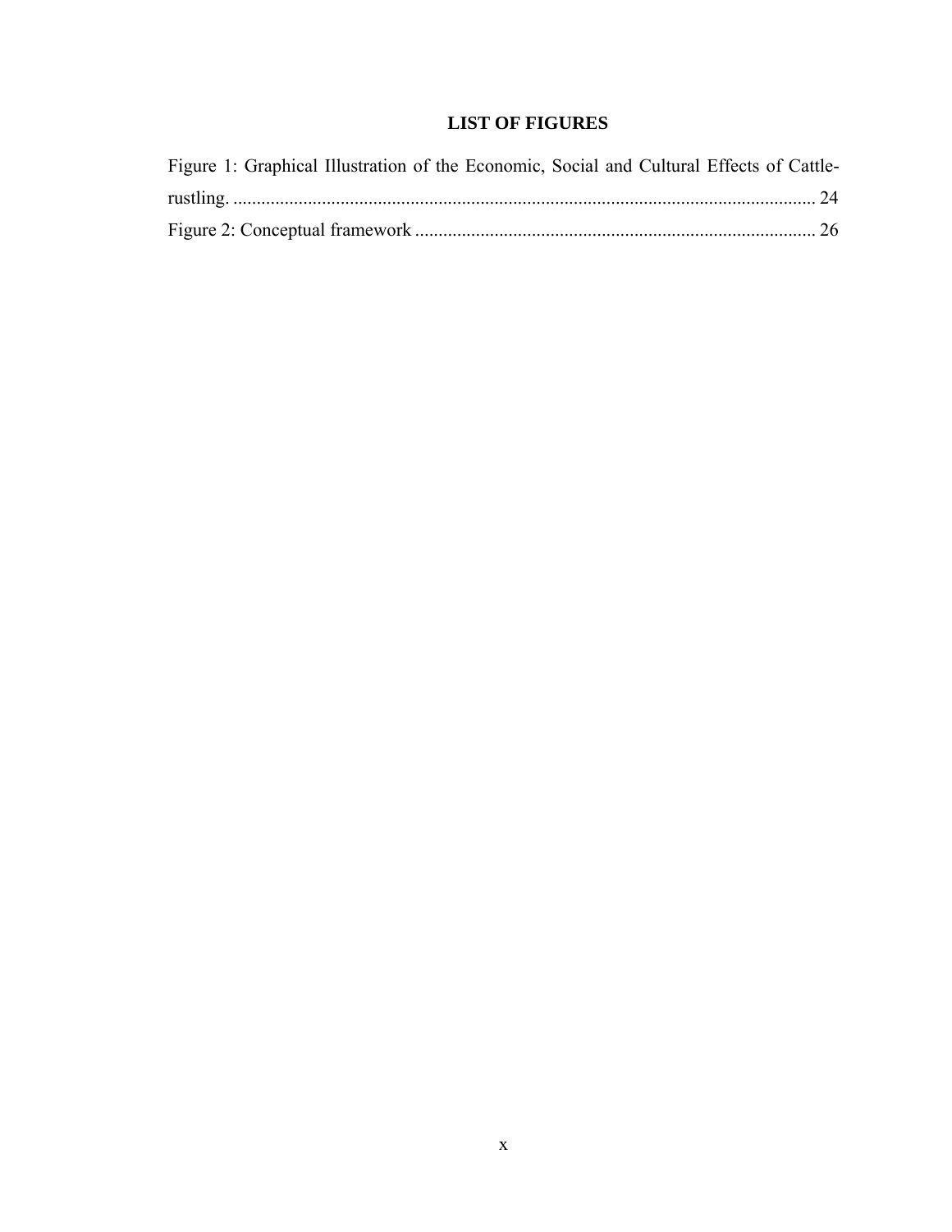# LIST OF FIGURES

Figure 1: Graphical Illustration of the Economic, Social and Cultural Effects of Cattle-rustling. ............................................................................................................................ 24

Figure 2: Conceptual framework ...................................................................................... 26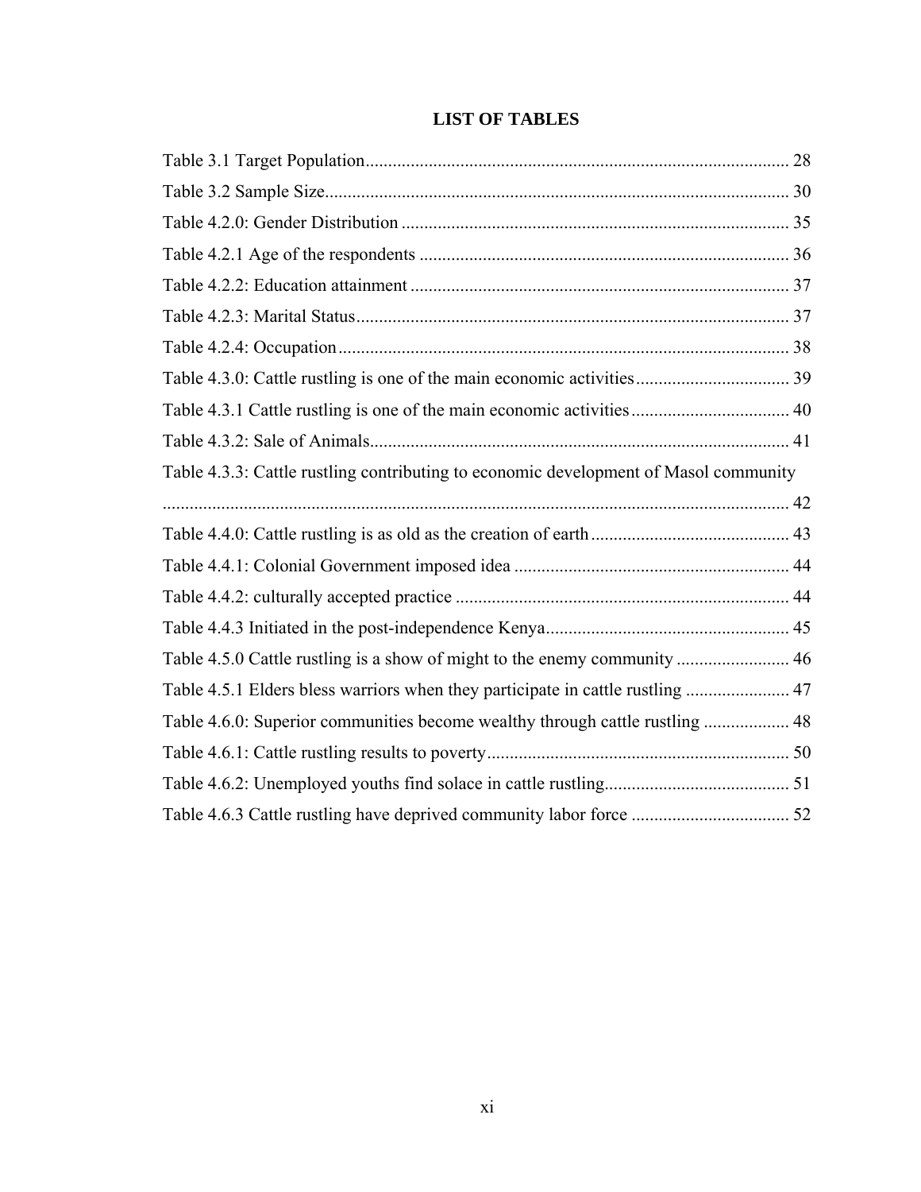# LIST OF TABLES

Table 3.1 Target Population ............................................................................................ 28

Table 3.2 Sample Size...................................................................................................... 30

Table 4.2.0: Gender Distribution ..................................................................................... 35

Table 4.2.1 Age of the respondents ................................................................................. 36

Table 4.2.2: Education attainment ................................................................................... 37

Table 4.2.3: Marital Status............................................................................................... 37

Table 4.2.4: Occupation................................................................................................... 38

Table 4.3.0: Cattle rustling is one of the main economic activities.................................. 39

Table 4.3.1 Cattle rustling is one of the main economic activities................................... 40

Table 4.3.2: Sale of Animals............................................................................................ 41

Table 4.3.3: Cattle rustling contributing to economic development of Masol community ........................................................................................................................... 42

Table 4.4.0: Cattle rustling is as old as the creation of earth ............................................ 43

Table 4.4.1: Colonial Government imposed idea ............................................................ 44

Table 4.4.2: culturally accepted practice ......................................................................... 44

Table 4.4.3 Initiated in the post-independence Kenya...................................................... 45

Table 4.5.0 Cattle rustling is a show of might to the enemy community ......................... 46

Table 4.5.1 Elders bless warriors when they participate in cattle rustling ....................... 47

Table 4.6.0: Superior communities become wealthy through cattle rustling ................... 48

Table 4.6.1: Cattle rustling results to poverty.................................................................. 50

Table 4.6.2: Unemployed youths find solace in cattle rustling......................................... 51

Table 4.6.3 Cattle rustling have deprived community labor force ................................... 52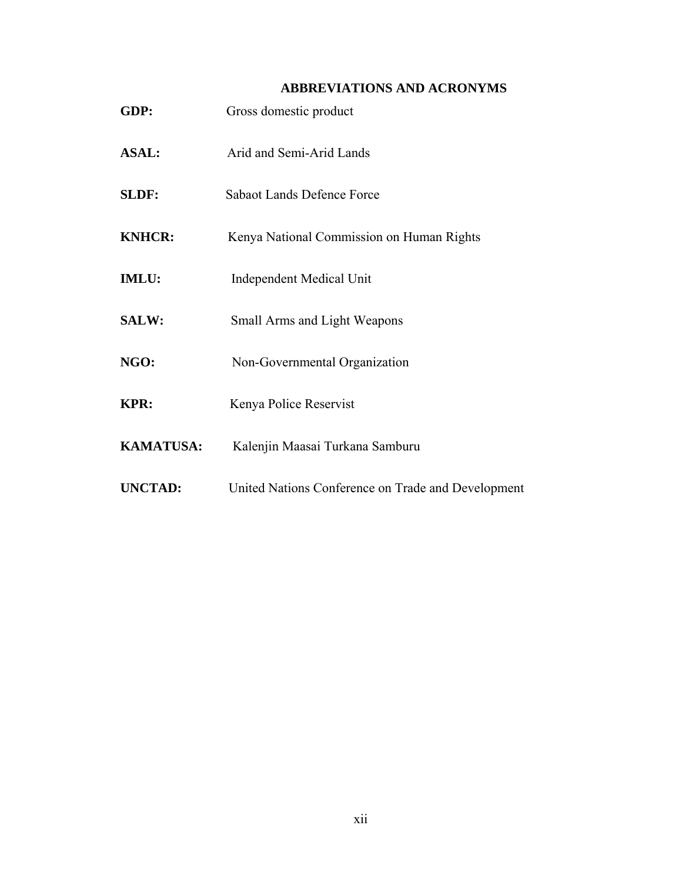## ABBREVIATIONS AND ACRONYMS

**GDP:** Gross domestic product

**ASAL:** Arid and Semi-Arid Lands

**SLDF:** Sabaot Lands Defence Force

**KNHCR:** Kenya National Commission on Human Rights

**IMLU:** Independent Medical Unit

**SALW:** Small Arms and Light Weapons

**NGO:** Non-Governmental Organization

**KPR:** Kenya Police Reservist

**KAMATUSA:** Kalenjin Maasai Turkana Samburu

**UNCTAD:** United Nations Conference on Trade and Development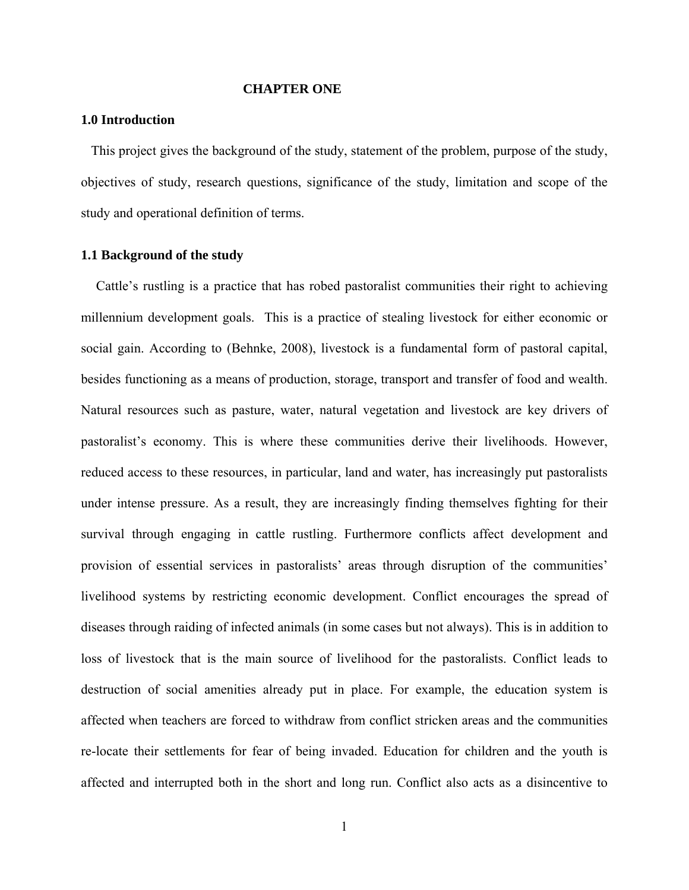# CHAPTER ONE

## 1.0 Introduction

This project gives the background of the study, statement of the problem, purpose of the study, objectives of study, research questions, significance of the study, limitation and scope of the study and operational definition of terms.

## 1.1 Background of the study

Cattle's rustling is a practice that has robed pastoralist communities their right to achieving millennium development goals. This is a practice of stealing livestock for either economic or social gain. According to (Behnke, 2008), livestock is a fundamental form of pastoral capital, besides functioning as a means of production, storage, transport and transfer of food and wealth. Natural resources such as pasture, water, natural vegetation and livestock are key drivers of pastoralist's economy. This is where these communities derive their livelihoods. However, reduced access to these resources, in particular, land and water, has increasingly put pastoralists under intense pressure. As a result, they are increasingly finding themselves fighting for their survival through engaging in cattle rustling. Furthermore conflicts affect development and provision of essential services in pastoralists' areas through disruption of the communities' livelihood systems by restricting economic development. Conflict encourages the spread of diseases through raiding of infected animals (in some cases but not always). This is in addition to loss of livestock that is the main source of livelihood for the pastoralists. Conflict leads to destruction of social amenities already put in place. For example, the education system is affected when teachers are forced to withdraw from conflict stricken areas and the communities re-locate their settlements for fear of being invaded. Education for children and the youth is affected and interrupted both in the short and long run. Conflict also acts as a disincentive to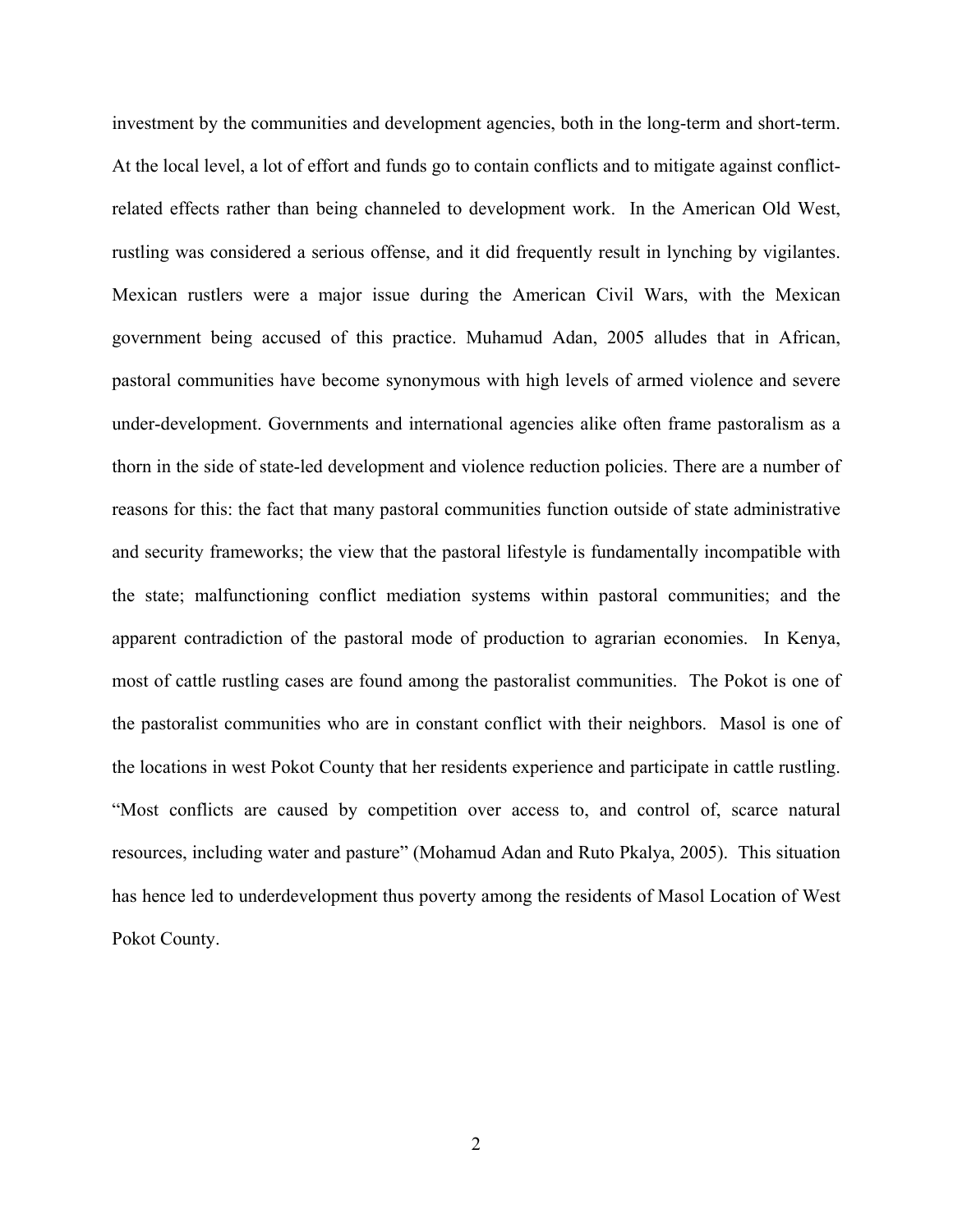investment by the communities and development agencies, both in the long-term and short-term. At the local level, a lot of effort and funds go to contain conflicts and to mitigate against conflict-related effects rather than being channeled to development work. In the American Old West, rustling was considered a serious offense, and it did frequently result in lynching by vigilantes. Mexican rustlers were a major issue during the American Civil Wars, with the Mexican government being accused of this practice. Muhamud Adan, 2005 alludes that in African, pastoral communities have become synonymous with high levels of armed violence and severe under-development. Governments and international agencies alike often frame pastoralism as a thorn in the side of state-led development and violence reduction policies. There are a number of reasons for this: the fact that many pastoral communities function outside of state administrative and security frameworks; the view that the pastoral lifestyle is fundamentally incompatible with the state; malfunctioning conflict mediation systems within pastoral communities; and the apparent contradiction of the pastoral mode of production to agrarian economies. In Kenya, most of cattle rustling cases are found among the pastoralist communities. The Pokot is one of the pastoralist communities who are in constant conflict with their neighbors. Masol is one of the locations in west Pokot County that her residents experience and participate in cattle rustling. "Most conflicts are caused by competition over access to, and control of, scarce natural resources, including water and pasture" (Mohamud Adan and Ruto Pkalya, 2005). This situation has hence led to underdevelopment thus poverty among the residents of Masol Location of West Pokot County.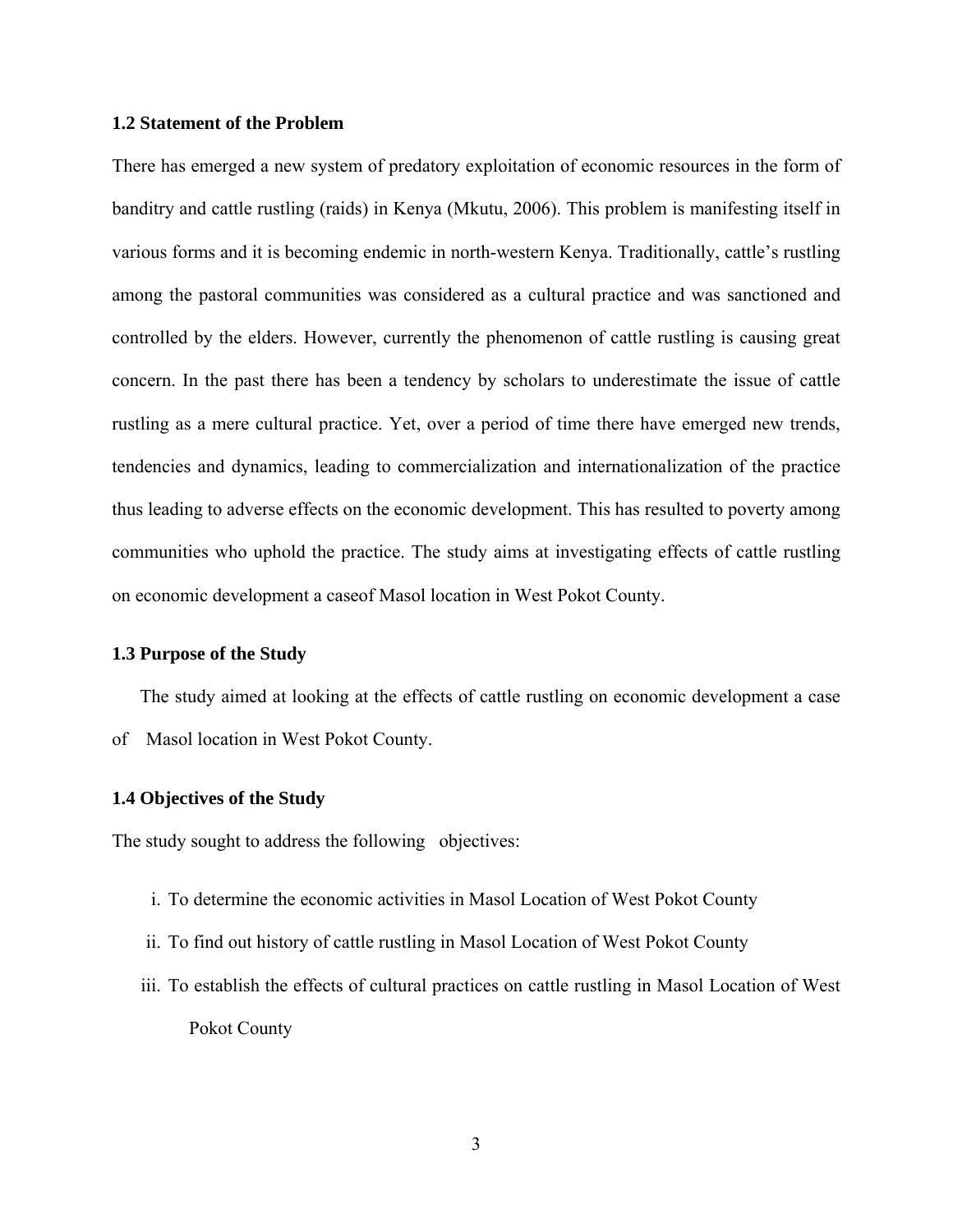### 1.2 Statement of the Problem

There has emerged a new system of predatory exploitation of economic resources in the form of banditry and cattle rustling (raids) in Kenya (Mkutu, 2006). This problem is manifesting itself in various forms and it is becoming endemic in north-western Kenya. Traditionally, cattle's rustling among the pastoral communities was considered as a cultural practice and was sanctioned and controlled by the elders. However, currently the phenomenon of cattle rustling is causing great concern. In the past there has been a tendency by scholars to underestimate the issue of cattle rustling as a mere cultural practice. Yet, over a period of time there have emerged new trends, tendencies and dynamics, leading to commercialization and internationalization of the practice thus leading to adverse effects on the economic development. This has resulted to poverty among communities who uphold the practice. The study aims at investigating effects of cattle rustling on economic development a caseof Masol location in West Pokot County.

### 1.3 Purpose of the Study

The study aimed at looking at the effects of cattle rustling on economic development a case of Masol location in West Pokot County.

### 1.4 Objectives of the Study

The study sought to address the following objectives:

i. To determine the economic activities in Masol Location of West Pokot County

ii. To find out history of cattle rustling in Masol Location of West Pokot County

iii. To establish the effects of cultural practices on cattle rustling in Masol Location of West Pokot County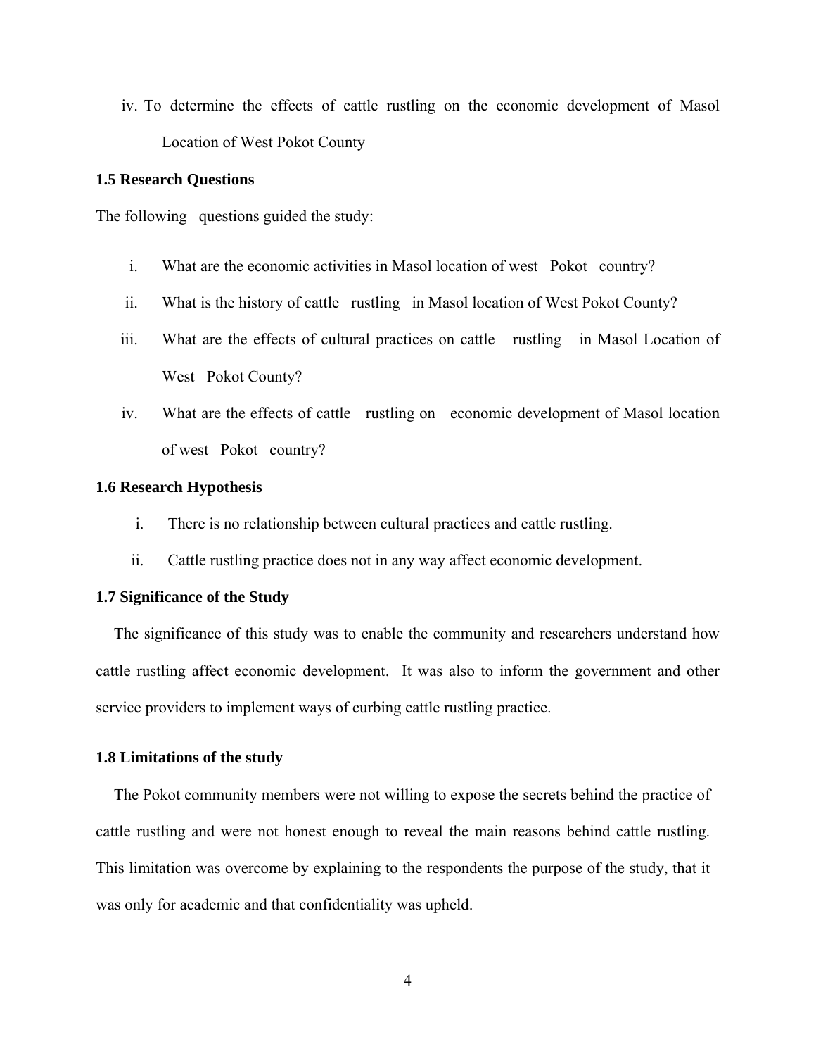iv. To determine the effects of cattle rustling on the economic development of Masol Location of West Pokot County

### 1.5 Research Questions

The following questions guided the study:

i. What are the economic activities in Masol location of west Pokot country?
ii. What is the history of cattle rustling in Masol location of West Pokot County?
iii. What are the effects of cultural practices on cattle rustling in Masol Location of West Pokot County?
iv. What are the effects of cattle rustling on economic development of Masol location of west Pokot country?

### 1.6 Research Hypothesis

i. There is no relationship between cultural practices and cattle rustling.
ii. Cattle rustling practice does not in any way affect economic development.

### 1.7 Significance of the Study

The significance of this study was to enable the community and researchers understand how cattle rustling affect economic development. It was also to inform the government and other service providers to implement ways of curbing cattle rustling practice.

### 1.8 Limitations of the study

The Pokot community members were not willing to expose the secrets behind the practice of cattle rustling and were not honest enough to reveal the main reasons behind cattle rustling. This limitation was overcome by explaining to the respondents the purpose of the study, that it was only for academic and that confidentiality was upheld.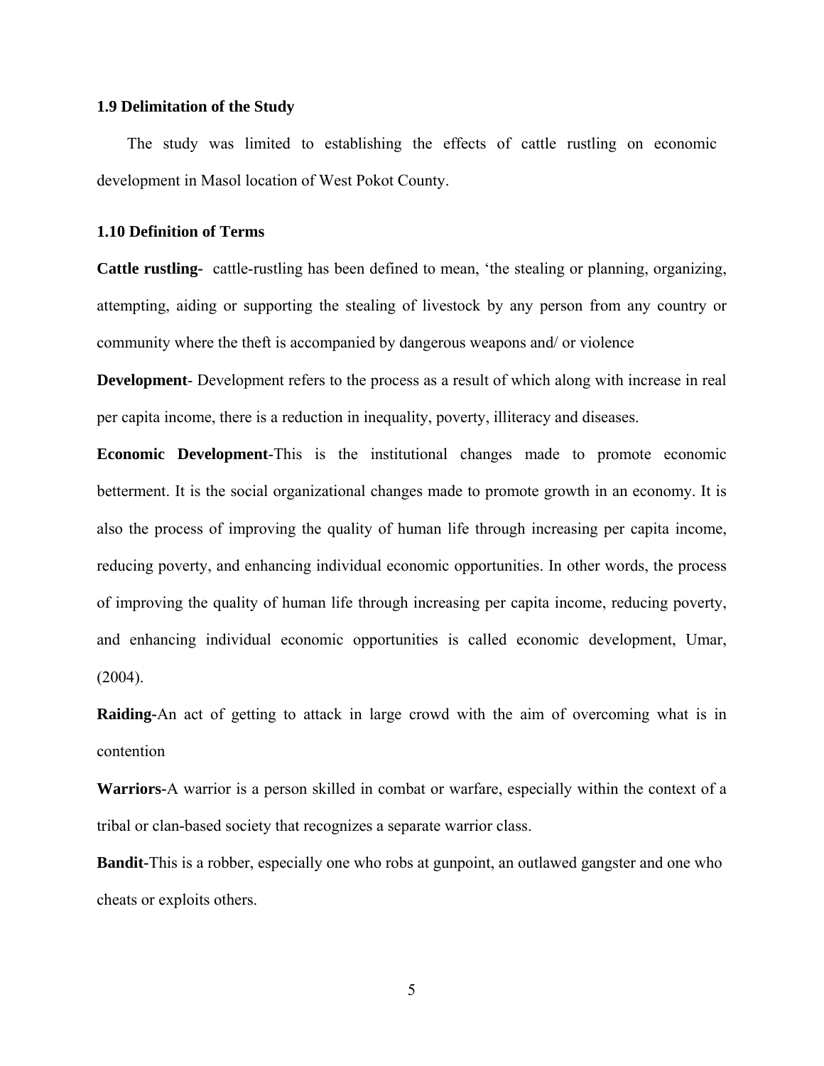### 1.9 Delimitation of the Study

The study was limited to establishing the effects of cattle rustling on economic development in Masol location of West Pokot County.

### 1.10 Definition of Terms

**Cattle rustling-** cattle-rustling has been defined to mean, 'the stealing or planning, organizing, attempting, aiding or supporting the stealing of livestock by any person from any country or community where the theft is accompanied by dangerous weapons and/ or violence

**Development**- Development refers to the process as a result of which along with increase in real per capita income, there is a reduction in inequality, poverty, illiteracy and diseases.

**Economic Development**-This is the institutional changes made to promote economic betterment. It is the social organizational changes made to promote growth in an economy. It is also the process of improving the quality of human life through increasing per capita income, reducing poverty, and enhancing individual economic opportunities. In other words, the process of improving the quality of human life through increasing per capita income, reducing poverty, and enhancing individual economic opportunities is called economic development, Umar, (2004).

**Raiding-**An act of getting to attack in large crowd with the aim of overcoming what is in contention

**Warriors-**A warrior is a person skilled in combat or warfare, especially within the context of a tribal or clan-based society that recognizes a separate warrior class.

**Bandit-**This is a robber, especially one who robs at gunpoint, an outlawed gangster and one who cheats or exploits others.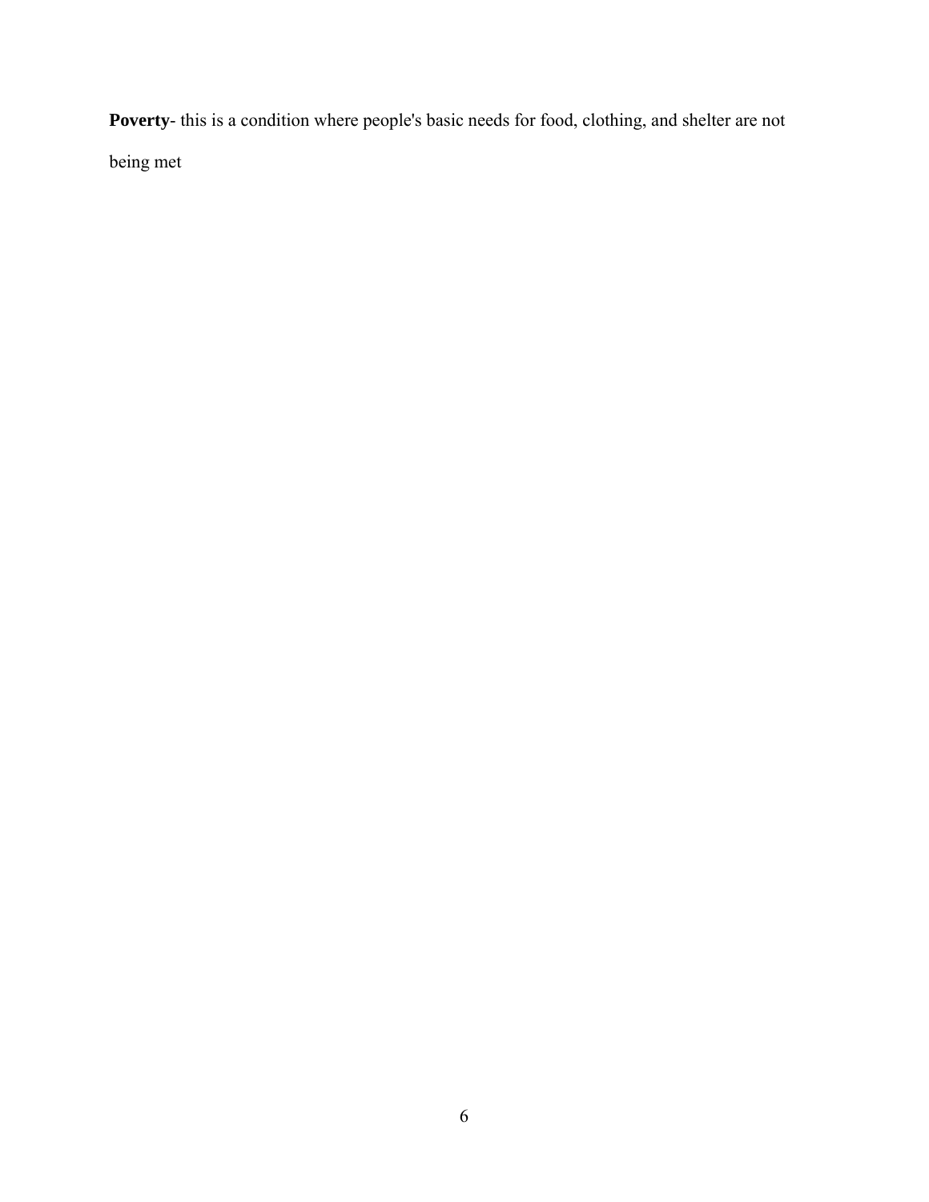**Poverty**- this is a condition where people's basic needs for food, clothing, and shelter are not being met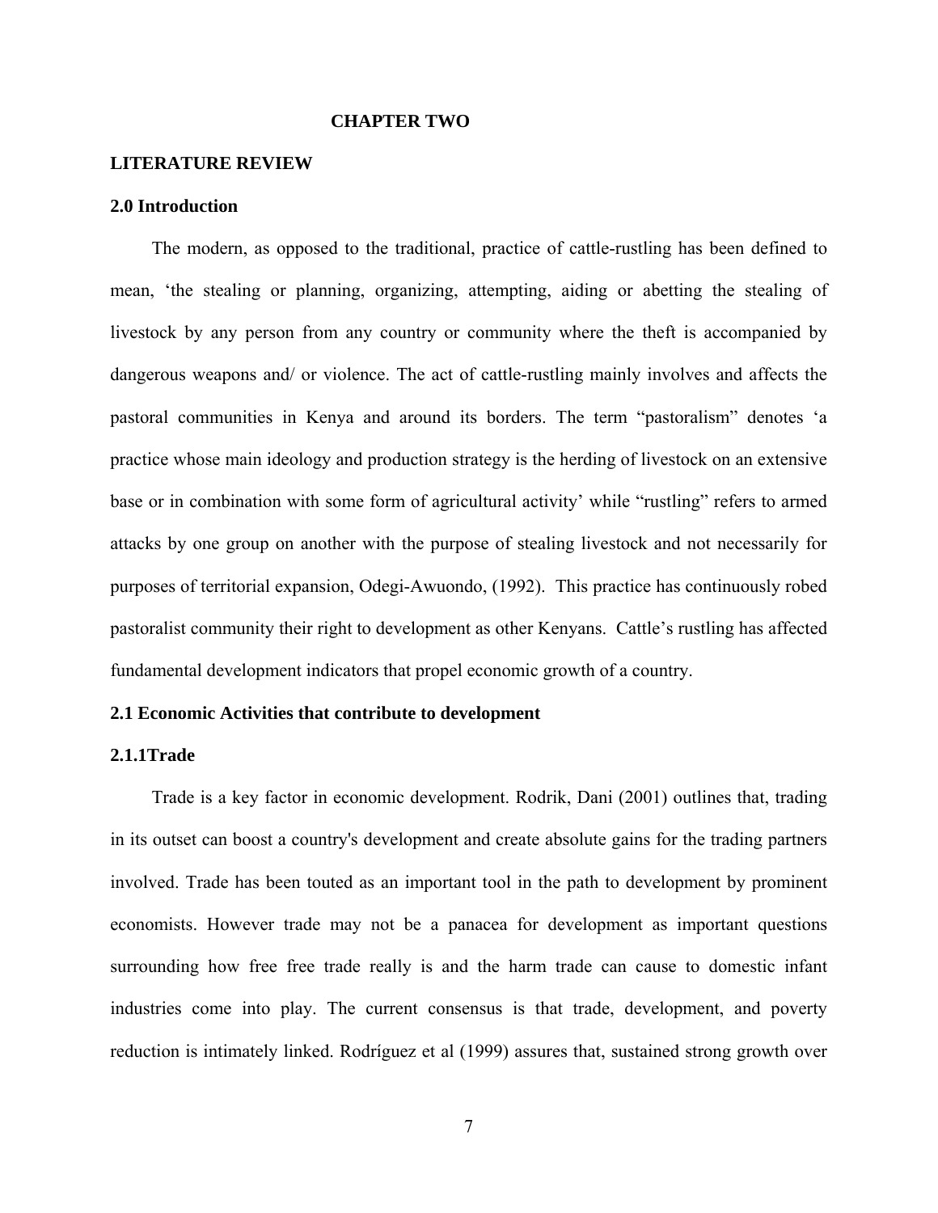# CHAPTER TWO

## LITERATURE REVIEW

### 2.0 Introduction

The modern, as opposed to the traditional, practice of cattle-rustling has been defined to mean, 'the stealing or planning, organizing, attempting, aiding or abetting the stealing of livestock by any person from any country or community where the theft is accompanied by dangerous weapons and/ or violence. The act of cattle-rustling mainly involves and affects the pastoral communities in Kenya and around its borders. The term "pastoralism" denotes 'a practice whose main ideology and production strategy is the herding of livestock on an extensive base or in combination with some form of agricultural activity' while "rustling" refers to armed attacks by one group on another with the purpose of stealing livestock and not necessarily for purposes of territorial expansion, Odegi-Awuondo, (1992). This practice has continuously robed pastoralist community their right to development as other Kenyans. Cattle's rustling has affected fundamental development indicators that propel economic growth of a country.

### 2.1 Economic Activities that contribute to development

#### 2.1.1Trade

Trade is a key factor in economic development. Rodrik, Dani (2001) outlines that, trading in its outset can boost a country's development and create absolute gains for the trading partners involved. Trade has been touted as an important tool in the path to development by prominent economists. However trade may not be a panacea for development as important questions surrounding how free free trade really is and the harm trade can cause to domestic infant industries come into play. The current consensus is that trade, development, and poverty reduction is intimately linked. Rodríguez et al (1999) assures that, sustained strong growth over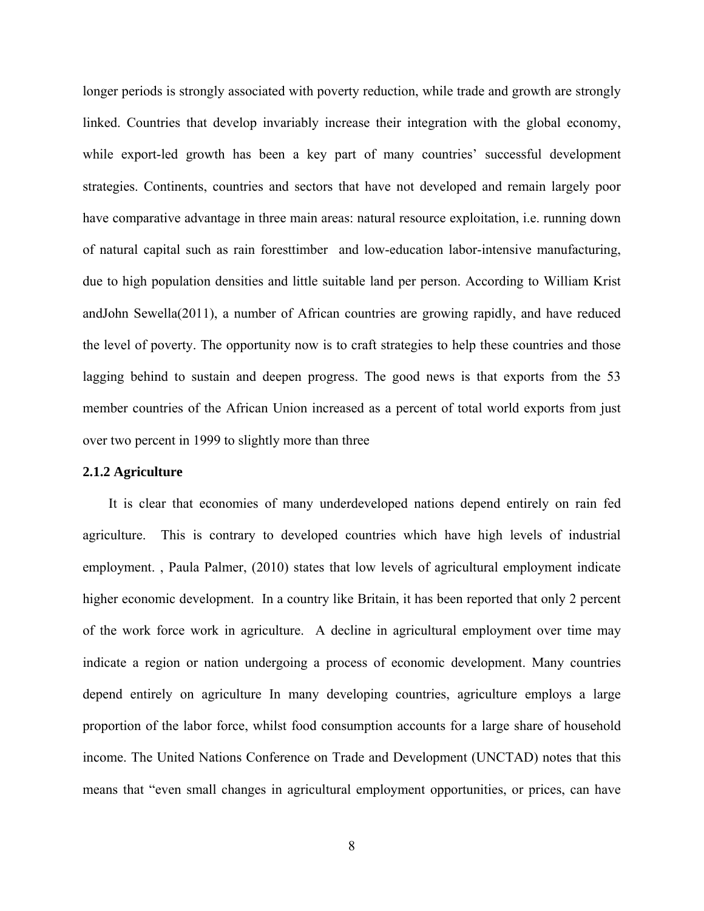longer periods is strongly associated with poverty reduction, while trade and growth are strongly linked. Countries that develop invariably increase their integration with the global economy, while export-led growth has been a key part of many countries' successful development strategies. Continents, countries and sectors that have not developed and remain largely poor have comparative advantage in three main areas: natural resource exploitation, i.e. running down of natural capital such as rain foresttimber and low-education labor-intensive manufacturing, due to high population densities and little suitable land per person. According to William Krist andJohn Sewella(2011), a number of African countries are growing rapidly, and have reduced the level of poverty. The opportunity now is to craft strategies to help these countries and those lagging behind to sustain and deepen progress. The good news is that exports from the 53 member countries of the African Union increased as a percent of total world exports from just over two percent in 1999 to slightly more than three

### 2.1.2 Agriculture

It is clear that economies of many underdeveloped nations depend entirely on rain fed agriculture. This is contrary to developed countries which have high levels of industrial employment. , Paula Palmer, (2010) states that low levels of agricultural employment indicate higher economic development. In a country like Britain, it has been reported that only 2 percent of the work force work in agriculture. A decline in agricultural employment over time may indicate a region or nation undergoing a process of economic development. Many countries depend entirely on agriculture In many developing countries, agriculture employs a large proportion of the labor force, whilst food consumption accounts for a large share of household income. The United Nations Conference on Trade and Development (UNCTAD) notes that this means that "even small changes in agricultural employment opportunities, or prices, can have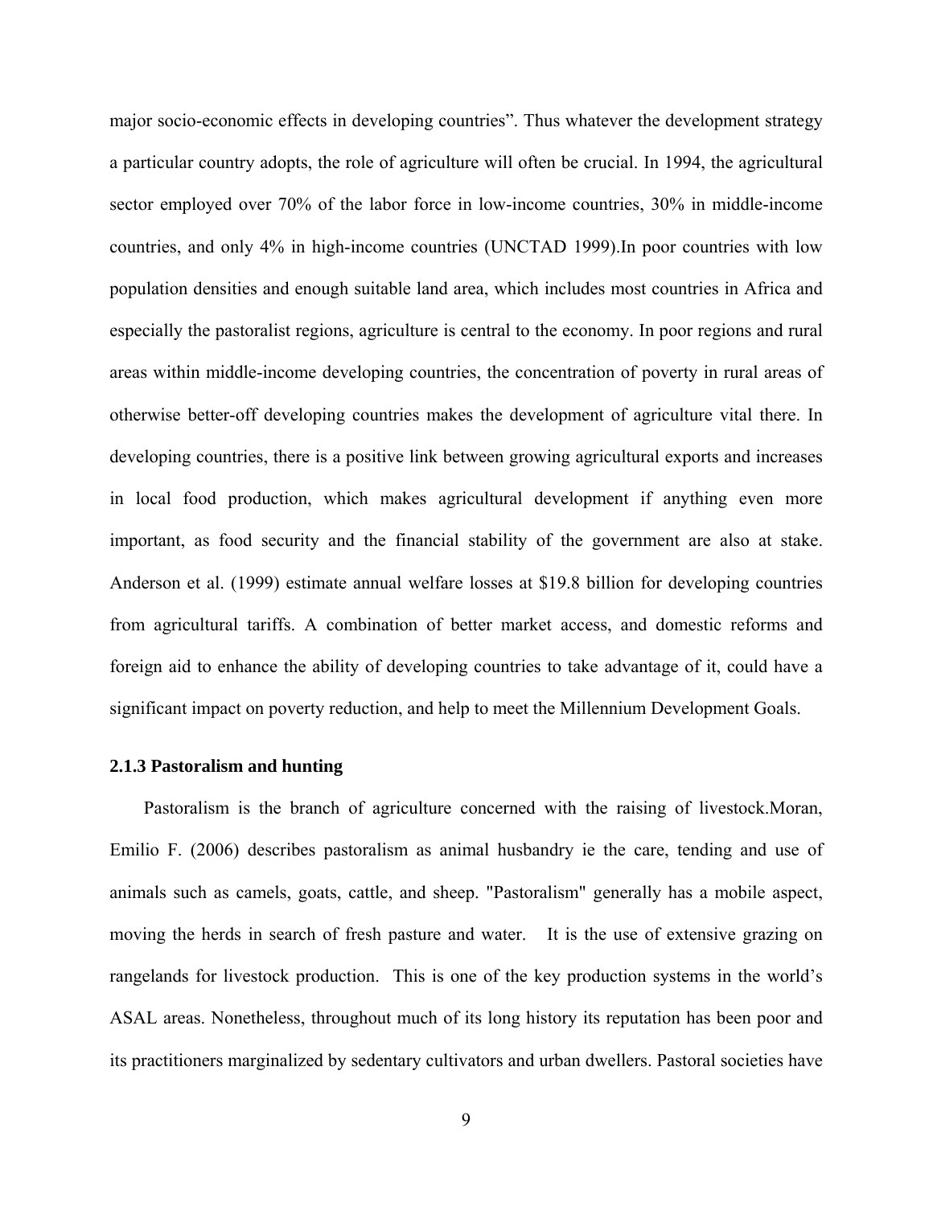major socio-economic effects in developing countries". Thus whatever the development strategy a particular country adopts, the role of agriculture will often be crucial. In 1994, the agricultural sector employed over 70% of the labor force in low-income countries, 30% in middle-income countries, and only 4% in high-income countries (UNCTAD 1999).In poor countries with low population densities and enough suitable land area, which includes most countries in Africa and especially the pastoralist regions, agriculture is central to the economy. In poor regions and rural areas within middle-income developing countries, the concentration of poverty in rural areas of otherwise better-off developing countries makes the development of agriculture vital there. In developing countries, there is a positive link between growing agricultural exports and increases in local food production, which makes agricultural development if anything even more important, as food security and the financial stability of the government are also at stake. Anderson et al. (1999) estimate annual welfare losses at $19.8 billion for developing countries from agricultural tariffs. A combination of better market access, and domestic reforms and foreign aid to enhance the ability of developing countries to take advantage of it, could have a significant impact on poverty reduction, and help to meet the Millennium Development Goals.

### 2.1.3 Pastoralism and hunting

Pastoralism is the branch of agriculture concerned with the raising of livestock.Moran, Emilio F. (2006) describes pastoralism as animal husbandry ie the care, tending and use of animals such as camels, goats, cattle, and sheep. "Pastoralism" generally has a mobile aspect, moving the herds in search of fresh pasture and water. It is the use of extensive grazing on rangelands for livestock production. This is one of the key production systems in the world's ASAL areas. Nonetheless, throughout much of its long history its reputation has been poor and its practitioners marginalized by sedentary cultivators and urban dwellers. Pastoral societies have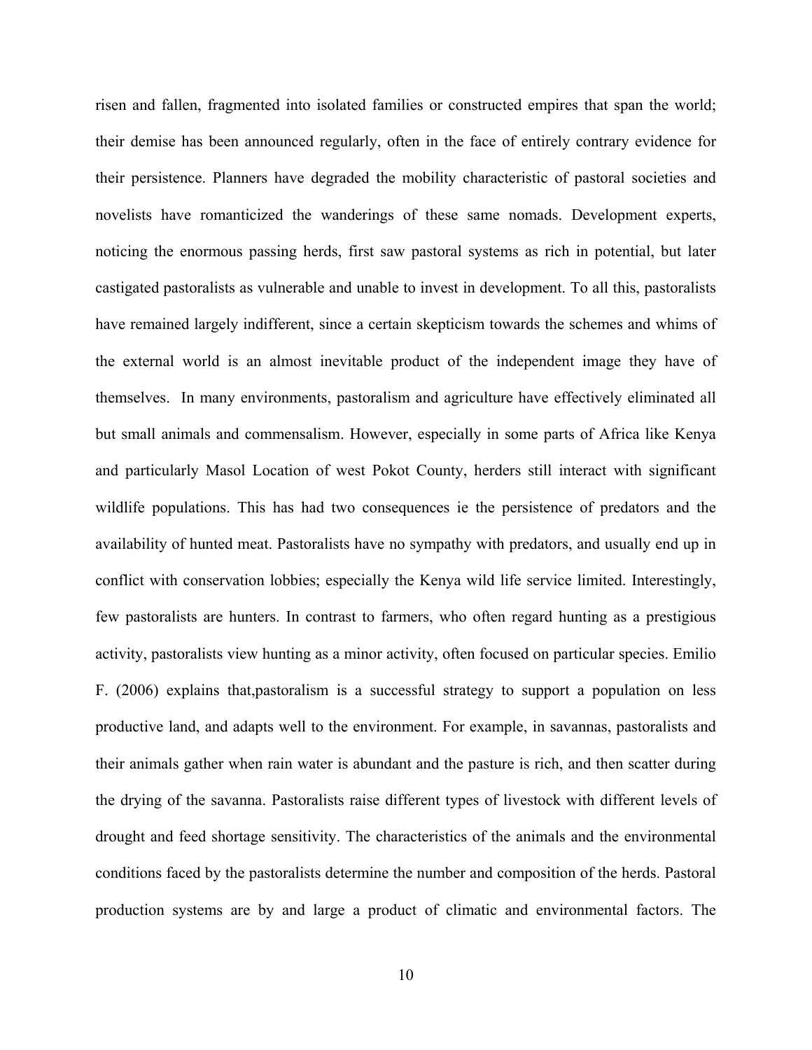risen and fallen, fragmented into isolated families or constructed empires that span the world; their demise has been announced regularly, often in the face of entirely contrary evidence for their persistence. Planners have degraded the mobility characteristic of pastoral societies and novelists have romanticized the wanderings of these same nomads. Development experts, noticing the enormous passing herds, first saw pastoral systems as rich in potential, but later castigated pastoralists as vulnerable and unable to invest in development. To all this, pastoralists have remained largely indifferent, since a certain skepticism towards the schemes and whims of the external world is an almost inevitable product of the independent image they have of themselves. In many environments, pastoralism and agriculture have effectively eliminated all but small animals and commensalism. However, especially in some parts of Africa like Kenya and particularly Masol Location of west Pokot County, herders still interact with significant wildlife populations. This has had two consequences ie the persistence of predators and the availability of hunted meat. Pastoralists have no sympathy with predators, and usually end up in conflict with conservation lobbies; especially the Kenya wild life service limited. Interestingly, few pastoralists are hunters. In contrast to farmers, who often regard hunting as a prestigious activity, pastoralists view hunting as a minor activity, often focused on particular species. Emilio F. (2006) explains that,pastoralism is a successful strategy to support a population on less productive land, and adapts well to the environment. For example, in savannas, pastoralists and their animals gather when rain water is abundant and the pasture is rich, and then scatter during the drying of the savanna. Pastoralists raise different types of livestock with different levels of drought and feed shortage sensitivity. The characteristics of the animals and the environmental conditions faced by the pastoralists determine the number and composition of the herds. Pastoral production systems are by and large a product of climatic and environmental factors. The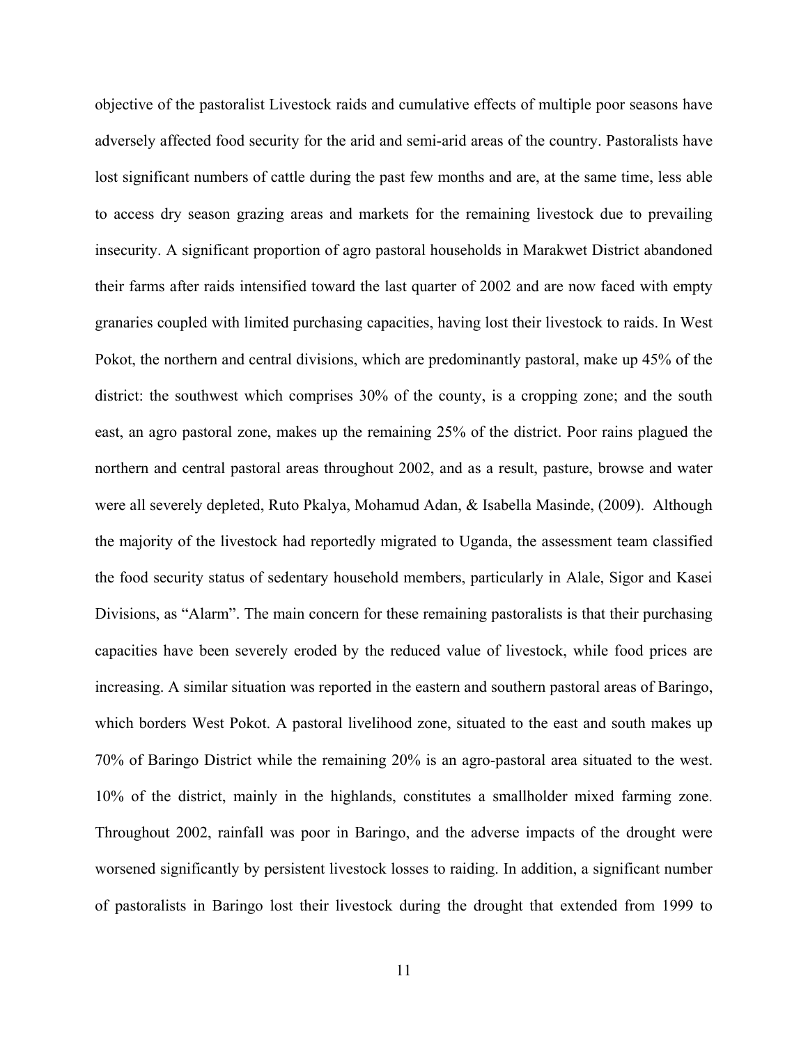objective of the pastoralist Livestock raids and cumulative effects of multiple poor seasons have adversely affected food security for the arid and semi-arid areas of the country. Pastoralists have lost significant numbers of cattle during the past few months and are, at the same time, less able to access dry season grazing areas and markets for the remaining livestock due to prevailing insecurity. A significant proportion of agro pastoral households in Marakwet District abandoned their farms after raids intensified toward the last quarter of 2002 and are now faced with empty granaries coupled with limited purchasing capacities, having lost their livestock to raids. In West Pokot, the northern and central divisions, which are predominantly pastoral, make up 45% of the district: the southwest which comprises 30% of the county, is a cropping zone; and the south east, an agro pastoral zone, makes up the remaining 25% of the district. Poor rains plagued the northern and central pastoral areas throughout 2002, and as a result, pasture, browse and water were all severely depleted, Ruto Pkalya, Mohamud Adan, & Isabella Masinde, (2009). Although the majority of the livestock had reportedly migrated to Uganda, the assessment team classified the food security status of sedentary household members, particularly in Alale, Sigor and Kasei Divisions, as "Alarm". The main concern for these remaining pastoralists is that their purchasing capacities have been severely eroded by the reduced value of livestock, while food prices are increasing. A similar situation was reported in the eastern and southern pastoral areas of Baringo, which borders West Pokot. A pastoral livelihood zone, situated to the east and south makes up 70% of Baringo District while the remaining 20% is an agro-pastoral area situated to the west. 10% of the district, mainly in the highlands, constitutes a smallholder mixed farming zone. Throughout 2002, rainfall was poor in Baringo, and the adverse impacts of the drought were worsened significantly by persistent livestock losses to raiding. In addition, a significant number of pastoralists in Baringo lost their livestock during the drought that extended from 1999 to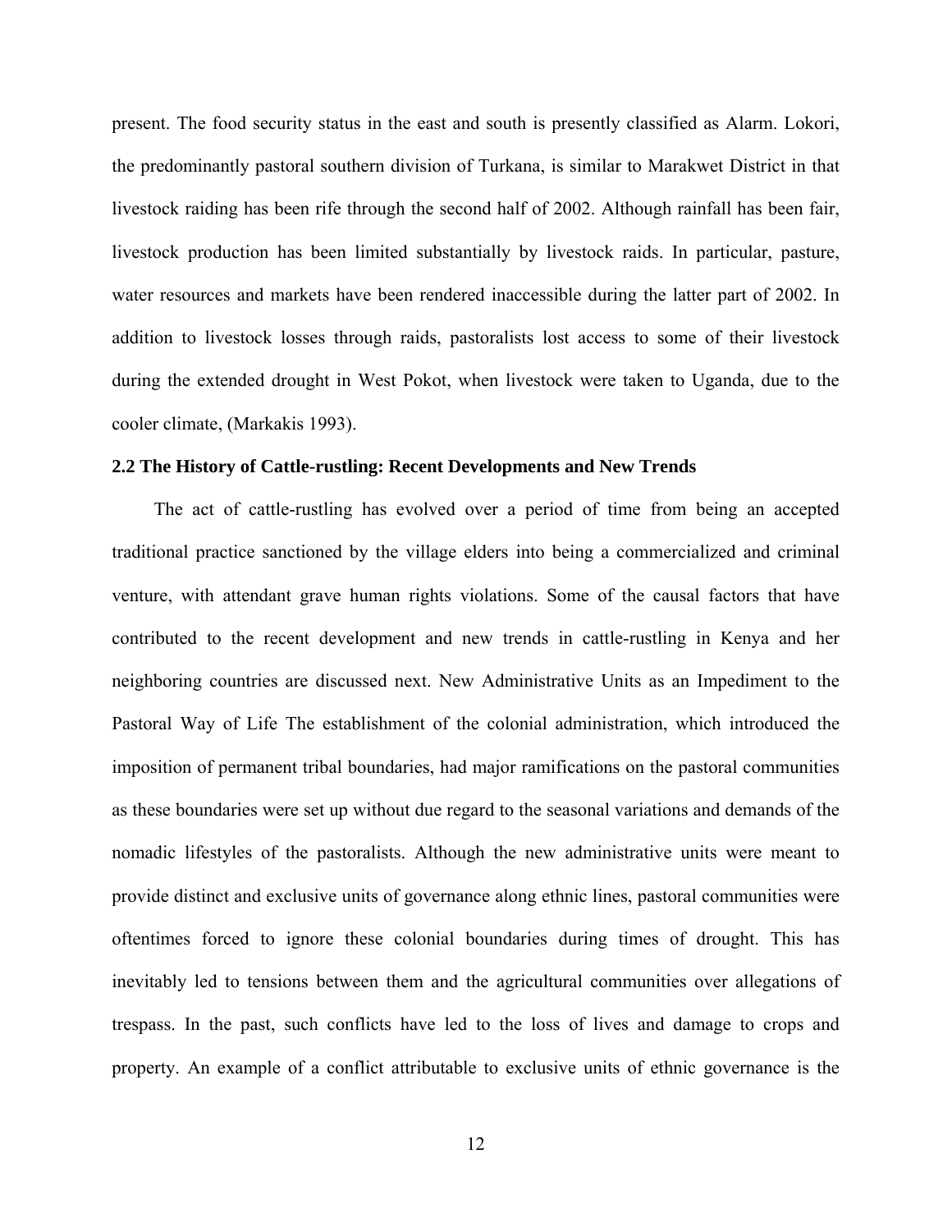present. The food security status in the east and south is presently classified as Alarm. Lokori, the predominantly pastoral southern division of Turkana, is similar to Marakwet District in that livestock raiding has been rife through the second half of 2002. Although rainfall has been fair, livestock production has been limited substantially by livestock raids. In particular, pasture, water resources and markets have been rendered inaccessible during the latter part of 2002. In addition to livestock losses through raids, pastoralists lost access to some of their livestock during the extended drought in West Pokot, when livestock were taken to Uganda, due to the cooler climate, (Markakis 1993).

## 2.2 The History of Cattle-rustling: Recent Developments and New Trends

The act of cattle-rustling has evolved over a period of time from being an accepted traditional practice sanctioned by the village elders into being a commercialized and criminal venture, with attendant grave human rights violations. Some of the causal factors that have contributed to the recent development and new trends in cattle-rustling in Kenya and her neighboring countries are discussed next. New Administrative Units as an Impediment to the Pastoral Way of Life The establishment of the colonial administration, which introduced the imposition of permanent tribal boundaries, had major ramifications on the pastoral communities as these boundaries were set up without due regard to the seasonal variations and demands of the nomadic lifestyles of the pastoralists. Although the new administrative units were meant to provide distinct and exclusive units of governance along ethnic lines, pastoral communities were oftentimes forced to ignore these colonial boundaries during times of drought. This has inevitably led to tensions between them and the agricultural communities over allegations of trespass. In the past, such conflicts have led to the loss of lives and damage to crops and property. An example of a conflict attributable to exclusive units of ethnic governance is the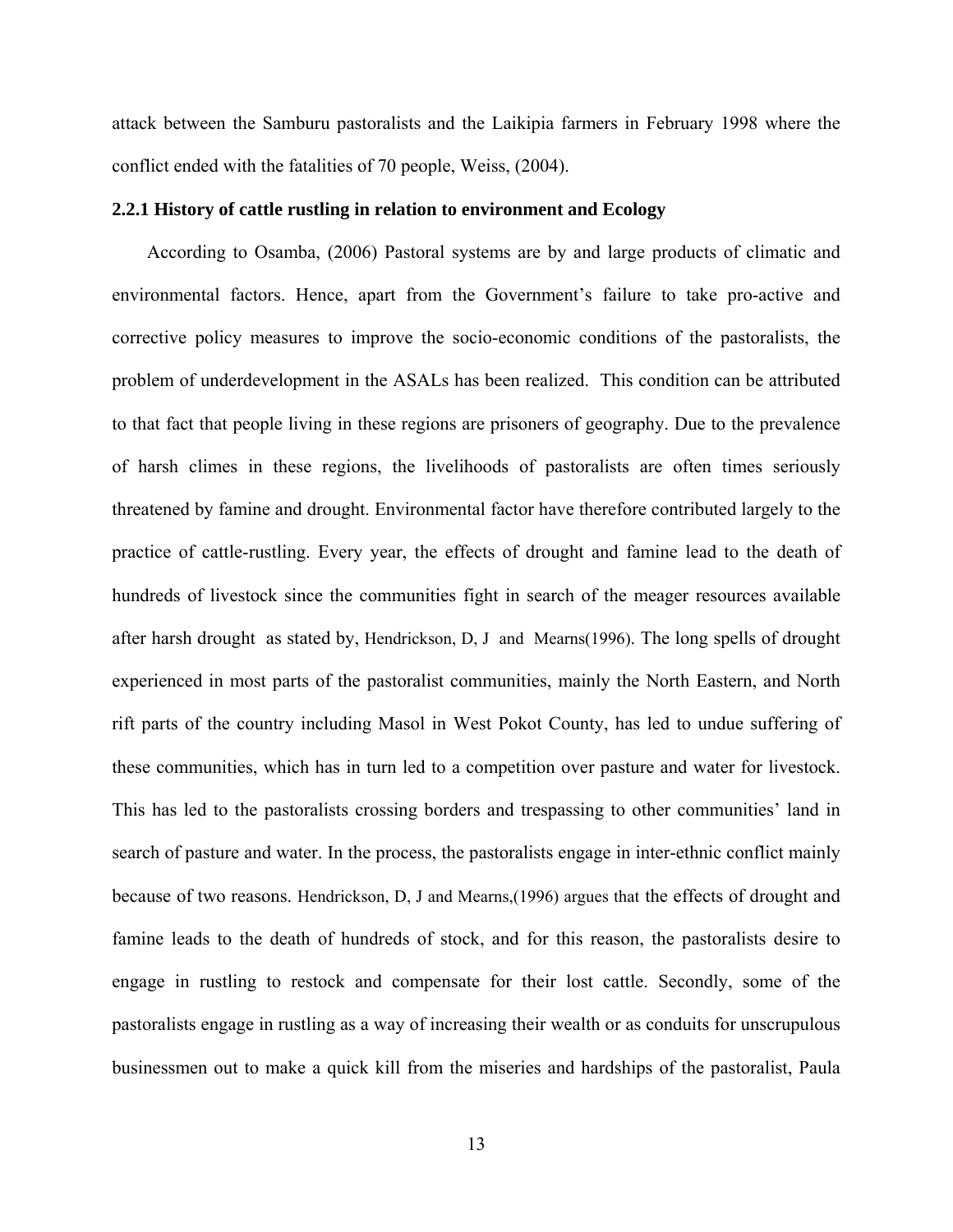attack between the Samburu pastoralists and the Laikipia farmers in February 1998 where the conflict ended with the fatalities of 70 people, Weiss, (2004).

### 2.2.1 History of cattle rustling in relation to environment and Ecology

According to Osamba, (2006) Pastoral systems are by and large products of climatic and environmental factors. Hence, apart from the Government's failure to take pro-active and corrective policy measures to improve the socio-economic conditions of the pastoralists, the problem of underdevelopment in the ASALs has been realized. This condition can be attributed to that fact that people living in these regions are prisoners of geography. Due to the prevalence of harsh climes in these regions, the livelihoods of pastoralists are often times seriously threatened by famine and drought. Environmental factor have therefore contributed largely to the practice of cattle-rustling. Every year, the effects of drought and famine lead to the death of hundreds of livestock since the communities fight in search of the meager resources available after harsh drought as stated by, Hendrickson, D, J and Mearns(1996). The long spells of drought experienced in most parts of the pastoralist communities, mainly the North Eastern, and North rift parts of the country including Masol in West Pokot County, has led to undue suffering of these communities, which has in turn led to a competition over pasture and water for livestock. This has led to the pastoralists crossing borders and trespassing to other communities' land in search of pasture and water. In the process, the pastoralists engage in inter-ethnic conflict mainly because of two reasons. Hendrickson, D, J and Mearns,(1996) argues that the effects of drought and famine leads to the death of hundreds of stock, and for this reason, the pastoralists desire to engage in rustling to restock and compensate for their lost cattle. Secondly, some of the pastoralists engage in rustling as a way of increasing their wealth or as conduits for unscrupulous businessmen out to make a quick kill from the miseries and hardships of the pastoralist, Paula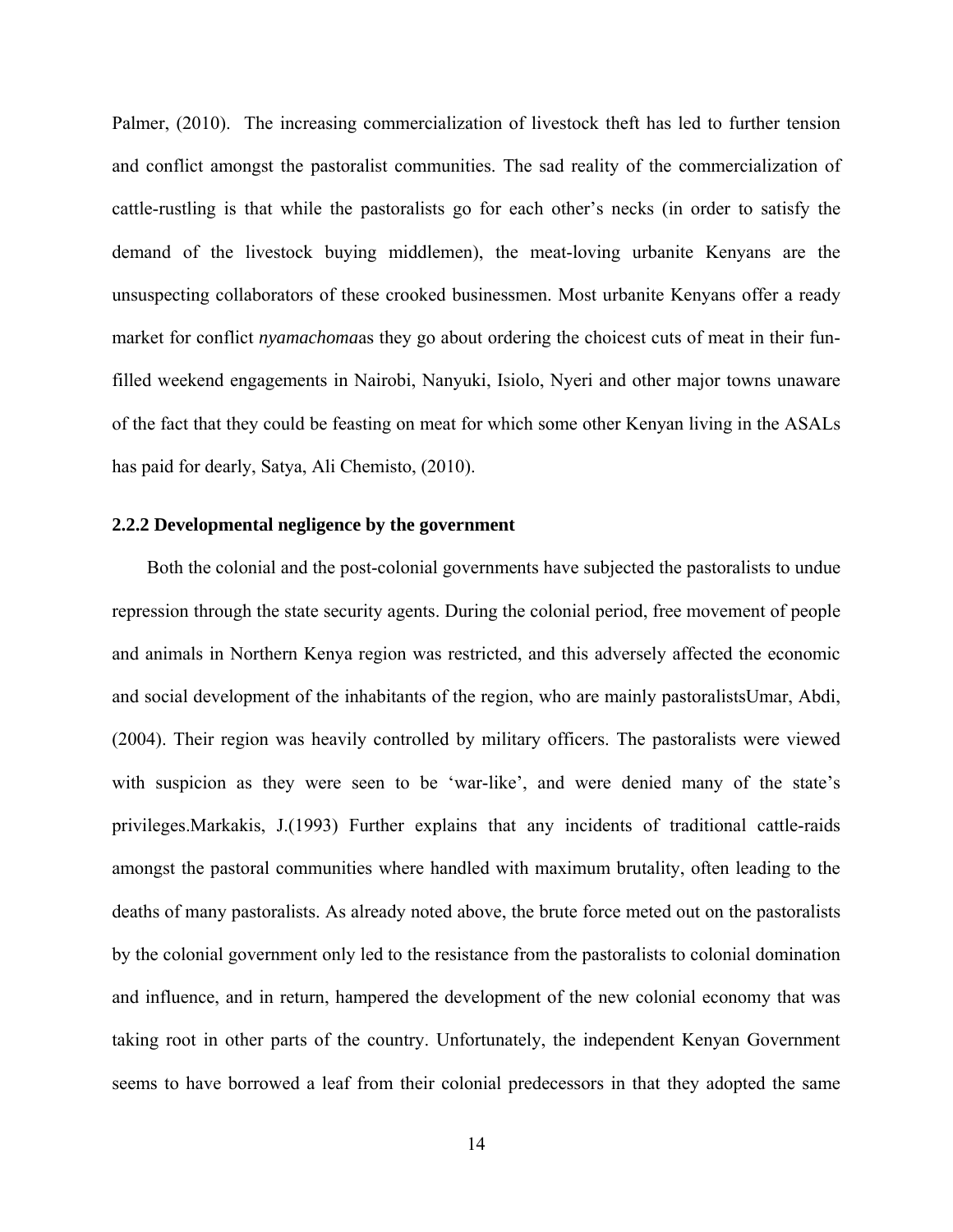Palmer, (2010). The increasing commercialization of livestock theft has led to further tension and conflict amongst the pastoralist communities. The sad reality of the commercialization of cattle-rustling is that while the pastoralists go for each other's necks (in order to satisfy the demand of the livestock buying middlemen), the meat-loving urbanite Kenyans are the unsuspecting collaborators of these crooked businessmen. Most urbanite Kenyans offer a ready market for conflict *nyamachoma*as they go about ordering the choicest cuts of meat in their fun-filled weekend engagements in Nairobi, Nanyuki, Isiolo, Nyeri and other major towns unaware of the fact that they could be feasting on meat for which some other Kenyan living in the ASALs has paid for dearly, Satya, Ali Chemisto, (2010).

### 2.2.2 Developmental negligence by the government

Both the colonial and the post-colonial governments have subjected the pastoralists to undue repression through the state security agents. During the colonial period, free movement of people and animals in Northern Kenya region was restricted, and this adversely affected the economic and social development of the inhabitants of the region, who are mainly pastoralistsUmar, Abdi, (2004). Their region was heavily controlled by military officers. The pastoralists were viewed with suspicion as they were seen to be 'war-like', and were denied many of the state's privileges.Markakis, J.(1993) Further explains that any incidents of traditional cattle-raids amongst the pastoral communities where handled with maximum brutality, often leading to the deaths of many pastoralists. As already noted above, the brute force meted out on the pastoralists by the colonial government only led to the resistance from the pastoralists to colonial domination and influence, and in return, hampered the development of the new colonial economy that was taking root in other parts of the country. Unfortunately, the independent Kenyan Government seems to have borrowed a leaf from their colonial predecessors in that they adopted the same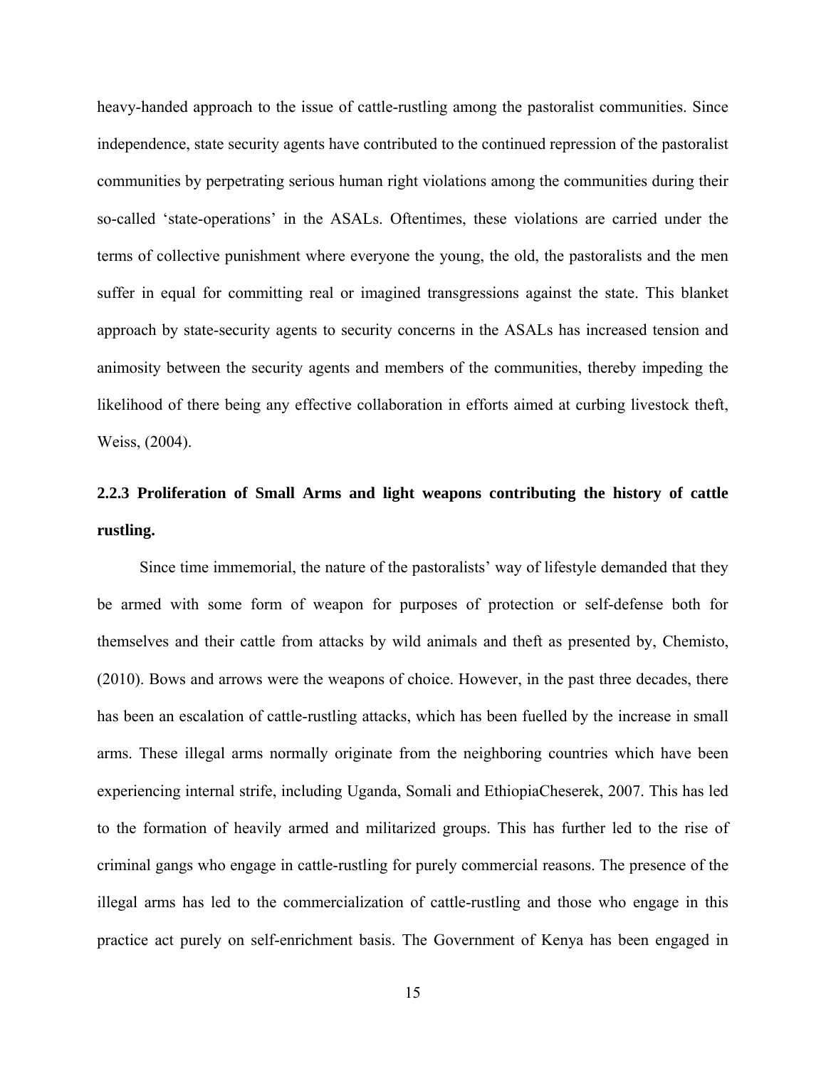heavy-handed approach to the issue of cattle-rustling among the pastoralist communities. Since independence, state security agents have contributed to the continued repression of the pastoralist communities by perpetrating serious human right violations among the communities during their so-called 'state-operations' in the ASALs. Oftentimes, these violations are carried under the terms of collective punishment where everyone the young, the old, the pastoralists and the men suffer in equal for committing real or imagined transgressions against the state. This blanket approach by state-security agents to security concerns in the ASALs has increased tension and animosity between the security agents and members of the communities, thereby impeding the likelihood of there being any effective collaboration in efforts aimed at curbing livestock theft, Weiss, (2004).

### 2.2.3 Proliferation of Small Arms and light weapons contributing the history of cattle rustling.

Since time immemorial, the nature of the pastoralists' way of lifestyle demanded that they be armed with some form of weapon for purposes of protection or self-defense both for themselves and their cattle from attacks by wild animals and theft as presented by, Chemisto, (2010). Bows and arrows were the weapons of choice. However, in the past three decades, there has been an escalation of cattle-rustling attacks, which has been fuelled by the increase in small arms. These illegal arms normally originate from the neighboring countries which have been experiencing internal strife, including Uganda, Somali and EthiopiaCheserek, 2007. This has led to the formation of heavily armed and militarized groups. This has further led to the rise of criminal gangs who engage in cattle-rustling for purely commercial reasons. The presence of the illegal arms has led to the commercialization of cattle-rustling and those who engage in this practice act purely on self-enrichment basis. The Government of Kenya has been engaged in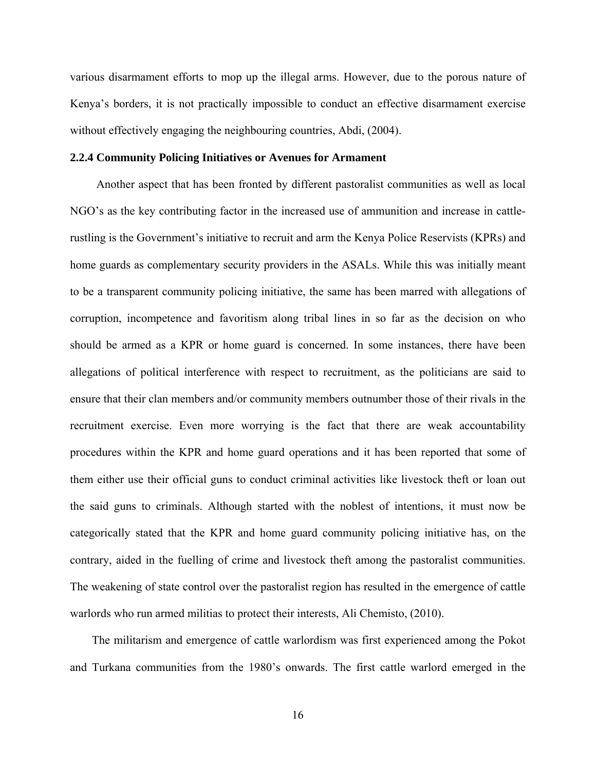various disarmament efforts to mop up the illegal arms. However, due to the porous nature of Kenya's borders, it is not practically impossible to conduct an effective disarmament exercise without effectively engaging the neighbouring countries, Abdi, (2004).

### 2.2.4 Community Policing Initiatives or Avenues for Armament

Another aspect that has been fronted by different pastoralist communities as well as local NGO's as the key contributing factor in the increased use of ammunition and increase in cattle-rustling is the Government's initiative to recruit and arm the Kenya Police Reservists (KPRs) and home guards as complementary security providers in the ASALs. While this was initially meant to be a transparent community policing initiative, the same has been marred with allegations of corruption, incompetence and favoritism along tribal lines in so far as the decision on who should be armed as a KPR or home guard is concerned. In some instances, there have been allegations of political interference with respect to recruitment, as the politicians are said to ensure that their clan members and/or community members outnumber those of their rivals in the recruitment exercise. Even more worrying is the fact that there are weak accountability procedures within the KPR and home guard operations and it has been reported that some of them either use their official guns to conduct criminal activities like livestock theft or loan out the said guns to criminals. Although started with the noblest of intentions, it must now be categorically stated that the KPR and home guard community policing initiative has, on the contrary, aided in the fuelling of crime and livestock theft among the pastoralist communities. The weakening of state control over the pastoralist region has resulted in the emergence of cattle warlords who run armed militias to protect their interests, Ali Chemisto, (2010).

The militarism and emergence of cattle warlordism was first experienced among the Pokot and Turkana communities from the 1980's onwards. The first cattle warlord emerged in the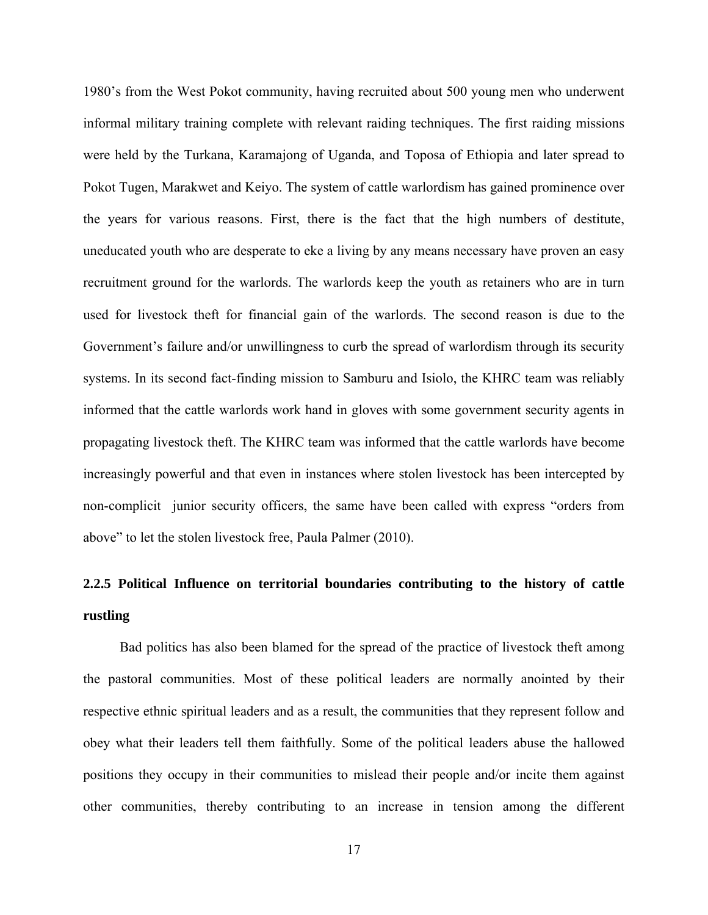1980's from the West Pokot community, having recruited about 500 young men who underwent informal military training complete with relevant raiding techniques. The first raiding missions were held by the Turkana, Karamajong of Uganda, and Toposa of Ethiopia and later spread to Pokot Tugen, Marakwet and Keiyo. The system of cattle warlordism has gained prominence over the years for various reasons. First, there is the fact that the high numbers of destitute, uneducated youth who are desperate to eke a living by any means necessary have proven an easy recruitment ground for the warlords. The warlords keep the youth as retainers who are in turn used for livestock theft for financial gain of the warlords. The second reason is due to the Government's failure and/or unwillingness to curb the spread of warlordism through its security systems. In its second fact-finding mission to Samburu and Isiolo, the KHRC team was reliably informed that the cattle warlords work hand in gloves with some government security agents in propagating livestock theft. The KHRC team was informed that the cattle warlords have become increasingly powerful and that even in instances where stolen livestock has been intercepted by non-complicit junior security officers, the same have been called with express "orders from above" to let the stolen livestock free, Paula Palmer (2010).

### 2.2.5 Political Influence on territorial boundaries contributing to the history of cattle rustling

Bad politics has also been blamed for the spread of the practice of livestock theft among the pastoral communities. Most of these political leaders are normally anointed by their respective ethnic spiritual leaders and as a result, the communities that they represent follow and obey what their leaders tell them faithfully. Some of the political leaders abuse the hallowed positions they occupy in their communities to mislead their people and/or incite them against other communities, thereby contributing to an increase in tension among the different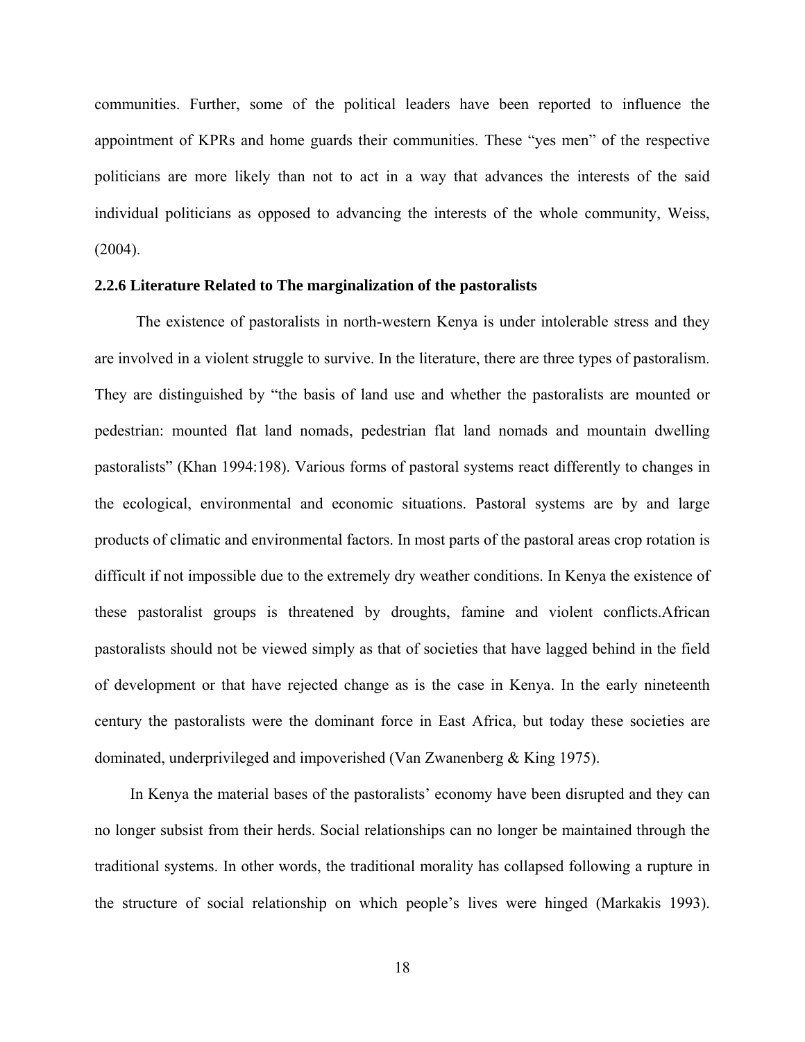communities. Further, some of the political leaders have been reported to influence the appointment of KPRs and home guards their communities. These "yes men" of the respective politicians are more likely than not to act in a way that advances the interests of the said individual politicians as opposed to advancing the interests of the whole community, Weiss, (2004).

### 2.2.6 Literature Related to The marginalization of the pastoralists

The existence of pastoralists in north-western Kenya is under intolerable stress and they are involved in a violent struggle to survive. In the literature, there are three types of pastoralism. They are distinguished by "the basis of land use and whether the pastoralists are mounted or pedestrian: mounted flat land nomads, pedestrian flat land nomads and mountain dwelling pastoralists" (Khan 1994:198). Various forms of pastoral systems react differently to changes in the ecological, environmental and economic situations. Pastoral systems are by and large products of climatic and environmental factors. In most parts of the pastoral areas crop rotation is difficult if not impossible due to the extremely dry weather conditions. In Kenya the existence of these pastoralist groups is threatened by droughts, famine and violent conflicts.African pastoralists should not be viewed simply as that of societies that have lagged behind in the field of development or that have rejected change as is the case in Kenya. In the early nineteenth century the pastoralists were the dominant force in East Africa, but today these societies are dominated, underprivileged and impoverished (Van Zwanenberg & King 1975).

In Kenya the material bases of the pastoralists' economy have been disrupted and they can no longer subsist from their herds. Social relationships can no longer be maintained through the traditional systems. In other words, the traditional morality has collapsed following a rupture in the structure of social relationship on which people's lives were hinged (Markakis 1993).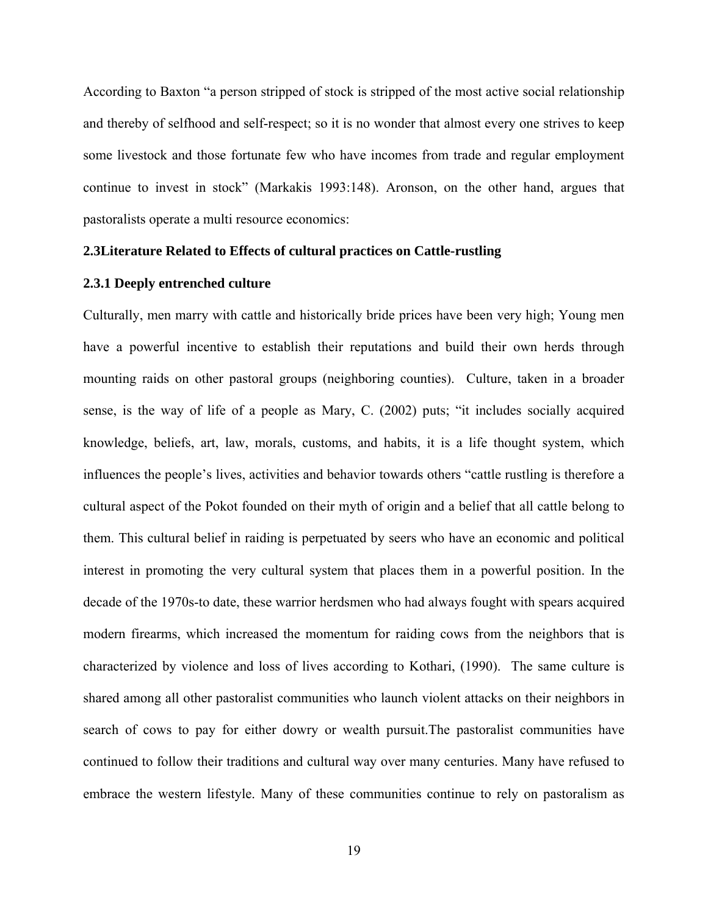According to Baxton "a person stripped of stock is stripped of the most active social relationship and thereby of selfhood and self-respect; so it is no wonder that almost every one strives to keep some livestock and those fortunate few who have incomes from trade and regular employment continue to invest in stock" (Markakis 1993:148). Aronson, on the other hand, argues that pastoralists operate a multi resource economics:

### 2.3Literature Related to Effects of cultural practices on Cattle-rustling

#### 2.3.1 Deeply entrenched culture

Culturally, men marry with cattle and historically bride prices have been very high; Young men have a powerful incentive to establish their reputations and build their own herds through mounting raids on other pastoral groups (neighboring counties). Culture, taken in a broader sense, is the way of life of a people as Mary, C. (2002) puts; "it includes socially acquired knowledge, beliefs, art, law, morals, customs, and habits, it is a life thought system, which influences the people's lives, activities and behavior towards others "cattle rustling is therefore a cultural aspect of the Pokot founded on their myth of origin and a belief that all cattle belong to them. This cultural belief in raiding is perpetuated by seers who have an economic and political interest in promoting the very cultural system that places them in a powerful position. In the decade of the 1970s-to date, these warrior herdsmen who had always fought with spears acquired modern firearms, which increased the momentum for raiding cows from the neighbors that is characterized by violence and loss of lives according to Kothari, (1990). The same culture is shared among all other pastoralist communities who launch violent attacks on their neighbors in search of cows to pay for either dowry or wealth pursuit.The pastoralist communities have continued to follow their traditions and cultural way over many centuries. Many have refused to embrace the western lifestyle. Many of these communities continue to rely on pastoralism as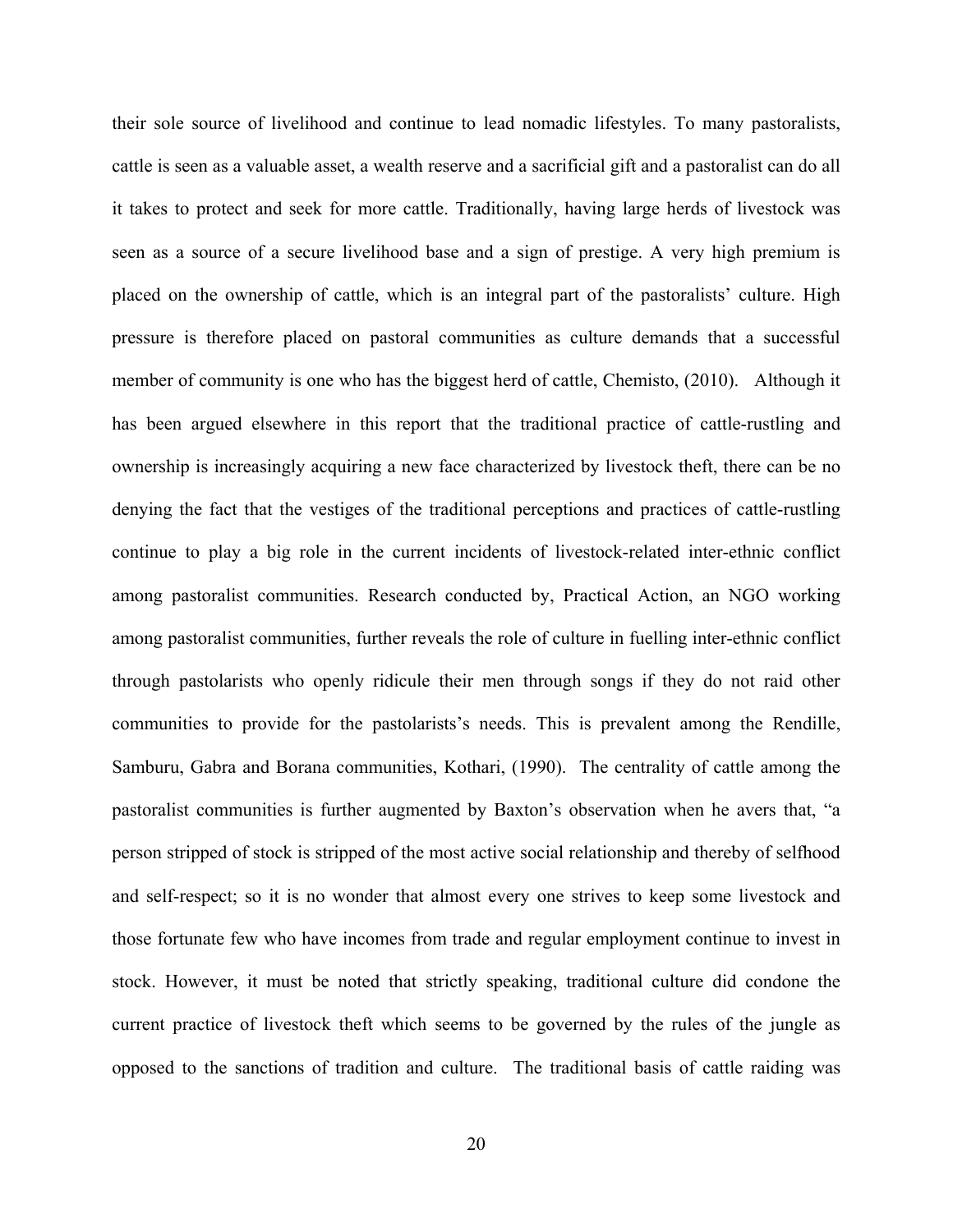their sole source of livelihood and continue to lead nomadic lifestyles. To many pastoralists, cattle is seen as a valuable asset, a wealth reserve and a sacrificial gift and a pastoralist can do all it takes to protect and seek for more cattle. Traditionally, having large herds of livestock was seen as a source of a secure livelihood base and a sign of prestige. A very high premium is placed on the ownership of cattle, which is an integral part of the pastoralists' culture. High pressure is therefore placed on pastoral communities as culture demands that a successful member of community is one who has the biggest herd of cattle, Chemisto, (2010). Although it has been argued elsewhere in this report that the traditional practice of cattle-rustling and ownership is increasingly acquiring a new face characterized by livestock theft, there can be no denying the fact that the vestiges of the traditional perceptions and practices of cattle-rustling continue to play a big role in the current incidents of livestock-related inter-ethnic conflict among pastoralist communities. Research conducted by, Practical Action, an NGO working among pastoralist communities, further reveals the role of culture in fuelling inter-ethnic conflict through pastolarists who openly ridicule their men through songs if they do not raid other communities to provide for the pastolarists's needs. This is prevalent among the Rendille, Samburu, Gabra and Borana communities, Kothari, (1990). The centrality of cattle among the pastoralist communities is further augmented by Baxton's observation when he avers that, "a person stripped of stock is stripped of the most active social relationship and thereby of selfhood and self-respect; so it is no wonder that almost every one strives to keep some livestock and those fortunate few who have incomes from trade and regular employment continue to invest in stock. However, it must be noted that strictly speaking, traditional culture did condone the current practice of livestock theft which seems to be governed by the rules of the jungle as opposed to the sanctions of tradition and culture. The traditional basis of cattle raiding was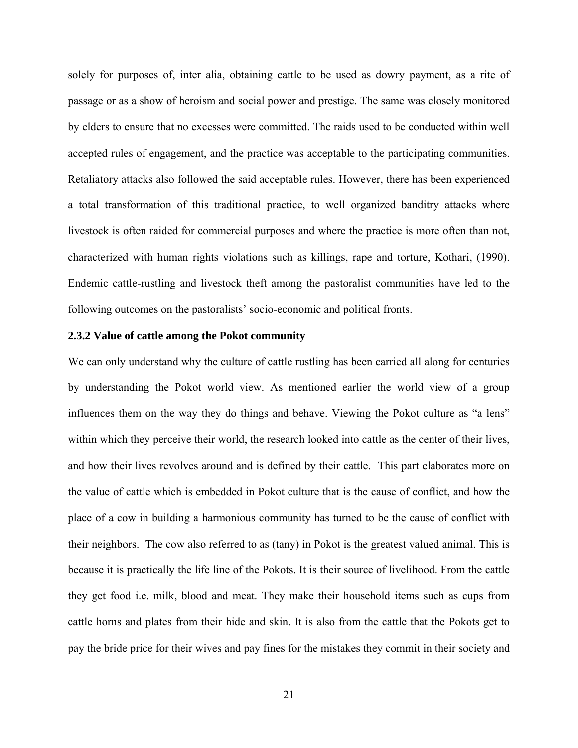solely for purposes of, inter alia, obtaining cattle to be used as dowry payment, as a rite of passage or as a show of heroism and social power and prestige. The same was closely monitored by elders to ensure that no excesses were committed. The raids used to be conducted within well accepted rules of engagement, and the practice was acceptable to the participating communities. Retaliatory attacks also followed the said acceptable rules. However, there has been experienced a total transformation of this traditional practice, to well organized banditry attacks where livestock is often raided for commercial purposes and where the practice is more often than not, characterized with human rights violations such as killings, rape and torture, Kothari, (1990). Endemic cattle-rustling and livestock theft among the pastoralist communities have led to the following outcomes on the pastoralists' socio-economic and political fronts.

### 2.3.2 Value of cattle among the Pokot community

We can only understand why the culture of cattle rustling has been carried all along for centuries by understanding the Pokot world view. As mentioned earlier the world view of a group influences them on the way they do things and behave. Viewing the Pokot culture as "a lens" within which they perceive their world, the research looked into cattle as the center of their lives, and how their lives revolves around and is defined by their cattle.  This part elaborates more on the value of cattle which is embedded in Pokot culture that is the cause of conflict, and how the place of a cow in building a harmonious community has turned to be the cause of conflict with their neighbors.  The cow also referred to as (tany) in Pokot is the greatest valued animal. This is because it is practically the life line of the Pokots. It is their source of livelihood. From the cattle they get food i.e. milk, blood and meat. They make their household items such as cups from cattle horns and plates from their hide and skin. It is also from the cattle that the Pokots get to pay the bride price for their wives and pay fines for the mistakes they commit in their society and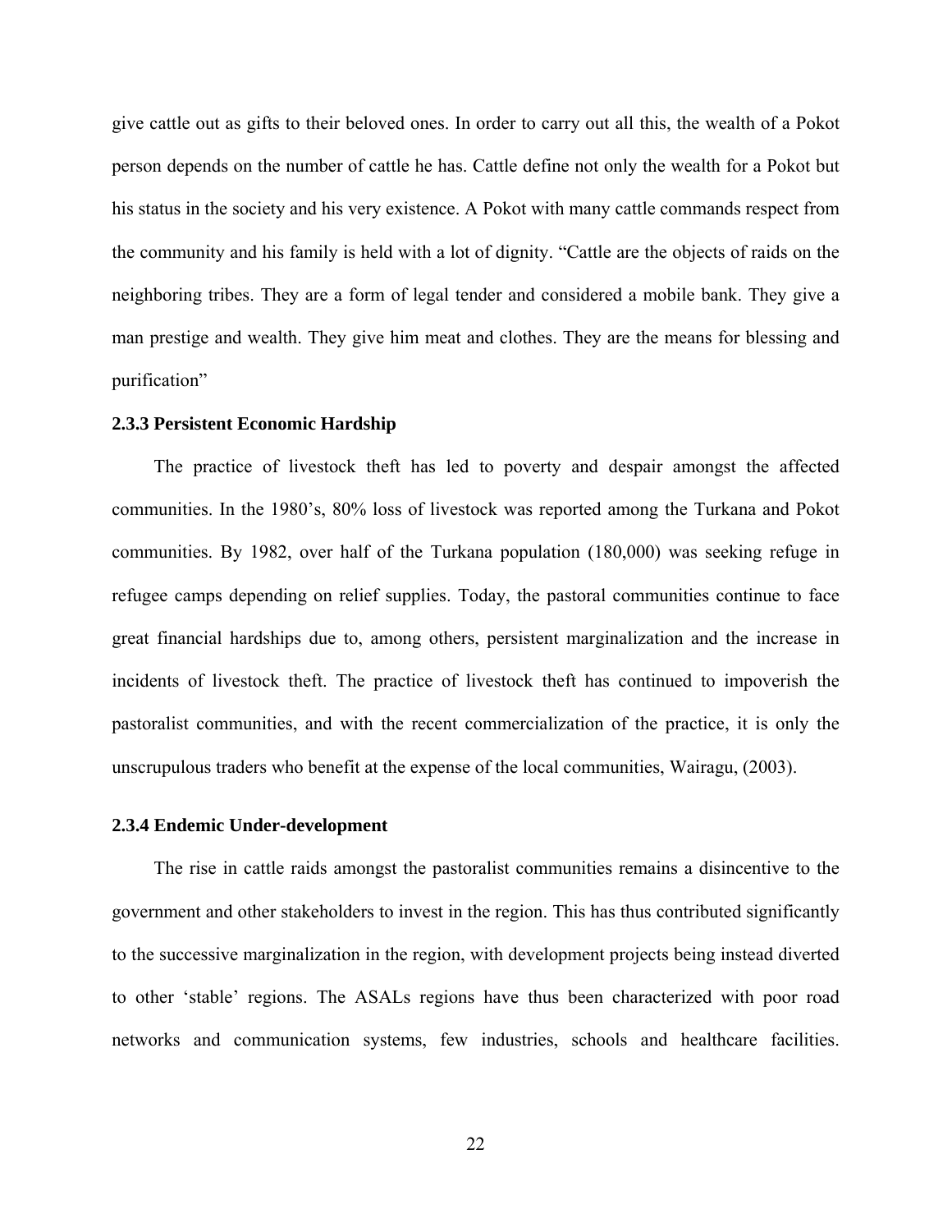give cattle out as gifts to their beloved ones. In order to carry out all this, the wealth of a Pokot person depends on the number of cattle he has. Cattle define not only the wealth for a Pokot but his status in the society and his very existence. A Pokot with many cattle commands respect from the community and his family is held with a lot of dignity. "Cattle are the objects of raids on the neighboring tribes. They are a form of legal tender and considered a mobile bank. They give a man prestige and wealth. They give him meat and clothes. They are the means for blessing and purification"

### 2.3.3 Persistent Economic Hardship

The practice of livestock theft has led to poverty and despair amongst the affected communities. In the 1980's, 80% loss of livestock was reported among the Turkana and Pokot communities. By 1982, over half of the Turkana population (180,000) was seeking refuge in refugee camps depending on relief supplies. Today, the pastoral communities continue to face great financial hardships due to, among others, persistent marginalization and the increase in incidents of livestock theft. The practice of livestock theft has continued to impoverish the pastoralist communities, and with the recent commercialization of the practice, it is only the unscrupulous traders who benefit at the expense of the local communities, Wairagu, (2003).

### 2.3.4 Endemic Under-development

The rise in cattle raids amongst the pastoralist communities remains a disincentive to the government and other stakeholders to invest in the region. This has thus contributed significantly to the successive marginalization in the region, with development projects being instead diverted to other 'stable' regions. The ASALs regions have thus been characterized with poor road networks and communication systems, few industries, schools and healthcare facilities.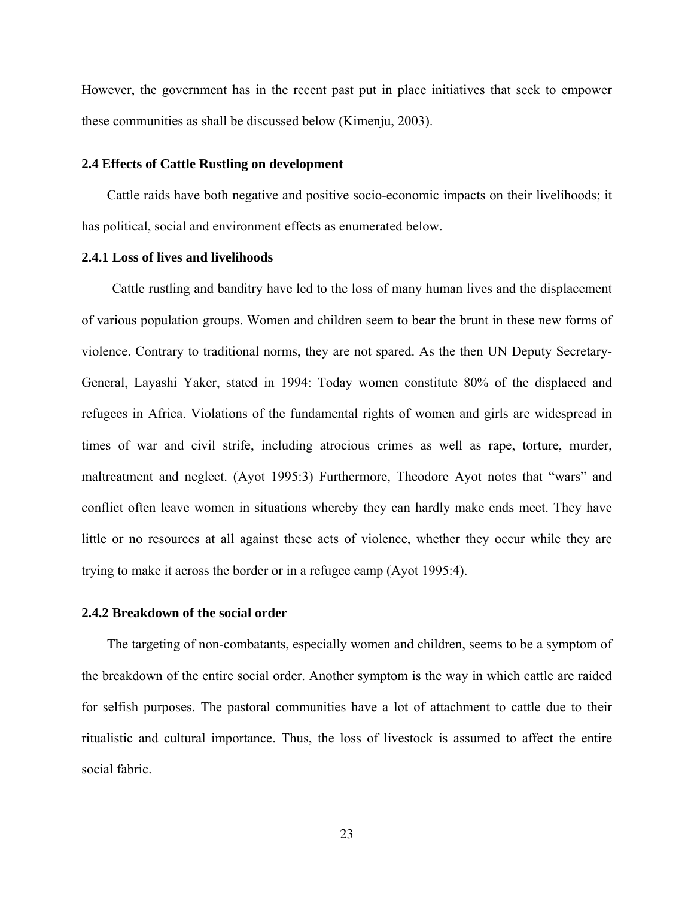However, the government has in the recent past put in place initiatives that seek to empower these communities as shall be discussed below (Kimenju, 2003).

### 2.4 Effects of Cattle Rustling on development

Cattle raids have both negative and positive socio-economic impacts on their livelihoods; it has political, social and environment effects as enumerated below.

#### 2.4.1 Loss of lives and livelihoods

Cattle rustling and banditry have led to the loss of many human lives and the displacement of various population groups. Women and children seem to bear the brunt in these new forms of violence. Contrary to traditional norms, they are not spared. As the then UN Deputy Secretary-General, Layashi Yaker, stated in 1994: Today women constitute 80% of the displaced and refugees in Africa. Violations of the fundamental rights of women and girls are widespread in times of war and civil strife, including atrocious crimes as well as rape, torture, murder, maltreatment and neglect. (Ayot 1995:3) Furthermore, Theodore Ayot notes that "wars" and conflict often leave women in situations whereby they can hardly make ends meet. They have little or no resources at all against these acts of violence, whether they occur while they are trying to make it across the border or in a refugee camp (Ayot 1995:4).

#### 2.4.2 Breakdown of the social order

The targeting of non-combatants, especially women and children, seems to be a symptom of the breakdown of the entire social order. Another symptom is the way in which cattle are raided for selfish purposes. The pastoral communities have a lot of attachment to cattle due to their ritualistic and cultural importance. Thus, the loss of livestock is assumed to affect the entire social fabric.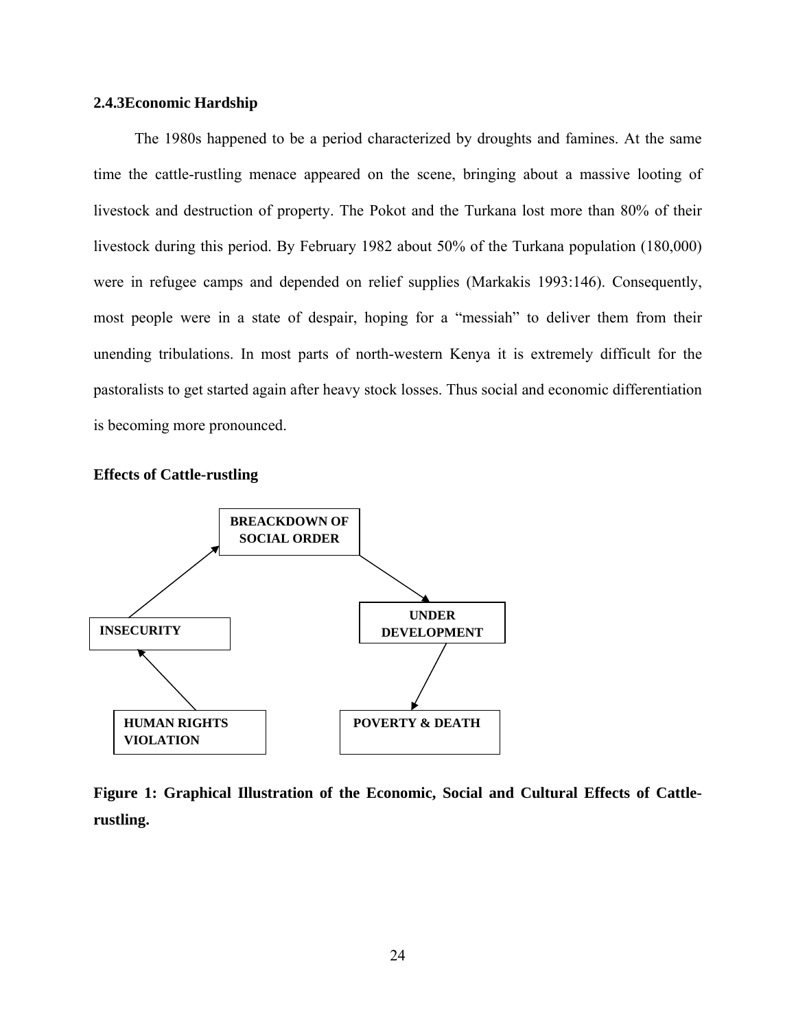### 2.4.3Economic Hardship

The 1980s happened to be a period characterized by droughts and famines. At the same time the cattle-rustling menace appeared on the scene, bringing about a massive looting of livestock and destruction of property. The Pokot and the Turkana lost more than 80% of their livestock during this period. By February 1982 about 50% of the Turkana population (180,000) were in refugee camps and depended on relief supplies (Markakis 1993:146). Consequently, most people were in a state of despair, hoping for a "messiah" to deliver them from their unending tribulations. In most parts of north-western Kenya it is extremely difficult for the pastoralists to get started again after heavy stock losses. Thus social and economic differentiation is becoming more pronounced.

**Effects of Cattle-rustling**

BREACKDOWN OF SOCIAL ORDER

INSECURITY

UNDER DEVELOPMENT

HUMAN RIGHTS VIOLATION

POVERTY & DEATH

**Figure 1: Graphical Illustration of the Economic, Social and Cultural Effects of Cattle-rustling.**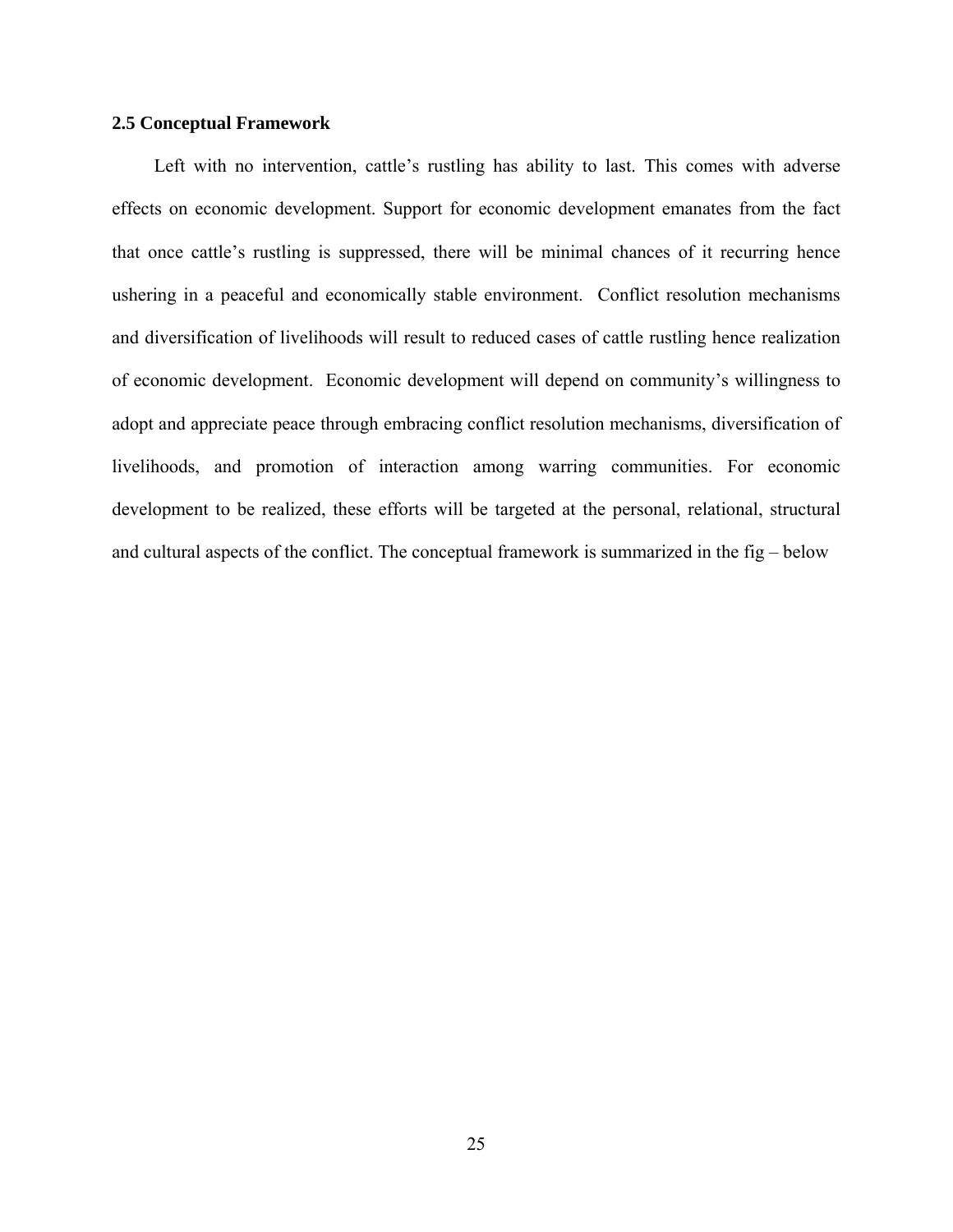## 2.5 Conceptual Framework

Left with no intervention, cattle's rustling has ability to last. This comes with adverse effects on economic development. Support for economic development emanates from the fact that once cattle's rustling is suppressed, there will be minimal chances of it recurring hence ushering in a peaceful and economically stable environment. Conflict resolution mechanisms and diversification of livelihoods will result to reduced cases of cattle rustling hence realization of economic development. Economic development will depend on community's willingness to adopt and appreciate peace through embracing conflict resolution mechanisms, diversification of livelihoods, and promotion of interaction among warring communities. For economic development to be realized, these efforts will be targeted at the personal, relational, structural and cultural aspects of the conflict. The conceptual framework is summarized in the fig – below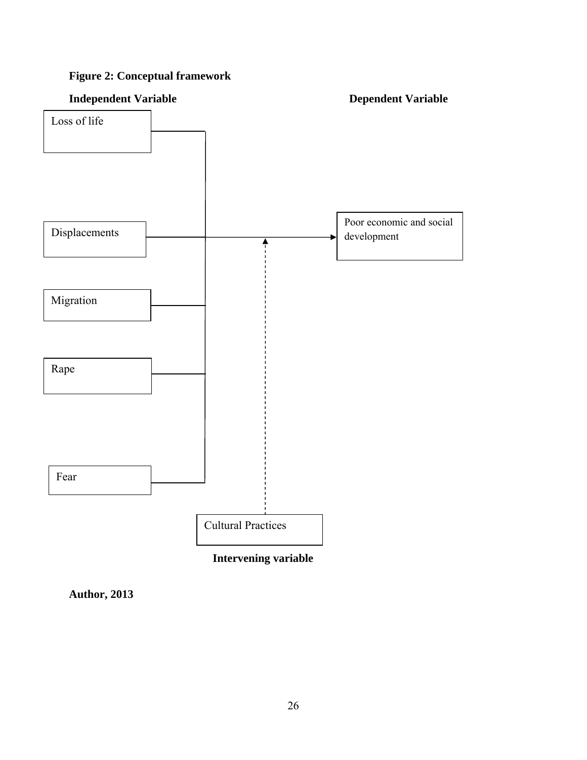**Figure 2: Conceptual framework**

**Independent Variable** | **Dependent Variable**

Loss of life

Displacements

Migration

Rape

Fear

Poor economic and social development

Cultural Practices

**Intervening variable**

**Author, 2013**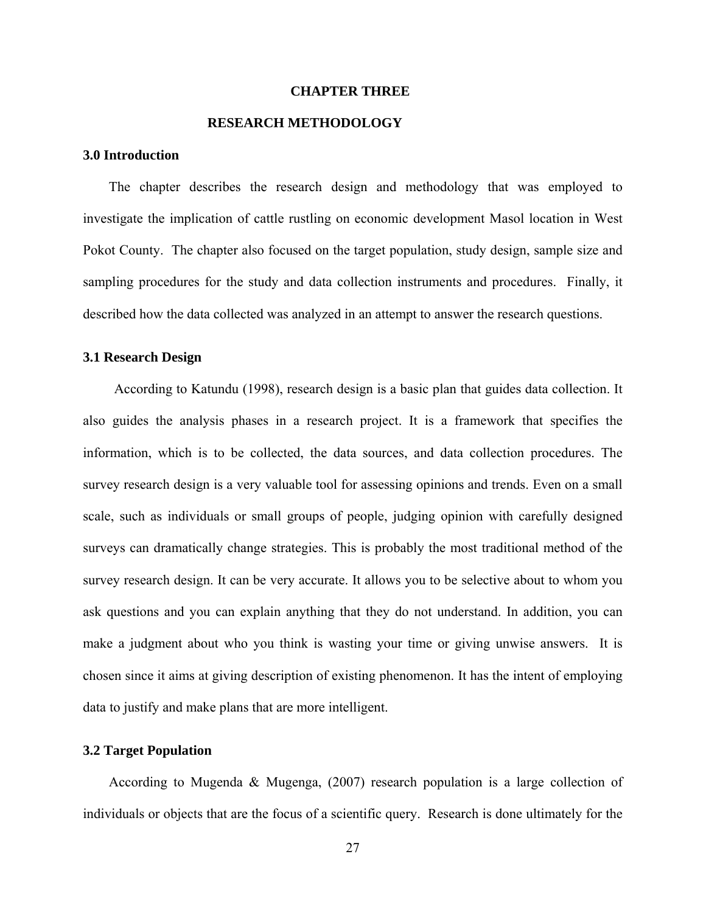# CHAPTER THREE

# RESEARCH METHODOLOGY

## 3.0 Introduction

The chapter describes the research design and methodology that was employed to investigate the implication of cattle rustling on economic development Masol location in West Pokot County. The chapter also focused on the target population, study design, sample size and sampling procedures for the study and data collection instruments and procedures. Finally, it described how the data collected was analyzed in an attempt to answer the research questions.

## 3.1 Research Design

According to Katundu (1998), research design is a basic plan that guides data collection. It also guides the analysis phases in a research project. It is a framework that specifies the information, which is to be collected, the data sources, and data collection procedures. The survey research design is a very valuable tool for assessing opinions and trends. Even on a small scale, such as individuals or small groups of people, judging opinion with carefully designed surveys can dramatically change strategies. This is probably the most traditional method of the survey research design. It can be very accurate. It allows you to be selective about to whom you ask questions and you can explain anything that they do not understand. In addition, you can make a judgment about who you think is wasting your time or giving unwise answers. It is chosen since it aims at giving description of existing phenomenon. It has the intent of employing data to justify and make plans that are more intelligent.

## 3.2 Target Population

According to Mugenda & Mugenga, (2007) research population is a large collection of individuals or objects that are the focus of a scientific query. Research is done ultimately for the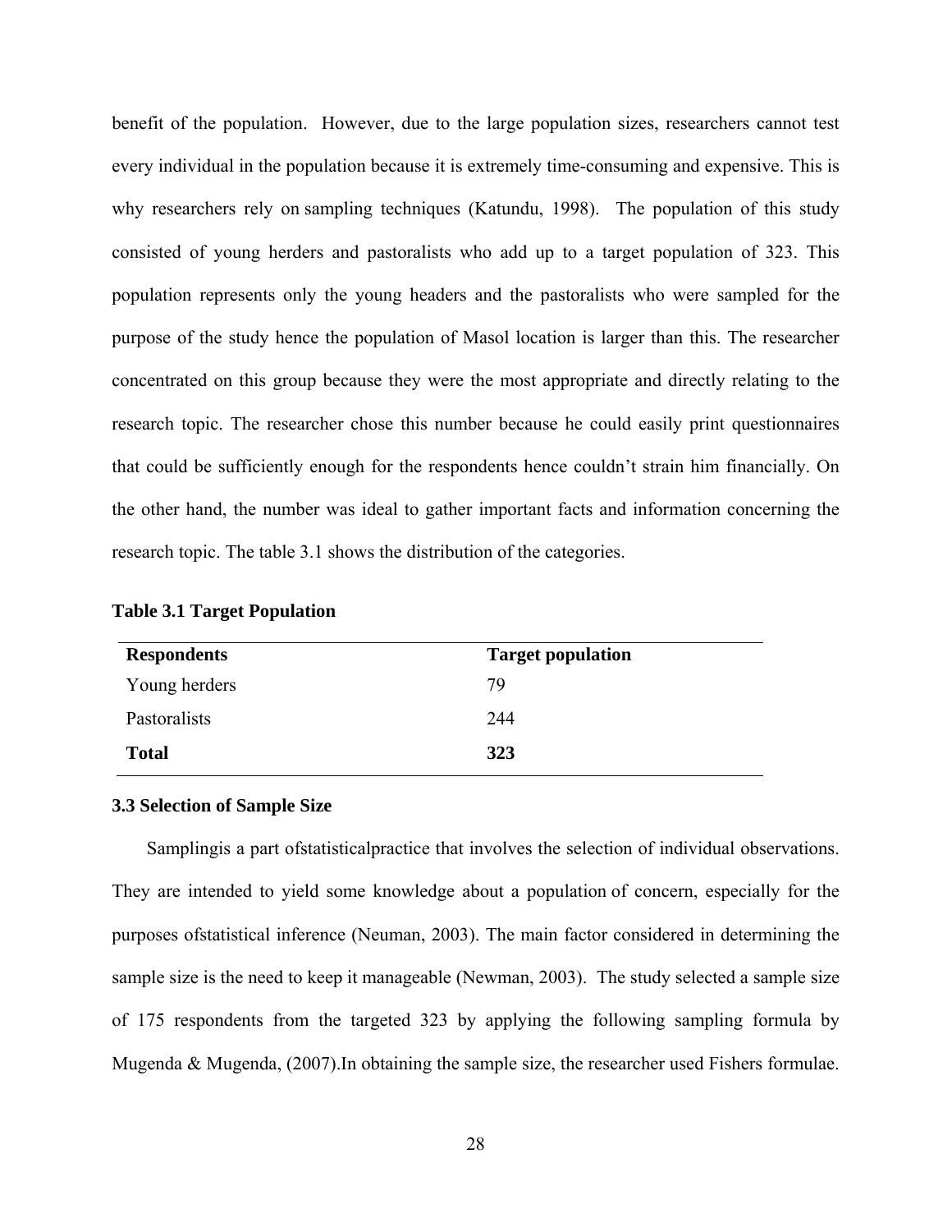benefit of the population. However, due to the large population sizes, researchers cannot test every individual in the population because it is extremely time-consuming and expensive. This is why researchers rely on sampling techniques (Katundu, 1998). The population of this study consisted of young herders and pastoralists who add up to a target population of 323. This population represents only the young headers and the pastoralists who were sampled for the purpose of the study hence the population of Masol location is larger than this. The researcher concentrated on this group because they were the most appropriate and directly relating to the research topic. The researcher chose this number because he could easily print questionnaires that could be sufficiently enough for the respondents hence couldn't strain him financially. On the other hand, the number was ideal to gather important facts and information concerning the research topic. The table 3.1 shows the distribution of the categories.

**Table 3.1 Target Population**

| **Respondents** | **Target population** |
|---|---|
| Young herders | 79 |
| Pastoralists | 244 |
| **Total** | **323** |

### 3.3 Selection of Sample Size

Samplingis a part ofstatisticalpractice that involves the selection of individual observations. They are intended to yield some knowledge about a population of concern, especially for the purposes ofstatistical inference (Neuman, 2003). The main factor considered in determining the sample size is the need to keep it manageable (Newman, 2003). The study selected a sample size of 175 respondents from the targeted 323 by applying the following sampling formula by Mugenda & Mugenda, (2007).In obtaining the sample size, the researcher used Fishers formulae.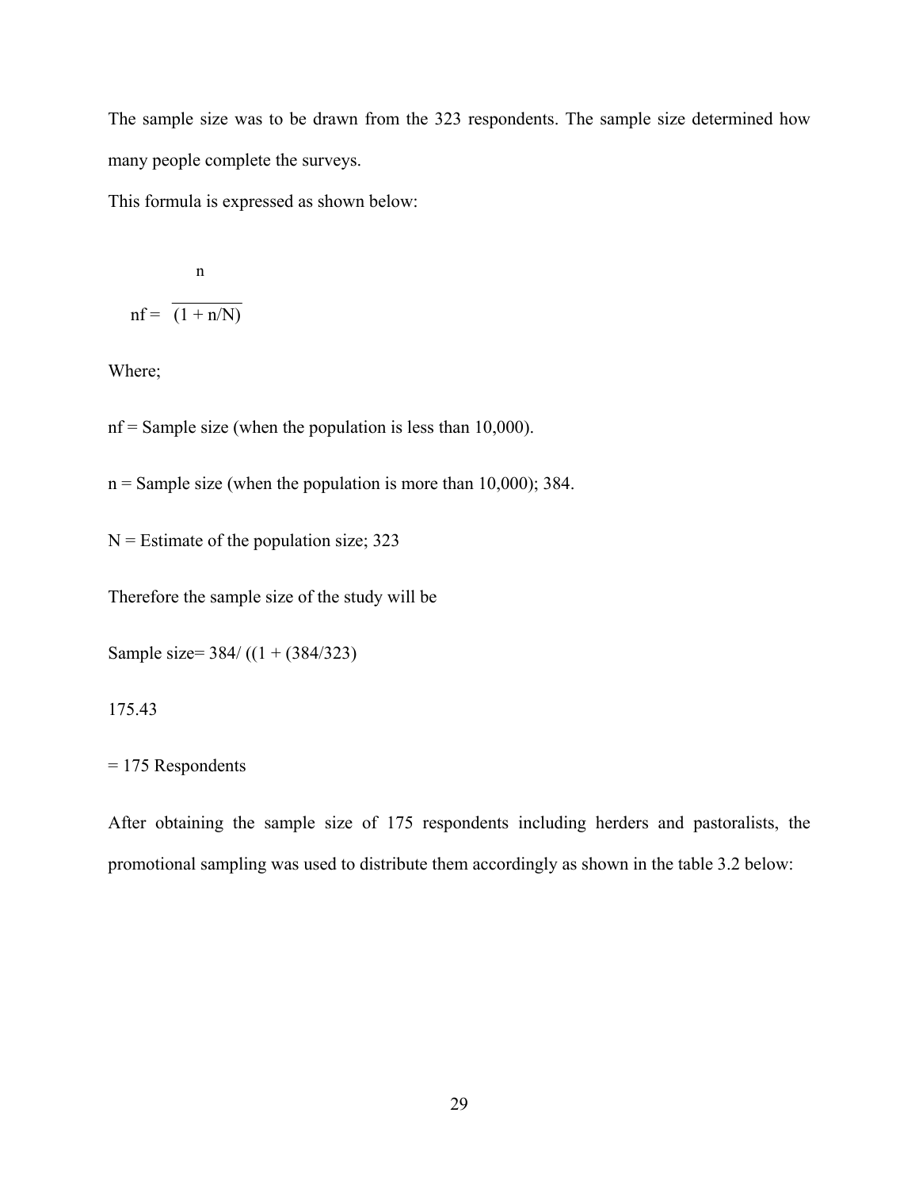The sample size was to be drawn from the 323 respondents. The sample size determined how many people complete the surveys.

This formula is expressed as shown below:

$$nf = \frac{n}{(1 + n/N)}$$

Where;

nf = Sample size (when the population is less than 10,000).

n = Sample size (when the population is more than 10,000); 384.

N = Estimate of the population size; 323

Therefore the sample size of the study will be

Sample size= 384/ ((1 + (384/323)

175.43

= 175 Respondents

After obtaining the sample size of 175 respondents including herders and pastoralists, the promotional sampling was used to distribute them accordingly as shown in the table 3.2 below: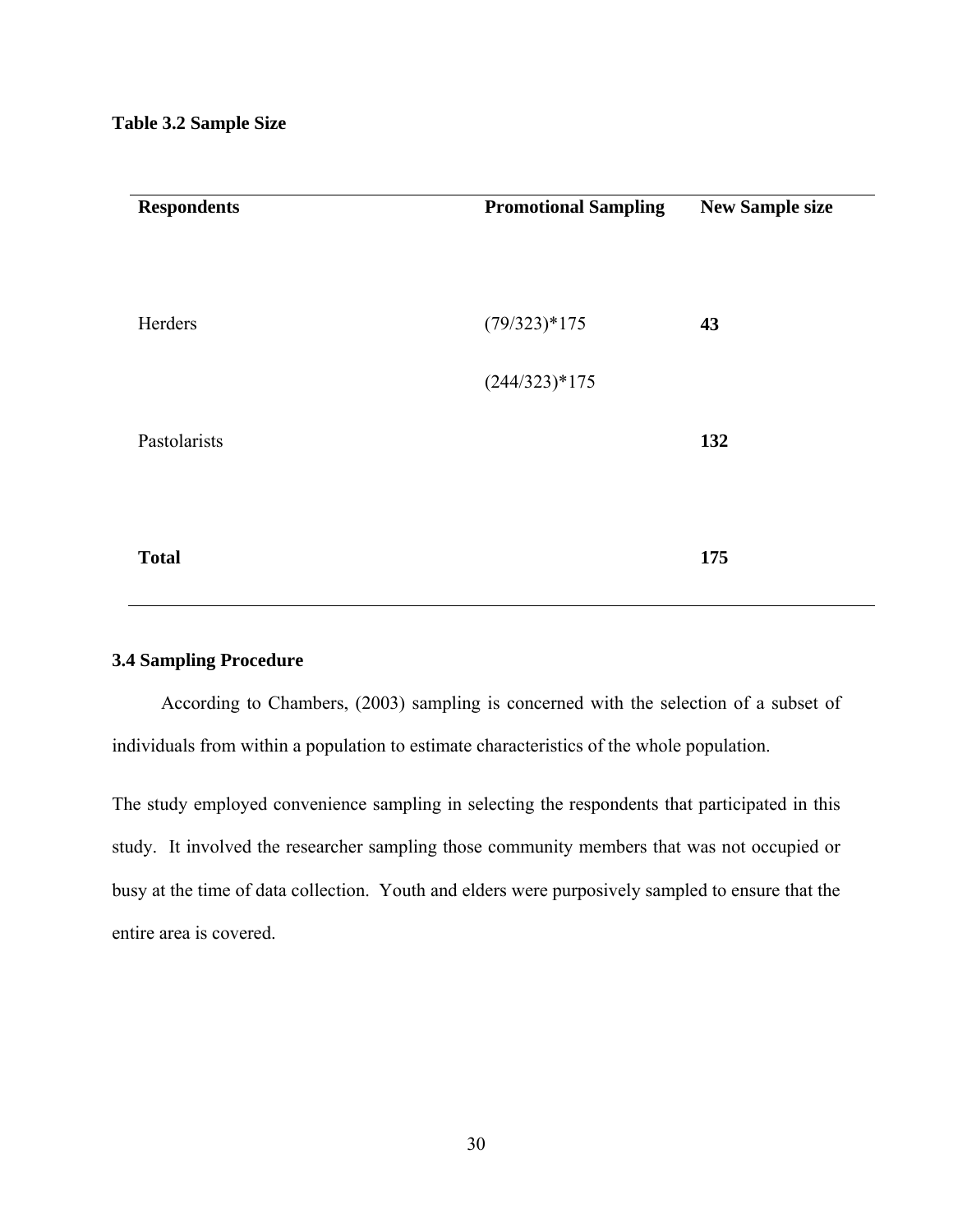**Table 3.2 Sample Size**

| Respondents | Promotional Sampling | New Sample size |
|---|---|---|
| Herders | (79/323)*175 | **43** |
|  | (244/323)*175 |  |
| Pastolarists |  | **132** |
| **Total** |  | **175** |

### 3.4 Sampling Procedure

According to Chambers, (2003) sampling is concerned with the selection of a subset of individuals from within a population to estimate characteristics of the whole population.

The study employed convenience sampling in selecting the respondents that participated in this study. It involved the researcher sampling those community members that was not occupied or busy at the time of data collection. Youth and elders were purposively sampled to ensure that the entire area is covered.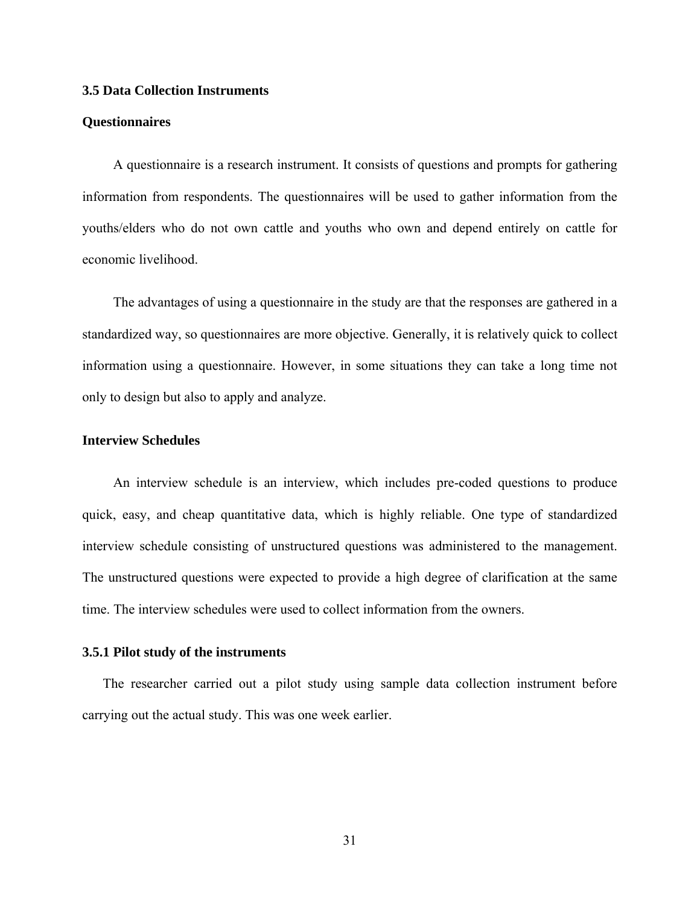### 3.5 Data Collection Instruments

#### Questionnaires

A questionnaire is a research instrument. It consists of questions and prompts for gathering information from respondents. The questionnaires will be used to gather information from the youths/elders who do not own cattle and youths who own and depend entirely on cattle for economic livelihood.

The advantages of using a questionnaire in the study are that the responses are gathered in a standardized way, so questionnaires are more objective. Generally, it is relatively quick to collect information using a questionnaire. However, in some situations they can take a long time not only to design but also to apply and analyze.

#### Interview Schedules

An interview schedule is an interview, which includes pre-coded questions to produce quick, easy, and cheap quantitative data, which is highly reliable. One type of standardized interview schedule consisting of unstructured questions was administered to the management. The unstructured questions were expected to provide a high degree of clarification at the same time. The interview schedules were used to collect information from the owners.

### 3.5.1 Pilot study of the instruments

The researcher carried out a pilot study using sample data collection instrument before carrying out the actual study. This was one week earlier.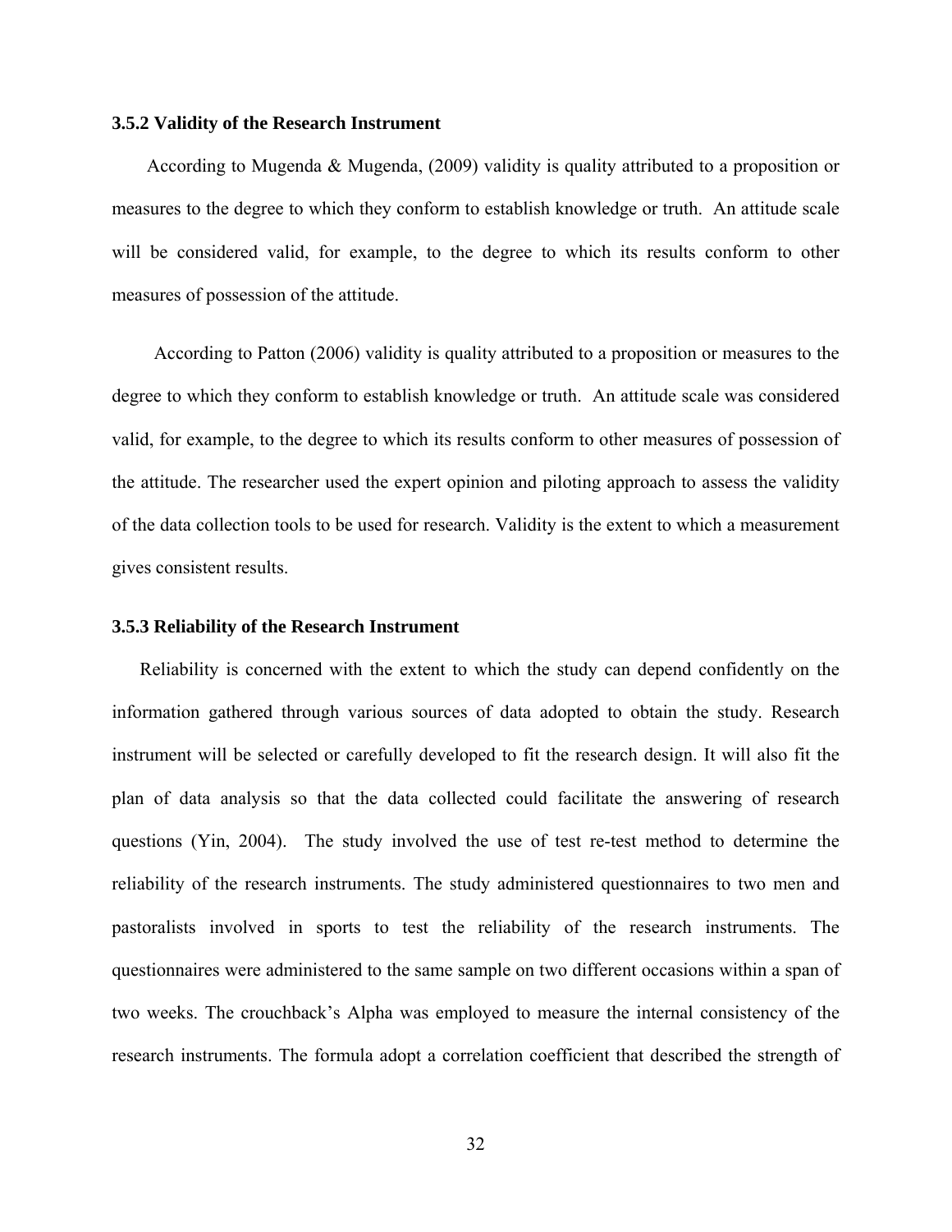### 3.5.2 Validity of the Research Instrument

According to Mugenda & Mugenda, (2009) validity is quality attributed to a proposition or measures to the degree to which they conform to establish knowledge or truth. An attitude scale will be considered valid, for example, to the degree to which its results conform to other measures of possession of the attitude.

According to Patton (2006) validity is quality attributed to a proposition or measures to the degree to which they conform to establish knowledge or truth. An attitude scale was considered valid, for example, to the degree to which its results conform to other measures of possession of the attitude. The researcher used the expert opinion and piloting approach to assess the validity of the data collection tools to be used for research. Validity is the extent to which a measurement gives consistent results.

### 3.5.3 Reliability of the Research Instrument

Reliability is concerned with the extent to which the study can depend confidently on the information gathered through various sources of data adopted to obtain the study. Research instrument will be selected or carefully developed to fit the research design. It will also fit the plan of data analysis so that the data collected could facilitate the answering of research questions (Yin, 2004). The study involved the use of test re-test method to determine the reliability of the research instruments. The study administered questionnaires to two men and pastoralists involved in sports to test the reliability of the research instruments. The questionnaires were administered to the same sample on two different occasions within a span of two weeks. The crouchback's Alpha was employed to measure the internal consistency of the research instruments. The formula adopt a correlation coefficient that described the strength of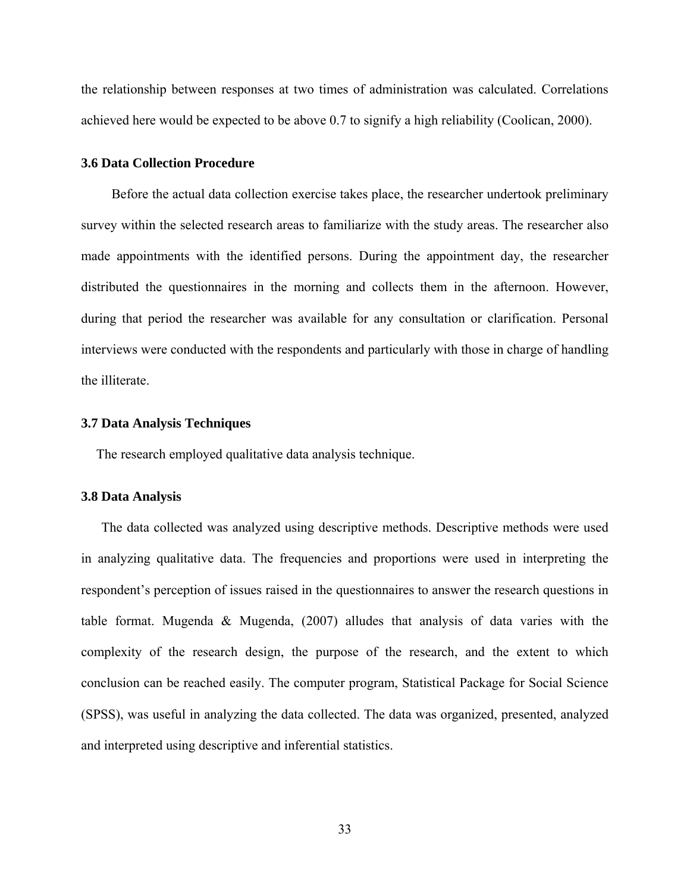the relationship between responses at two times of administration was calculated. Correlations achieved here would be expected to be above 0.7 to signify a high reliability (Coolican, 2000).

### 3.6 Data Collection Procedure

Before the actual data collection exercise takes place, the researcher undertook preliminary survey within the selected research areas to familiarize with the study areas. The researcher also made appointments with the identified persons. During the appointment day, the researcher distributed the questionnaires in the morning and collects them in the afternoon. However, during that period the researcher was available for any consultation or clarification. Personal interviews were conducted with the respondents and particularly with those in charge of handling the illiterate.

### 3.7 Data Analysis Techniques

The research employed qualitative data analysis technique.

### 3.8 Data Analysis

The data collected was analyzed using descriptive methods. Descriptive methods were used in analyzing qualitative data. The frequencies and proportions were used in interpreting the respondent's perception of issues raised in the questionnaires to answer the research questions in table format. Mugenda & Mugenda, (2007) alludes that analysis of data varies with the complexity of the research design, the purpose of the research, and the extent to which conclusion can be reached easily. The computer program, Statistical Package for Social Science (SPSS), was useful in analyzing the data collected. The data was organized, presented, analyzed and interpreted using descriptive and inferential statistics.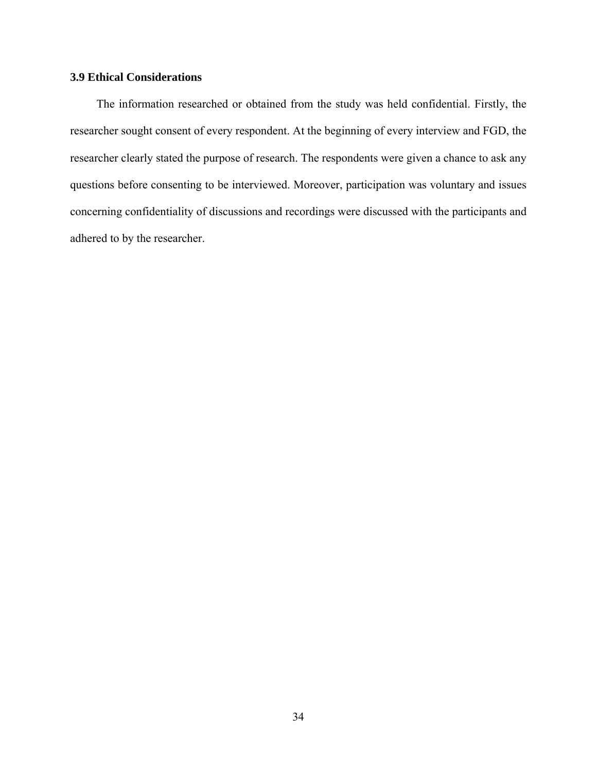### 3.9 Ethical Considerations

The information researched or obtained from the study was held confidential. Firstly, the researcher sought consent of every respondent. At the beginning of every interview and FGD, the researcher clearly stated the purpose of research. The respondents were given a chance to ask any questions before consenting to be interviewed. Moreover, participation was voluntary and issues concerning confidentiality of discussions and recordings were discussed with the participants and adhered to by the researcher.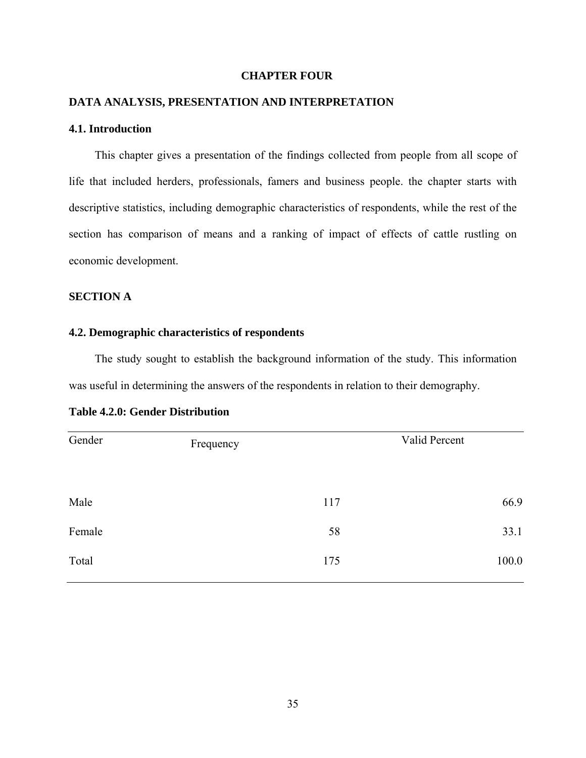# CHAPTER FOUR

## DATA ANALYSIS, PRESENTATION AND INTERPRETATION

### 4.1. Introduction

This chapter gives a presentation of the findings collected from people from all scope of life that included herders, professionals, famers and business people. the chapter starts with descriptive statistics, including demographic characteristics of respondents, while the rest of the section has comparison of means and a ranking of impact of effects of cattle rustling on economic development.

## SECTION A

### 4.2. Demographic characteristics of respondents

The study sought to establish the background information of the study. This information was useful in determining the answers of the respondents in relation to their demography.

**Table 4.2.0: Gender Distribution**

| Gender | Frequency | Valid Percent |
|---|---|---|
| Male | 117 | 66.9 |
| Female | 58 | 33.1 |
| Total | 175 | 100.0 |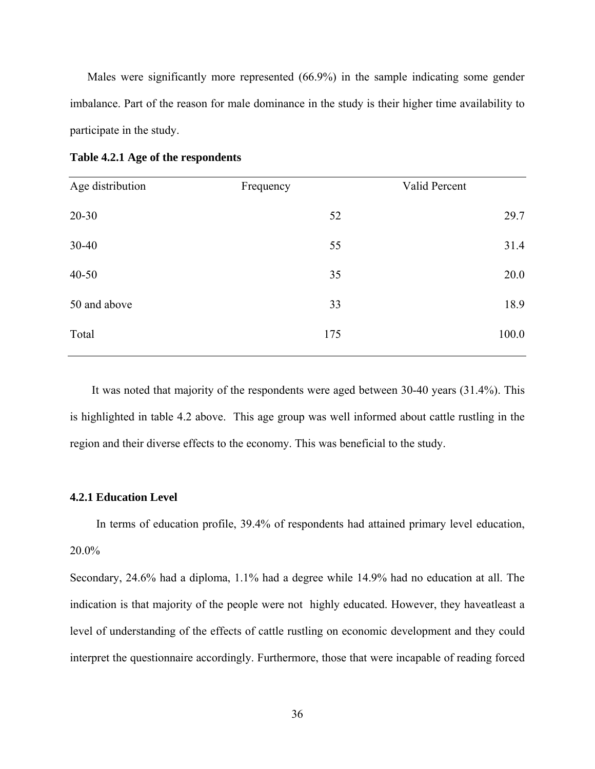Males were significantly more represented (66.9%) in the sample indicating some gender imbalance. Part of the reason for male dominance in the study is their higher time availability to participate in the study.

**Table 4.2.1 Age of the respondents**

| Age distribution | Frequency | Valid Percent |
|---|---|---|
| 20-30 | 52 | 29.7 |
| 30-40 | 55 | 31.4 |
| 40-50 | 35 | 20.0 |
| 50 and above | 33 | 18.9 |
| Total | 175 | 100.0 |

It was noted that majority of the respondents were aged between 30-40 years (31.4%). This is highlighted in table 4.2 above. This age group was well informed about cattle rustling in the region and their diverse effects to the economy. This was beneficial to the study.

### 4.2.1 Education Level

In terms of education profile, 39.4% of respondents had attained primary level education, 20.0%

Secondary, 24.6% had a diploma, 1.1% had a degree while 14.9% had no education at all. The indication is that majority of the people were not highly educated. However, they haveatleast a level of understanding of the effects of cattle rustling on economic development and they could interpret the questionnaire accordingly. Furthermore, those that were incapable of reading forced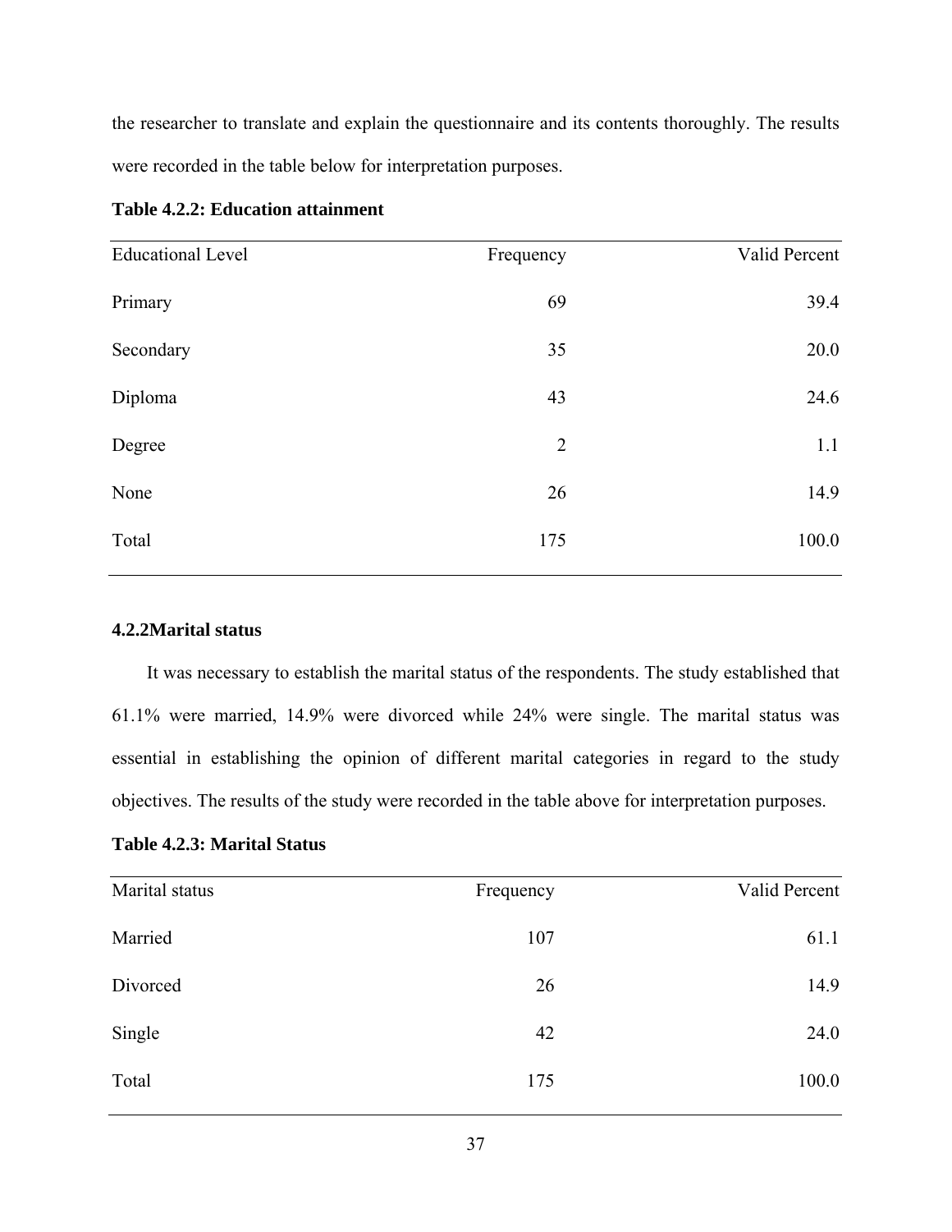the researcher to translate and explain the questionnaire and its contents thoroughly. The results were recorded in the table below for interpretation purposes.

**Table 4.2.2: Education attainment**

| Educational Level | Frequency | Valid Percent |
|---|---:|---:|
| Primary | 69 | 39.4 |
| Secondary | 35 | 20.0 |
| Diploma | 43 | 24.6 |
| Degree | 2 | 1.1 |
| None | 26 | 14.9 |
| Total | 175 | 100.0 |

### 4.2.2Marital status

It was necessary to establish the marital status of the respondents. The study established that 61.1% were married, 14.9% were divorced while 24% were single. The marital status was essential in establishing the opinion of different marital categories in regard to the study objectives. The results of the study were recorded in the table above for interpretation purposes.

**Table 4.2.3: Marital Status**

| Marital status | Frequency | Valid Percent |
|---|---:|---:|
| Married | 107 | 61.1 |
| Divorced | 26 | 14.9 |
| Single | 42 | 24.0 |
| Total | 175 | 100.0 |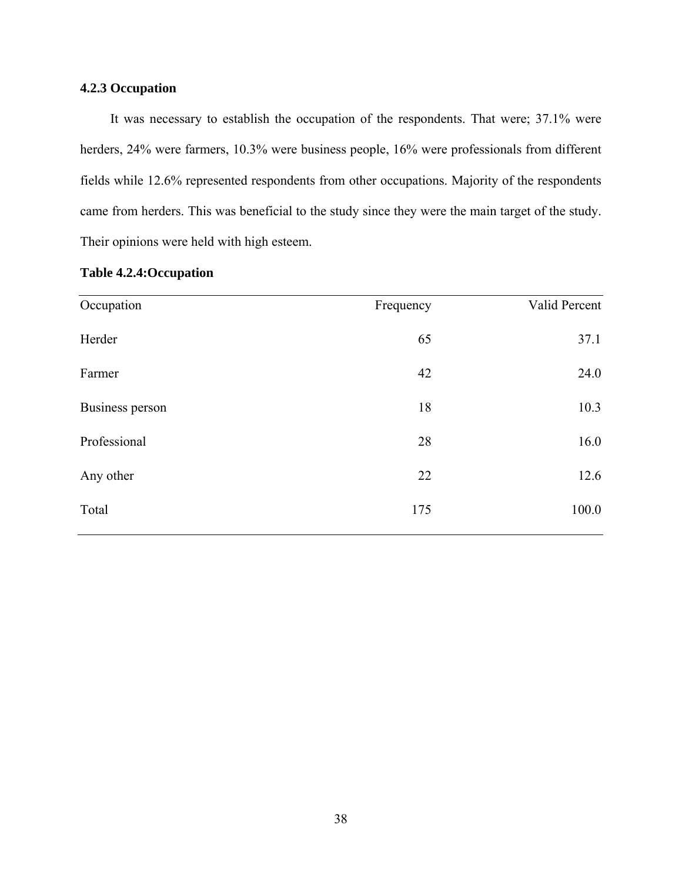### 4.2.3 Occupation

It was necessary to establish the occupation of the respondents. That were; 37.1% were herders, 24% were farmers, 10.3% were business people, 16% were professionals from different fields while 12.6% represented respondents from other occupations. Majority of the respondents came from herders. This was beneficial to the study since they were the main target of the study. Their opinions were held with high esteem.

**Table 4.2.4:Occupation**

| Occupation | Frequency | Valid Percent |
|---|---|---|
| Herder | 65 | 37.1 |
| Farmer | 42 | 24.0 |
| Business person | 18 | 10.3 |
| Professional | 28 | 16.0 |
| Any other | 22 | 12.6 |
| Total | 175 | 100.0 |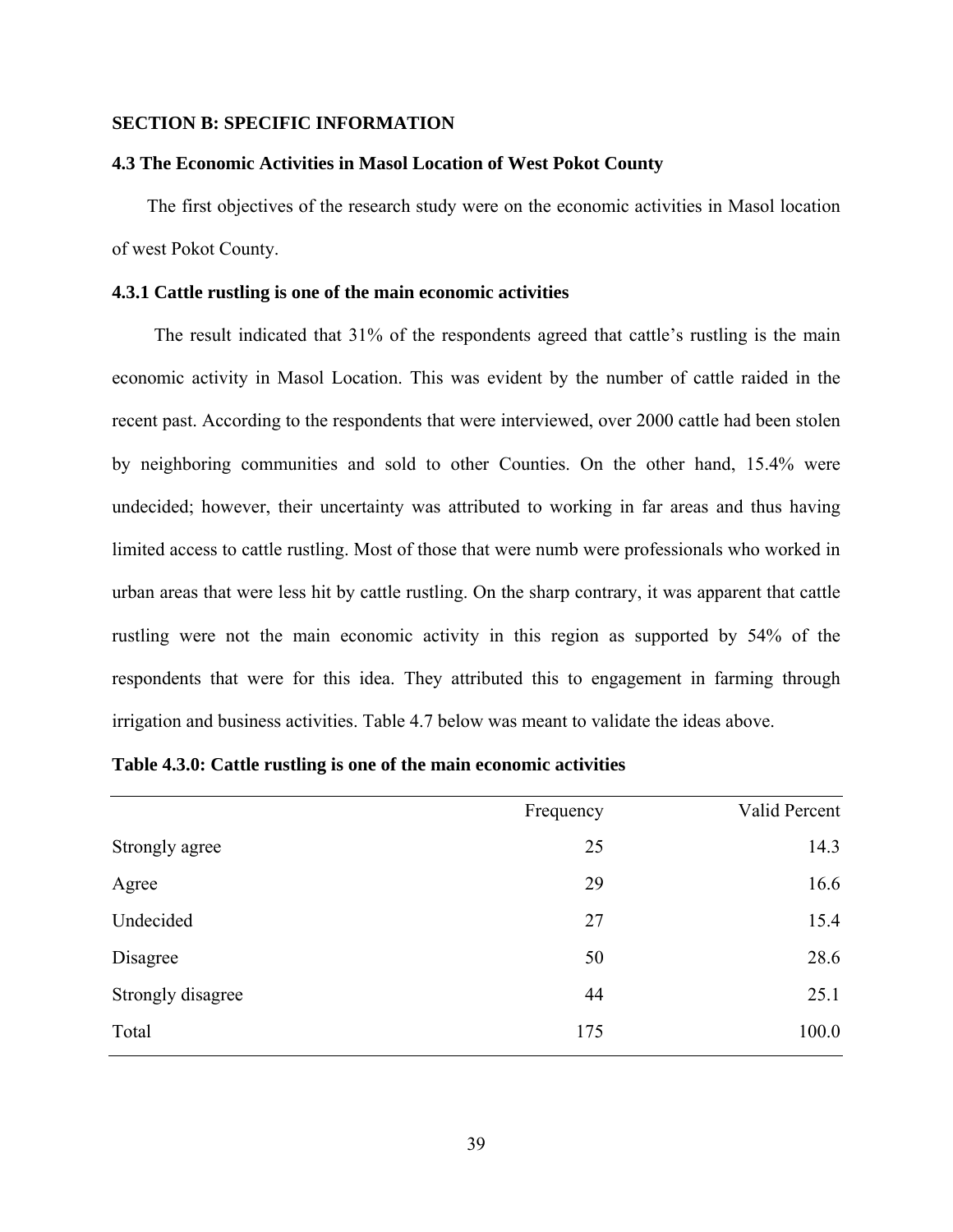## SECTION B: SPECIFIC INFORMATION

### 4.3 The Economic Activities in Masol Location of West Pokot County

The first objectives of the research study were on the economic activities in Masol location of west Pokot County.

#### 4.3.1 Cattle rustling is one of the main economic activities

The result indicated that 31% of the respondents agreed that cattle's rustling is the main economic activity in Masol Location. This was evident by the number of cattle raided in the recent past. According to the respondents that were interviewed, over 2000 cattle had been stolen by neighboring communities and sold to other Counties. On the other hand, 15.4% were undecided; however, their uncertainty was attributed to working in far areas and thus having limited access to cattle rustling. Most of those that were numb were professionals who worked in urban areas that were less hit by cattle rustling. On the sharp contrary, it was apparent that cattle rustling were not the main economic activity in this region as supported by 54% of the respondents that were for this idea. They attributed this to engagement in farming through irrigation and business activities. Table 4.7 below was meant to validate the ideas above.

**Table 4.3.0: Cattle rustling is one of the main economic activities**

| | Frequency | Valid Percent |
|---|---|---|
| Strongly agree | 25 | 14.3 |
| Agree | 29 | 16.6 |
| Undecided | 27 | 15.4 |
| Disagree | 50 | 28.6 |
| Strongly disagree | 44 | 25.1 |
| Total | 175 | 100.0 |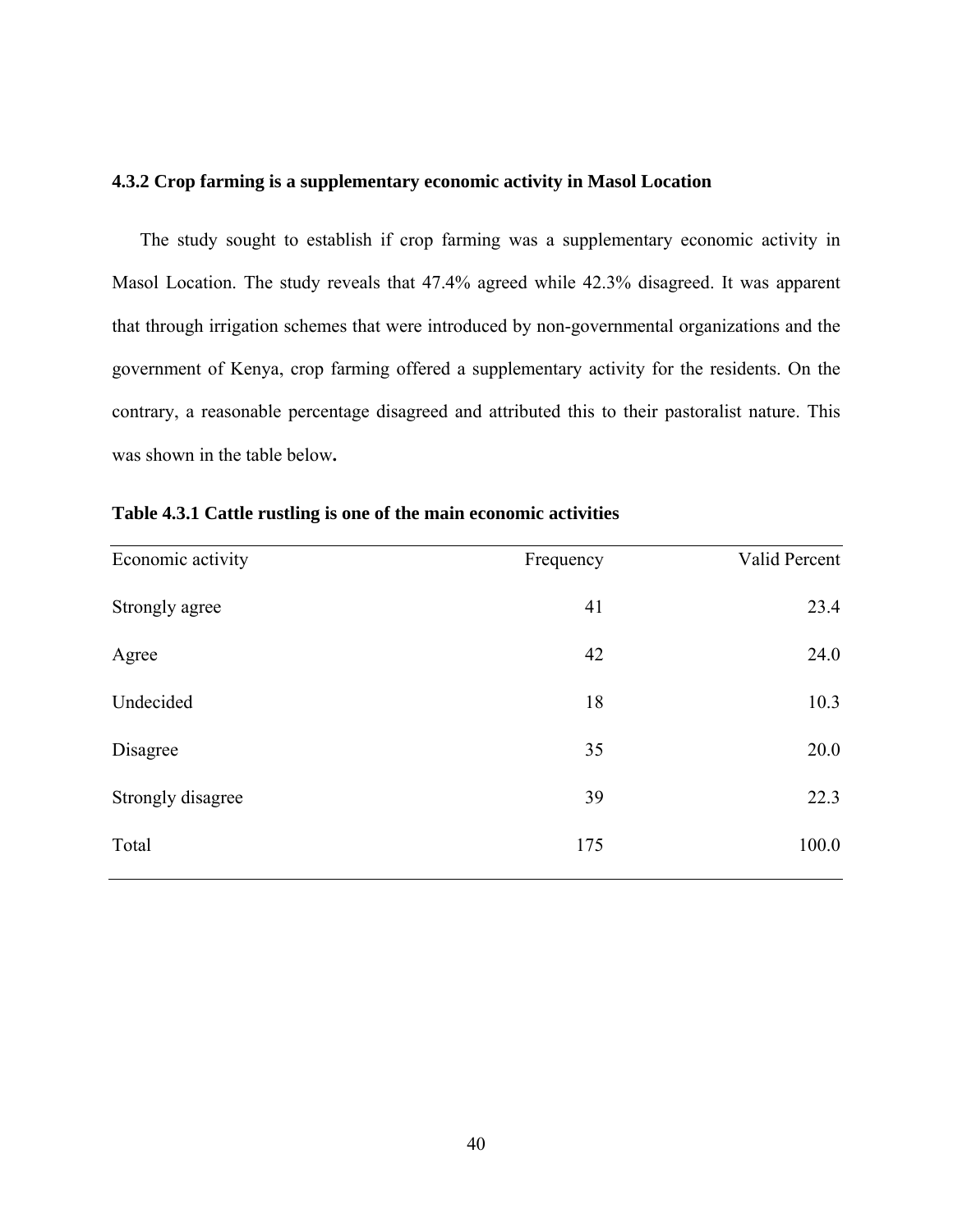### 4.3.2 Crop farming is a supplementary economic activity in Masol Location

The study sought to establish if crop farming was a supplementary economic activity in Masol Location. The study reveals that 47.4% agreed while 42.3% disagreed. It was apparent that through irrigation schemes that were introduced by non-governmental organizations and the government of Kenya, crop farming offered a supplementary activity for the residents. On the contrary, a reasonable percentage disagreed and attributed this to their pastoralist nature. This was shown in the table below**.**

**Table 4.3.1 Cattle rustling is one of the main economic activities**

| Economic activity | Frequency | Valid Percent |
|---|---|---|
| Strongly agree | 41 | 23.4 |
| Agree | 42 | 24.0 |
| Undecided | 18 | 10.3 |
| Disagree | 35 | 20.0 |
| Strongly disagree | 39 | 22.3 |
| Total | 175 | 100.0 |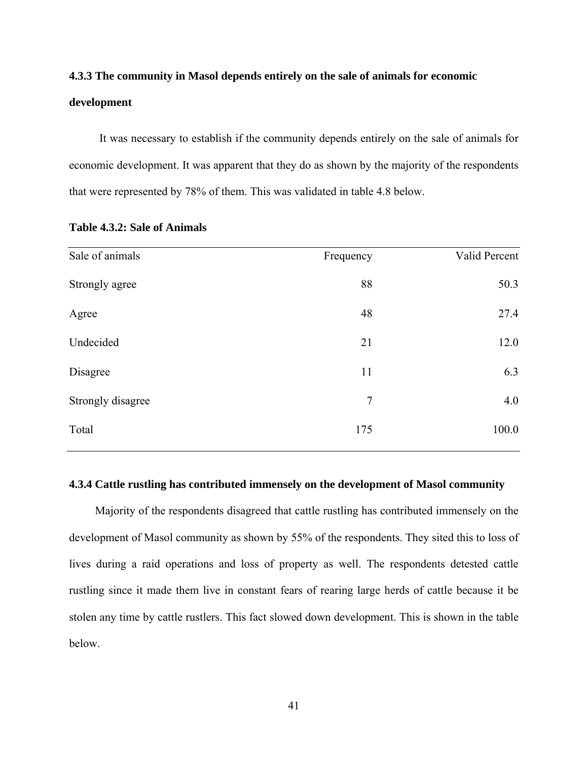### 4.3.3 The community in Masol depends entirely on the sale of animals for economic development

It was necessary to establish if the community depends entirely on the sale of animals for economic development. It was apparent that they do as shown by the majority of the respondents that were represented by 78% of them. This was validated in table 4.8 below.

**Table 4.3.2: Sale of Animals**

| Sale of animals | Frequency | Valid Percent |
|---|---|---|
| Strongly agree | 88 | 50.3 |
| Agree | 48 | 27.4 |
| Undecided | 21 | 12.0 |
| Disagree | 11 | 6.3 |
| Strongly disagree | 7 | 4.0 |
| Total | 175 | 100.0 |

### 4.3.4 Cattle rustling has contributed immensely on the development of Masol community

Majority of the respondents disagreed that cattle rustling has contributed immensely on the development of Masol community as shown by 55% of the respondents. They sited this to loss of lives during a raid operations and loss of property as well. The respondents detested cattle rustling since it made them live in constant fears of rearing large herds of cattle because it be stolen any time by cattle rustlers. This fact slowed down development. This is shown in the table below.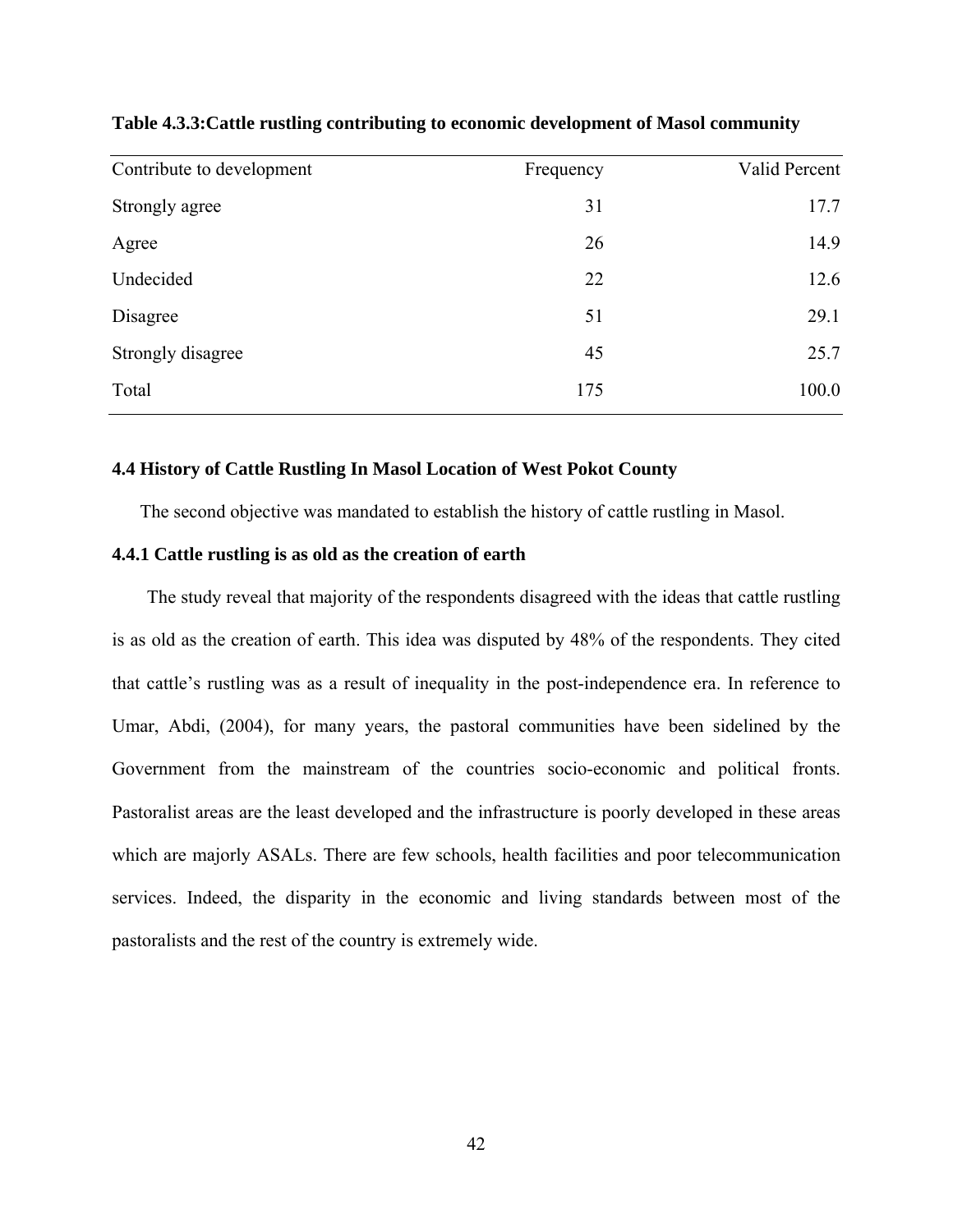**Table 4.3.3:Cattle rustling contributing to economic development of Masol community**

| Contribute to development | Frequency | Valid Percent |
|---|---|---|
| Strongly agree | 31 | 17.7 |
| Agree | 26 | 14.9 |
| Undecided | 22 | 12.6 |
| Disagree | 51 | 29.1 |
| Strongly disagree | 45 | 25.7 |
| Total | 175 | 100.0 |

### 4.4 History of Cattle Rustling In Masol Location of West Pokot County

The second objective was mandated to establish the history of cattle rustling in Masol.

#### 4.4.1 Cattle rustling is as old as the creation of earth

The study reveal that majority of the respondents disagreed with the ideas that cattle rustling is as old as the creation of earth. This idea was disputed by 48% of the respondents. They cited that cattle's rustling was as a result of inequality in the post-independence era. In reference to Umar, Abdi, (2004), for many years, the pastoral communities have been sidelined by the Government from the mainstream of the countries socio-economic and political fronts. Pastoralist areas are the least developed and the infrastructure is poorly developed in these areas which are majorly ASALs. There are few schools, health facilities and poor telecommunication services. Indeed, the disparity in the economic and living standards between most of the pastoralists and the rest of the country is extremely wide.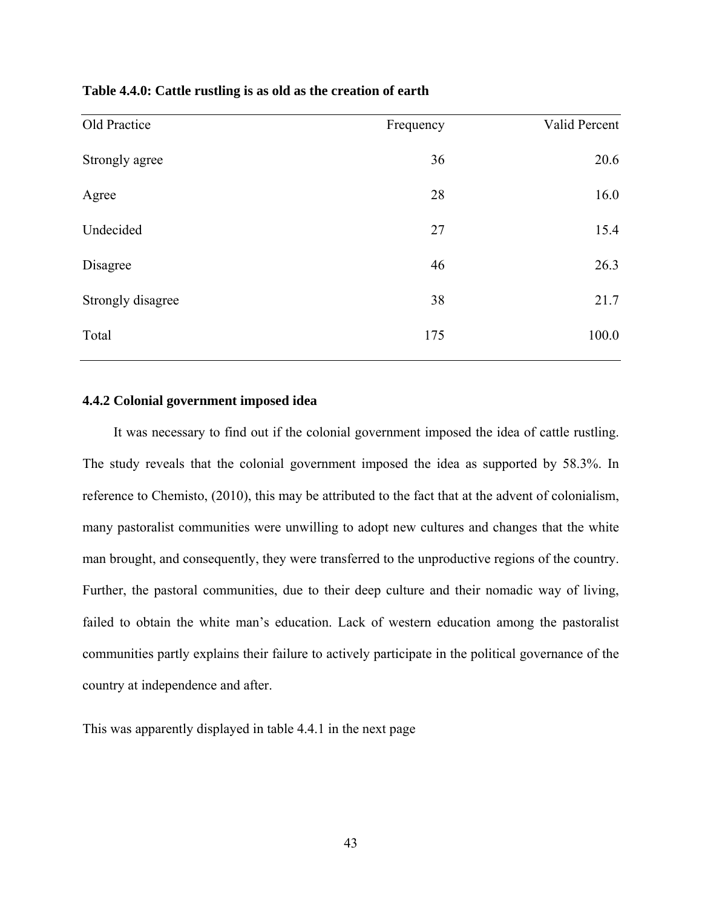**Table 4.4.0: Cattle rustling is as old as the creation of earth**

| Old Practice | Frequency | Valid Percent |
|---|---|---|
| Strongly agree | 36 | 20.6 |
| Agree | 28 | 16.0 |
| Undecided | 27 | 15.4 |
| Disagree | 46 | 26.3 |
| Strongly disagree | 38 | 21.7 |
| Total | 175 | 100.0 |

### 4.4.2 Colonial government imposed idea

It was necessary to find out if the colonial government imposed the idea of cattle rustling. The study reveals that the colonial government imposed the idea as supported by 58.3%. In reference to Chemisto, (2010), this may be attributed to the fact that at the advent of colonialism, many pastoralist communities were unwilling to adopt new cultures and changes that the white man brought, and consequently, they were transferred to the unproductive regions of the country. Further, the pastoral communities, due to their deep culture and their nomadic way of living, failed to obtain the white man's education. Lack of western education among the pastoralist communities partly explains their failure to actively participate in the political governance of the country at independence and after.

This was apparently displayed in table 4.4.1 in the next page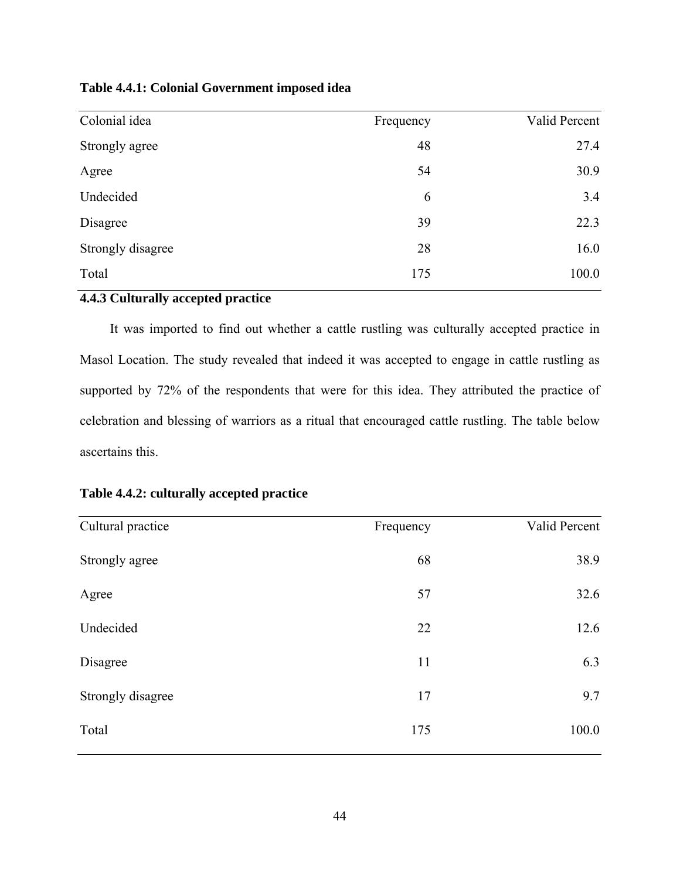**Table 4.4.1: Colonial Government imposed idea**

| Colonial idea | Frequency | Valid Percent |
|---|---|---|
| Strongly agree | 48 | 27.4 |
| Agree | 54 | 30.9 |
| Undecided | 6 | 3.4 |
| Disagree | 39 | 22.3 |
| Strongly disagree | 28 | 16.0 |
| Total | 175 | 100.0 |

### 4.4.3 Culturally accepted practice

It was imported to find out whether a cattle rustling was culturally accepted practice in Masol Location. The study revealed that indeed it was accepted to engage in cattle rustling as supported by 72% of the respondents that were for this idea. They attributed the practice of celebration and blessing of warriors as a ritual that encouraged cattle rustling. The table below ascertains this.

**Table 4.4.2: culturally accepted practice**

| Cultural practice | Frequency | Valid Percent |
|---|---|---|
| Strongly agree | 68 | 38.9 |
| Agree | 57 | 32.6 |
| Undecided | 22 | 12.6 |
| Disagree | 11 | 6.3 |
| Strongly disagree | 17 | 9.7 |
| Total | 175 | 100.0 |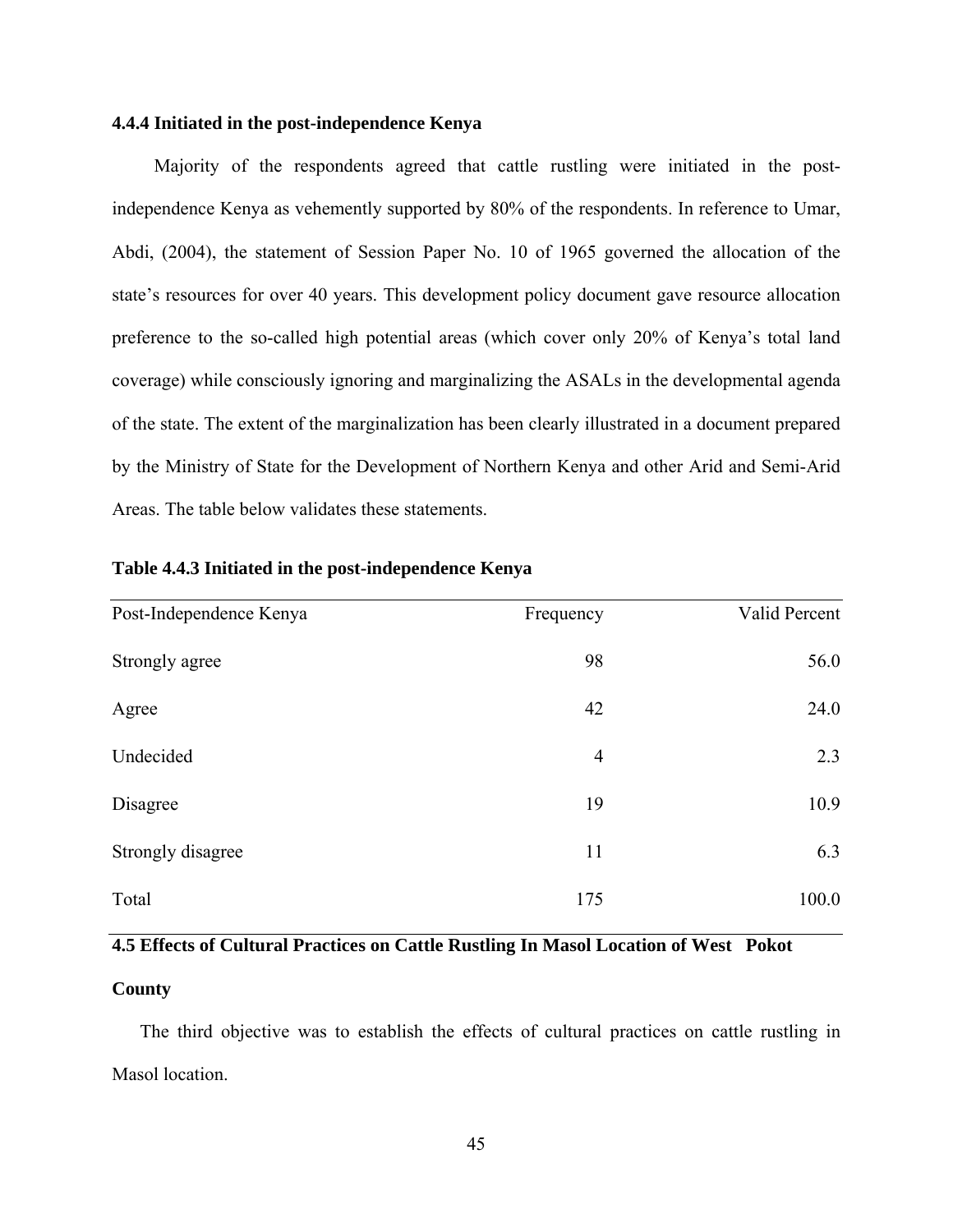### 4.4.4 Initiated in the post-independence Kenya

Majority of the respondents agreed that cattle rustling were initiated in the post-independence Kenya as vehemently supported by 80% of the respondents. In reference to Umar, Abdi, (2004), the statement of Session Paper No. 10 of 1965 governed the allocation of the state's resources for over 40 years. This development policy document gave resource allocation preference to the so-called high potential areas (which cover only 20% of Kenya's total land coverage) while consciously ignoring and marginalizing the ASALs in the developmental agenda of the state. The extent of the marginalization has been clearly illustrated in a document prepared by the Ministry of State for the Development of Northern Kenya and other Arid and Semi-Arid Areas. The table below validates these statements.

**Table 4.4.3 Initiated in the post-independence Kenya**

| Post-Independence Kenya | Frequency | Valid Percent |
|---|---|---|
| Strongly agree | 98 | 56.0 |
| Agree | 42 | 24.0 |
| Undecided | 4 | 2.3 |
| Disagree | 19 | 10.9 |
| Strongly disagree | 11 | 6.3 |
| Total | 175 | 100.0 |

## 4.5 Effects of Cultural Practices on Cattle Rustling In Masol Location of West Pokot County

The third objective was to establish the effects of cultural practices on cattle rustling in Masol location.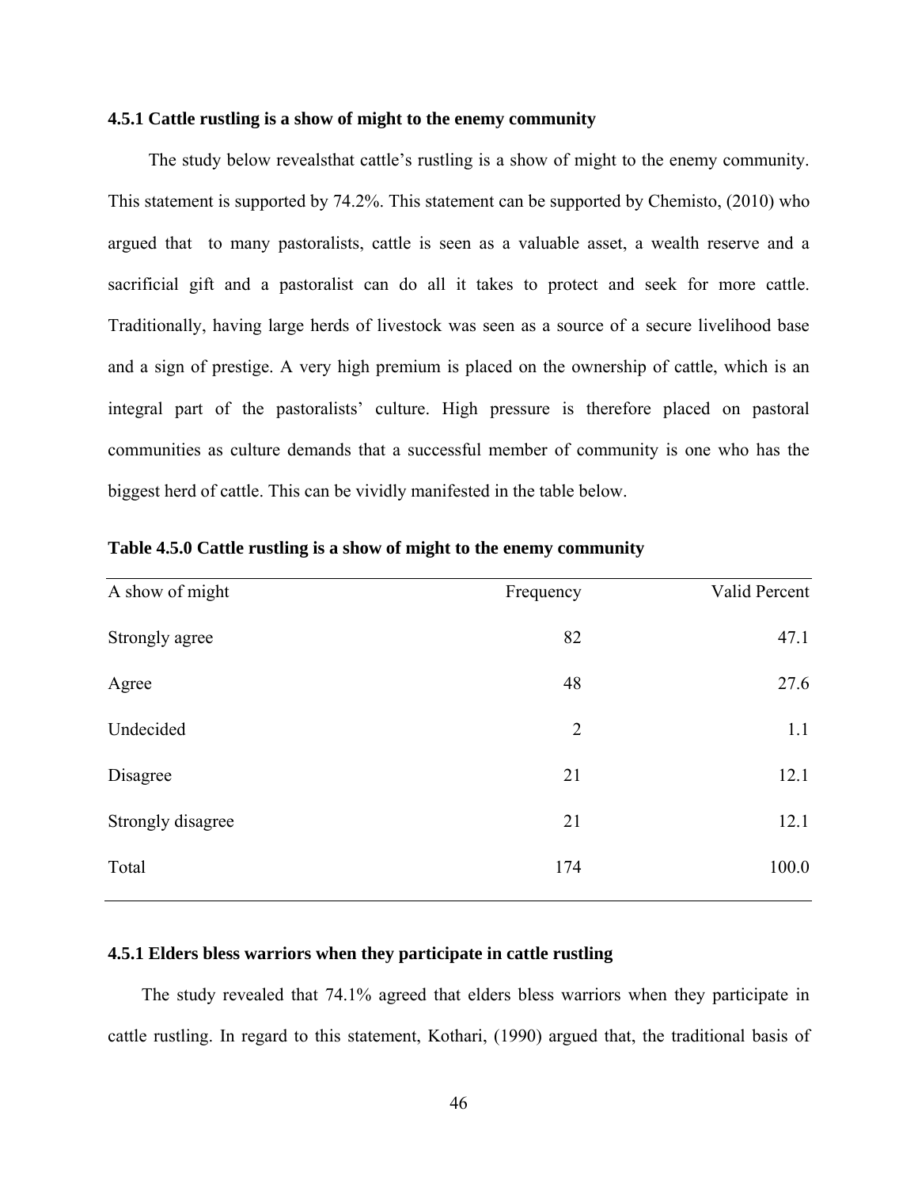#### 4.5.1 Cattle rustling is a show of might to the enemy community

The study below revealsthat cattle's rustling is a show of might to the enemy community. This statement is supported by 74.2%. This statement can be supported by Chemisto, (2010) who argued that to many pastoralists, cattle is seen as a valuable asset, a wealth reserve and a sacrificial gift and a pastoralist can do all it takes to protect and seek for more cattle. Traditionally, having large herds of livestock was seen as a source of a secure livelihood base and a sign of prestige. A very high premium is placed on the ownership of cattle, which is an integral part of the pastoralists' culture. High pressure is therefore placed on pastoral communities as culture demands that a successful member of community is one who has the biggest herd of cattle. This can be vividly manifested in the table below.

**Table 4.5.0 Cattle rustling is a show of might to the enemy community**

| A show of might | Frequency | Valid Percent |
|---|---|---|
| Strongly agree | 82 | 47.1 |
| Agree | 48 | 27.6 |
| Undecided | 2 | 1.1 |
| Disagree | 21 | 12.1 |
| Strongly disagree | 21 | 12.1 |
| Total | 174 | 100.0 |

#### 4.5.1 Elders bless warriors when they participate in cattle rustling

The study revealed that 74.1% agreed that elders bless warriors when they participate in cattle rustling. In regard to this statement, Kothari, (1990) argued that, the traditional basis of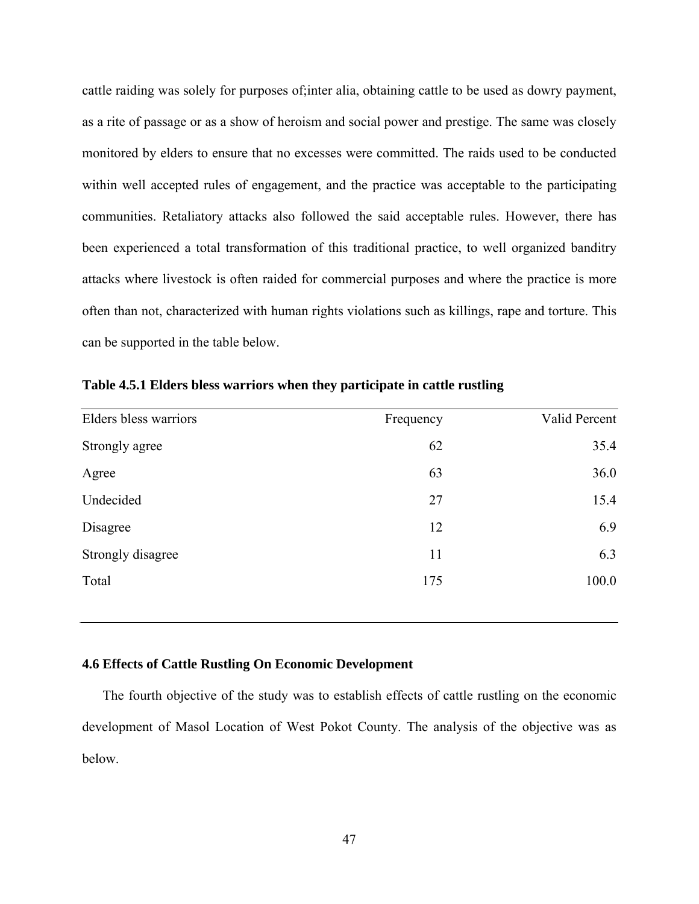cattle raiding was solely for purposes of;inter alia, obtaining cattle to be used as dowry payment, as a rite of passage or as a show of heroism and social power and prestige. The same was closely monitored by elders to ensure that no excesses were committed. The raids used to be conducted within well accepted rules of engagement, and the practice was acceptable to the participating communities. Retaliatory attacks also followed the said acceptable rules. However, there has been experienced a total transformation of this traditional practice, to well organized banditry attacks where livestock is often raided for commercial purposes and where the practice is more often than not, characterized with human rights violations such as killings, rape and torture. This can be supported in the table below.

**Table 4.5.1 Elders bless warriors when they participate in cattle rustling**

| Elders bless warriors | Frequency | Valid Percent |
|---|---|---|
| Strongly agree | 62 | 35.4 |
| Agree | 63 | 36.0 |
| Undecided | 27 | 15.4 |
| Disagree | 12 | 6.9 |
| Strongly disagree | 11 | 6.3 |
| Total | 175 | 100.0 |

### 4.6 Effects of Cattle Rustling On Economic Development

The fourth objective of the study was to establish effects of cattle rustling on the economic development of Masol Location of West Pokot County. The analysis of the objective was as below.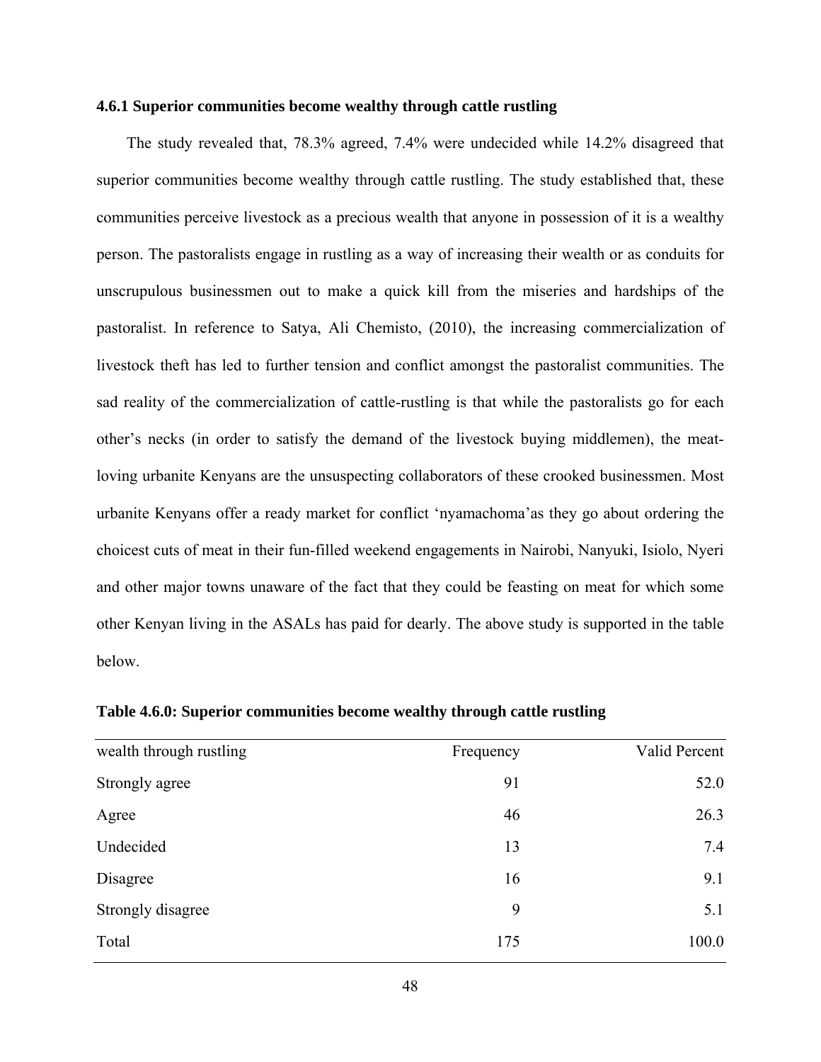### 4.6.1 Superior communities become wealthy through cattle rustling

The study revealed that, 78.3% agreed, 7.4% were undecided while 14.2% disagreed that superior communities become wealthy through cattle rustling. The study established that, these communities perceive livestock as a precious wealth that anyone in possession of it is a wealthy person. The pastoralists engage in rustling as a way of increasing their wealth or as conduits for unscrupulous businessmen out to make a quick kill from the miseries and hardships of the pastoralist. In reference to Satya, Ali Chemisto, (2010), the increasing commercialization of livestock theft has led to further tension and conflict amongst the pastoralist communities. The sad reality of the commercialization of cattle-rustling is that while the pastoralists go for each other's necks (in order to satisfy the demand of the livestock buying middlemen), the meat-loving urbanite Kenyans are the unsuspecting collaborators of these crooked businessmen. Most urbanite Kenyans offer a ready market for conflict 'nyamachoma'as they go about ordering the choicest cuts of meat in their fun-filled weekend engagements in Nairobi, Nanyuki, Isiolo, Nyeri and other major towns unaware of the fact that they could be feasting on meat for which some other Kenyan living in the ASALs has paid for dearly. The above study is supported in the table below.

**Table 4.6.0: Superior communities become wealthy through cattle rustling**

| wealth through rustling | Frequency | Valid Percent |
|---|---|---|
| Strongly agree | 91 | 52.0 |
| Agree | 46 | 26.3 |
| Undecided | 13 | 7.4 |
| Disagree | 16 | 9.1 |
| Strongly disagree | 9 | 5.1 |
| Total | 175 | 100.0 |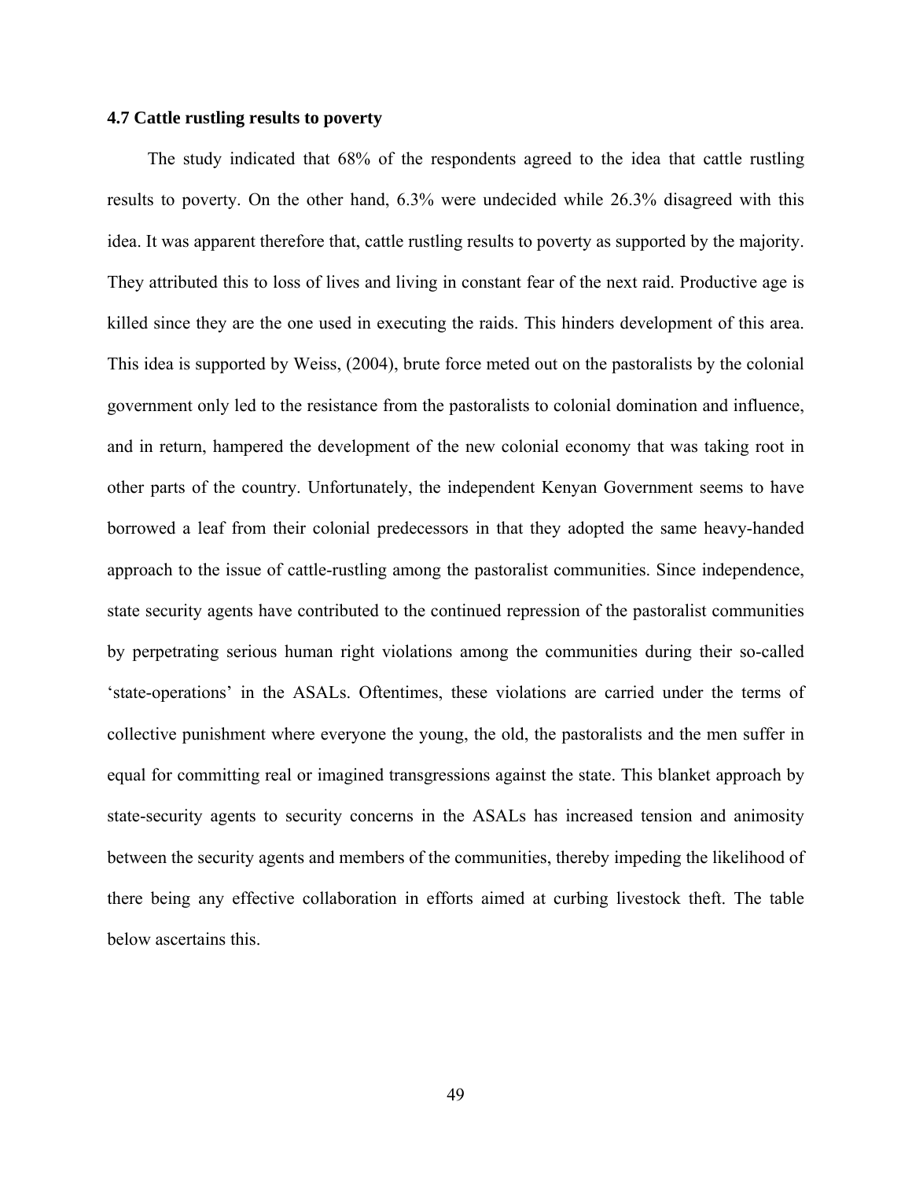### 4.7 Cattle rustling results to poverty

The study indicated that 68% of the respondents agreed to the idea that cattle rustling results to poverty. On the other hand, 6.3% were undecided while 26.3% disagreed with this idea. It was apparent therefore that, cattle rustling results to poverty as supported by the majority. They attributed this to loss of lives and living in constant fear of the next raid. Productive age is killed since they are the one used in executing the raids. This hinders development of this area. This idea is supported by Weiss, (2004), brute force meted out on the pastoralists by the colonial government only led to the resistance from the pastoralists to colonial domination and influence, and in return, hampered the development of the new colonial economy that was taking root in other parts of the country. Unfortunately, the independent Kenyan Government seems to have borrowed a leaf from their colonial predecessors in that they adopted the same heavy-handed approach to the issue of cattle-rustling among the pastoralist communities. Since independence, state security agents have contributed to the continued repression of the pastoralist communities by perpetrating serious human right violations among the communities during their so-called 'state-operations' in the ASALs. Oftentimes, these violations are carried under the terms of collective punishment where everyone the young, the old, the pastoralists and the men suffer in equal for committing real or imagined transgressions against the state. This blanket approach by state-security agents to security concerns in the ASALs has increased tension and animosity between the security agents and members of the communities, thereby impeding the likelihood of there being any effective collaboration in efforts aimed at curbing livestock theft. The table below ascertains this.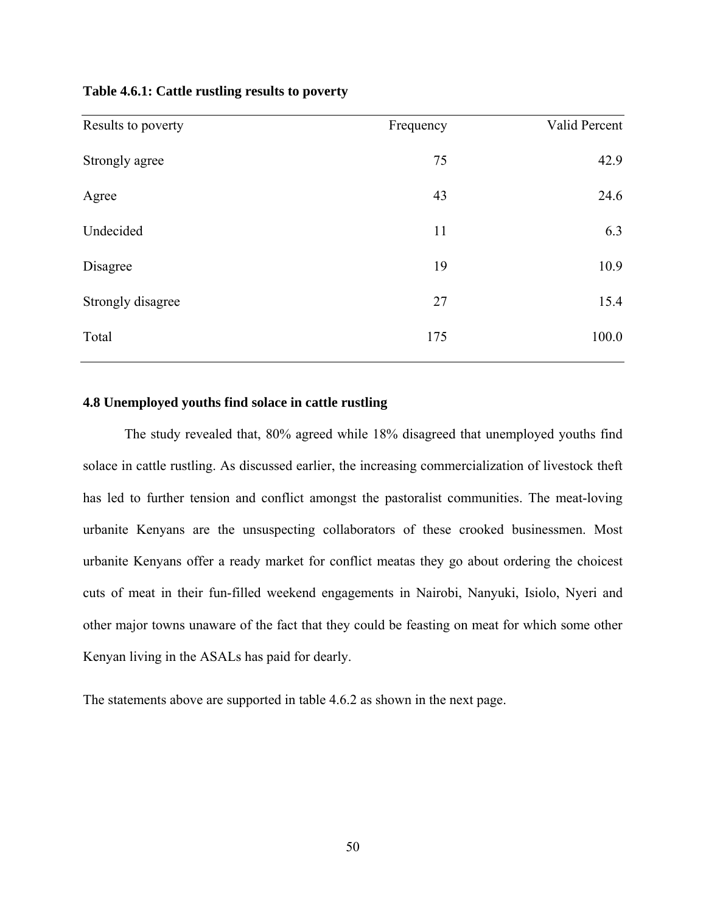**Table 4.6.1: Cattle rustling results to poverty**

| Results to poverty | Frequency | Valid Percent |
|---|---|---|
| Strongly agree | 75 | 42.9 |
| Agree | 43 | 24.6 |
| Undecided | 11 | 6.3 |
| Disagree | 19 | 10.9 |
| Strongly disagree | 27 | 15.4 |
| Total | 175 | 100.0 |

## 4.8 Unemployed youths find solace in cattle rustling

The study revealed that, 80% agreed while 18% disagreed that unemployed youths find solace in cattle rustling. As discussed earlier, the increasing commercialization of livestock theft has led to further tension and conflict amongst the pastoralist communities. The meat-loving urbanite Kenyans are the unsuspecting collaborators of these crooked businessmen. Most urbanite Kenyans offer a ready market for conflict meatas they go about ordering the choicest cuts of meat in their fun-filled weekend engagements in Nairobi, Nanyuki, Isiolo, Nyeri and other major towns unaware of the fact that they could be feasting on meat for which some other Kenyan living in the ASALs has paid for dearly.

The statements above are supported in table 4.6.2 as shown in the next page.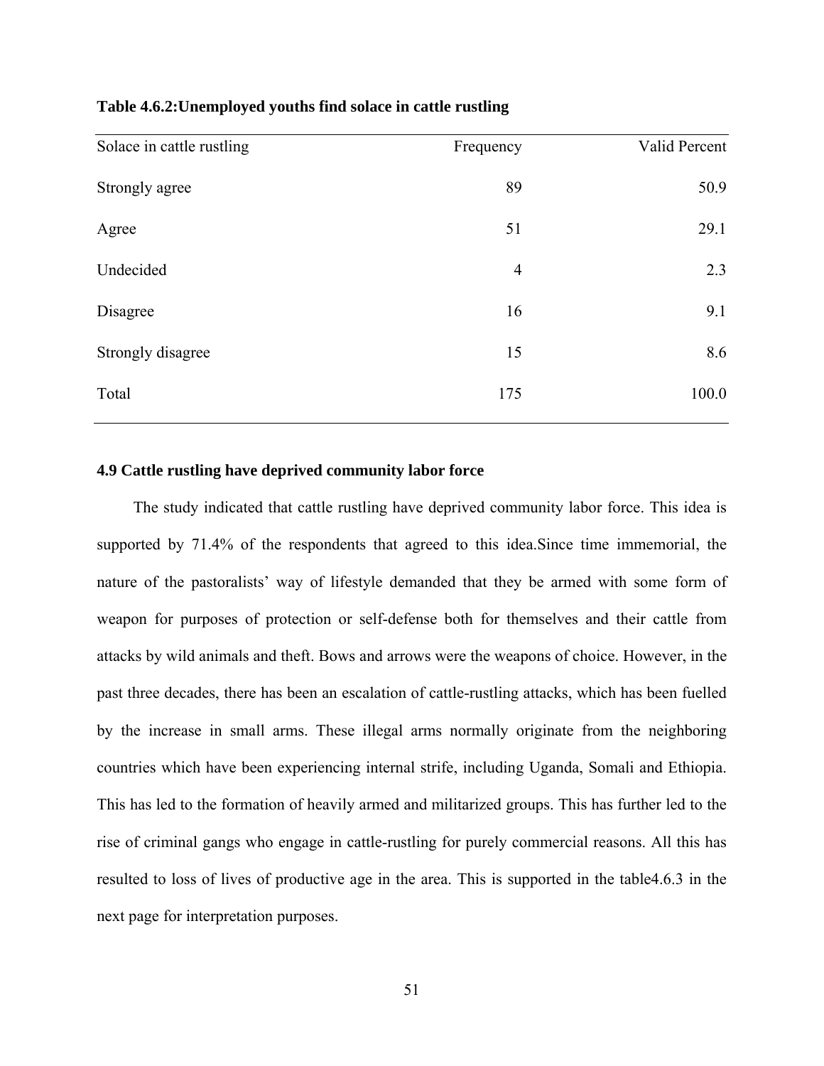**Table 4.6.2:Unemployed youths find solace in cattle rustling**

| Solace in cattle rustling | Frequency | Valid Percent |
|---|---|---|
| Strongly agree | 89 | 50.9 |
| Agree | 51 | 29.1 |
| Undecided | 4 | 2.3 |
| Disagree | 16 | 9.1 |
| Strongly disagree | 15 | 8.6 |
| Total | 175 | 100.0 |

### 4.9 Cattle rustling have deprived community labor force

The study indicated that cattle rustling have deprived community labor force. This idea is supported by 71.4% of the respondents that agreed to this idea.Since time immemorial, the nature of the pastoralists' way of lifestyle demanded that they be armed with some form of weapon for purposes of protection or self-defense both for themselves and their cattle from attacks by wild animals and theft. Bows and arrows were the weapons of choice. However, in the past three decades, there has been an escalation of cattle-rustling attacks, which has been fuelled by the increase in small arms. These illegal arms normally originate from the neighboring countries which have been experiencing internal strife, including Uganda, Somali and Ethiopia. This has led to the formation of heavily armed and militarized groups. This has further led to the rise of criminal gangs who engage in cattle-rustling for purely commercial reasons. All this has resulted to loss of lives of productive age in the area. This is supported in the table4.6.3 in the next page for interpretation purposes.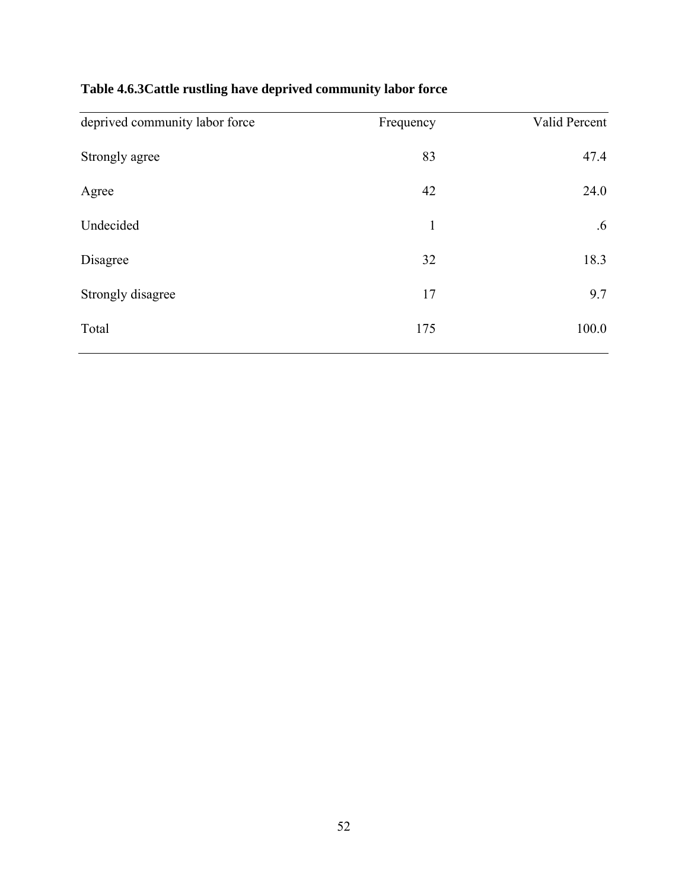**Table 4.6.3Cattle rustling have deprived community labor force**

| deprived community labor force | Frequency | Valid Percent |
|---|---|---|
| Strongly agree | 83 | 47.4 |
| Agree | 42 | 24.0 |
| Undecided | 1 | .6 |
| Disagree | 32 | 18.3 |
| Strongly disagree | 17 | 9.7 |
| Total | 175 | 100.0 |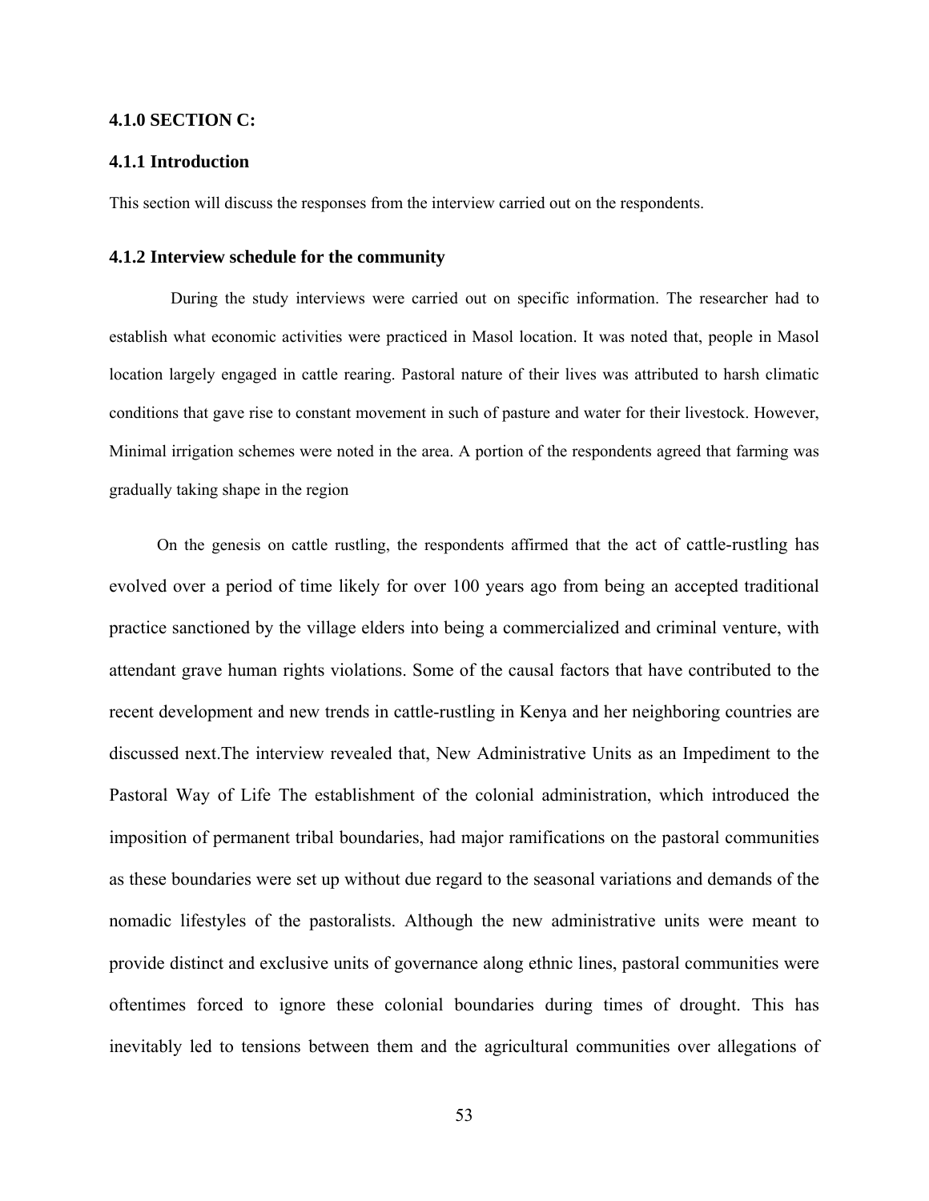### 4.1.0 SECTION C:

### 4.1.1 Introduction

This section will discuss the responses from the interview carried out on the respondents.

### 4.1.2 Interview schedule for the community

During the study interviews were carried out on specific information. The researcher had to establish what economic activities were practiced in Masol location. It was noted that, people in Masol location largely engaged in cattle rearing. Pastoral nature of their lives was attributed to harsh climatic conditions that gave rise to constant movement in such of pasture and water for their livestock. However, Minimal irrigation schemes were noted in the area. A portion of the respondents agreed that farming was gradually taking shape in the region

On the genesis on cattle rustling, the respondents affirmed that the act of cattle-rustling has evolved over a period of time likely for over 100 years ago from being an accepted traditional practice sanctioned by the village elders into being a commercialized and criminal venture, with attendant grave human rights violations. Some of the causal factors that have contributed to the recent development and new trends in cattle-rustling in Kenya and her neighboring countries are discussed next.The interview revealed that, New Administrative Units as an Impediment to the Pastoral Way of Life The establishment of the colonial administration, which introduced the imposition of permanent tribal boundaries, had major ramifications on the pastoral communities as these boundaries were set up without due regard to the seasonal variations and demands of the nomadic lifestyles of the pastoralists. Although the new administrative units were meant to provide distinct and exclusive units of governance along ethnic lines, pastoral communities were oftentimes forced to ignore these colonial boundaries during times of drought. This has inevitably led to tensions between them and the agricultural communities over allegations of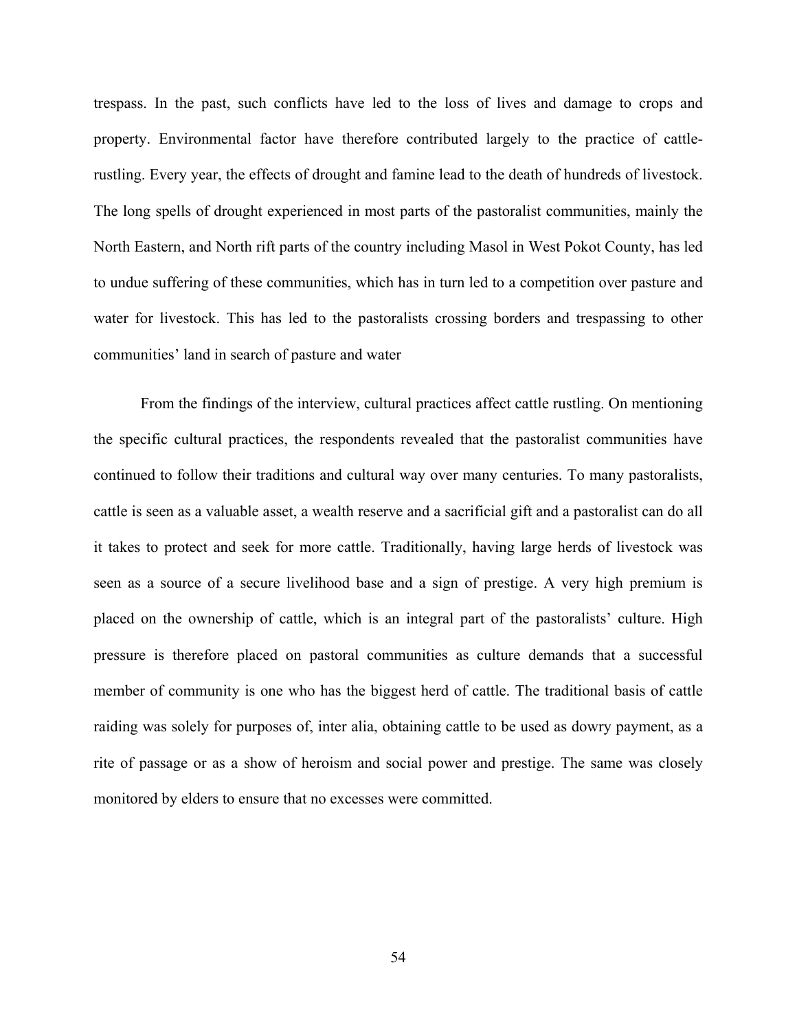trespass. In the past, such conflicts have led to the loss of lives and damage to crops and property. Environmental factor have therefore contributed largely to the practice of cattle-rustling. Every year, the effects of drought and famine lead to the death of hundreds of livestock. The long spells of drought experienced in most parts of the pastoralist communities, mainly the North Eastern, and North rift parts of the country including Masol in West Pokot County, has led to undue suffering of these communities, which has in turn led to a competition over pasture and water for livestock. This has led to the pastoralists crossing borders and trespassing to other communities' land in search of pasture and water

From the findings of the interview, cultural practices affect cattle rustling. On mentioning the specific cultural practices, the respondents revealed that the pastoralist communities have continued to follow their traditions and cultural way over many centuries. To many pastoralists, cattle is seen as a valuable asset, a wealth reserve and a sacrificial gift and a pastoralist can do all it takes to protect and seek for more cattle. Traditionally, having large herds of livestock was seen as a source of a secure livelihood base and a sign of prestige. A very high premium is placed on the ownership of cattle, which is an integral part of the pastoralists' culture. High pressure is therefore placed on pastoral communities as culture demands that a successful member of community is one who has the biggest herd of cattle. The traditional basis of cattle raiding was solely for purposes of, inter alia, obtaining cattle to be used as dowry payment, as a rite of passage or as a show of heroism and social power and prestige. The same was closely monitored by elders to ensure that no excesses were committed.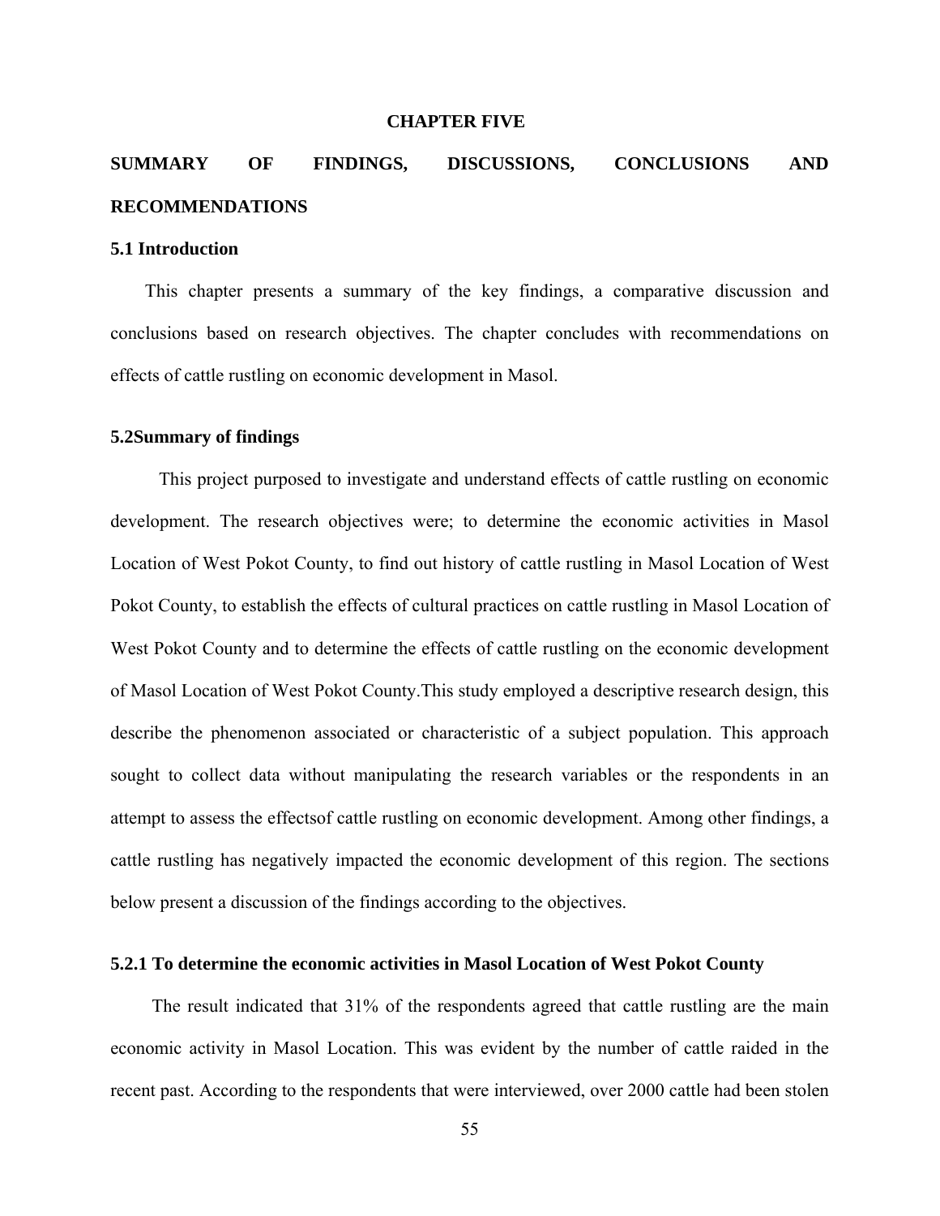# CHAPTER FIVE

# SUMMARY OF FINDINGS, DISCUSSIONS, CONCLUSIONS AND RECOMMENDATIONS

## 5.1 Introduction

This chapter presents a summary of the key findings, a comparative discussion and conclusions based on research objectives. The chapter concludes with recommendations on effects of cattle rustling on economic development in Masol.

## 5.2Summary of findings

This project purposed to investigate and understand effects of cattle rustling on economic development. The research objectives were; to determine the economic activities in Masol Location of West Pokot County, to find out history of cattle rustling in Masol Location of West Pokot County, to establish the effects of cultural practices on cattle rustling in Masol Location of West Pokot County and to determine the effects of cattle rustling on the economic development of Masol Location of West Pokot County.This study employed a descriptive research design, this describe the phenomenon associated or characteristic of a subject population. This approach sought to collect data without manipulating the research variables or the respondents in an attempt to assess the effectsof cattle rustling on economic development. Among other findings, a cattle rustling has negatively impacted the economic development of this region. The sections below present a discussion of the findings according to the objectives.

### 5.2.1 To determine the economic activities in Masol Location of West Pokot County

The result indicated that 31% of the respondents agreed that cattle rustling are the main economic activity in Masol Location. This was evident by the number of cattle raided in the recent past. According to the respondents that were interviewed, over 2000 cattle had been stolen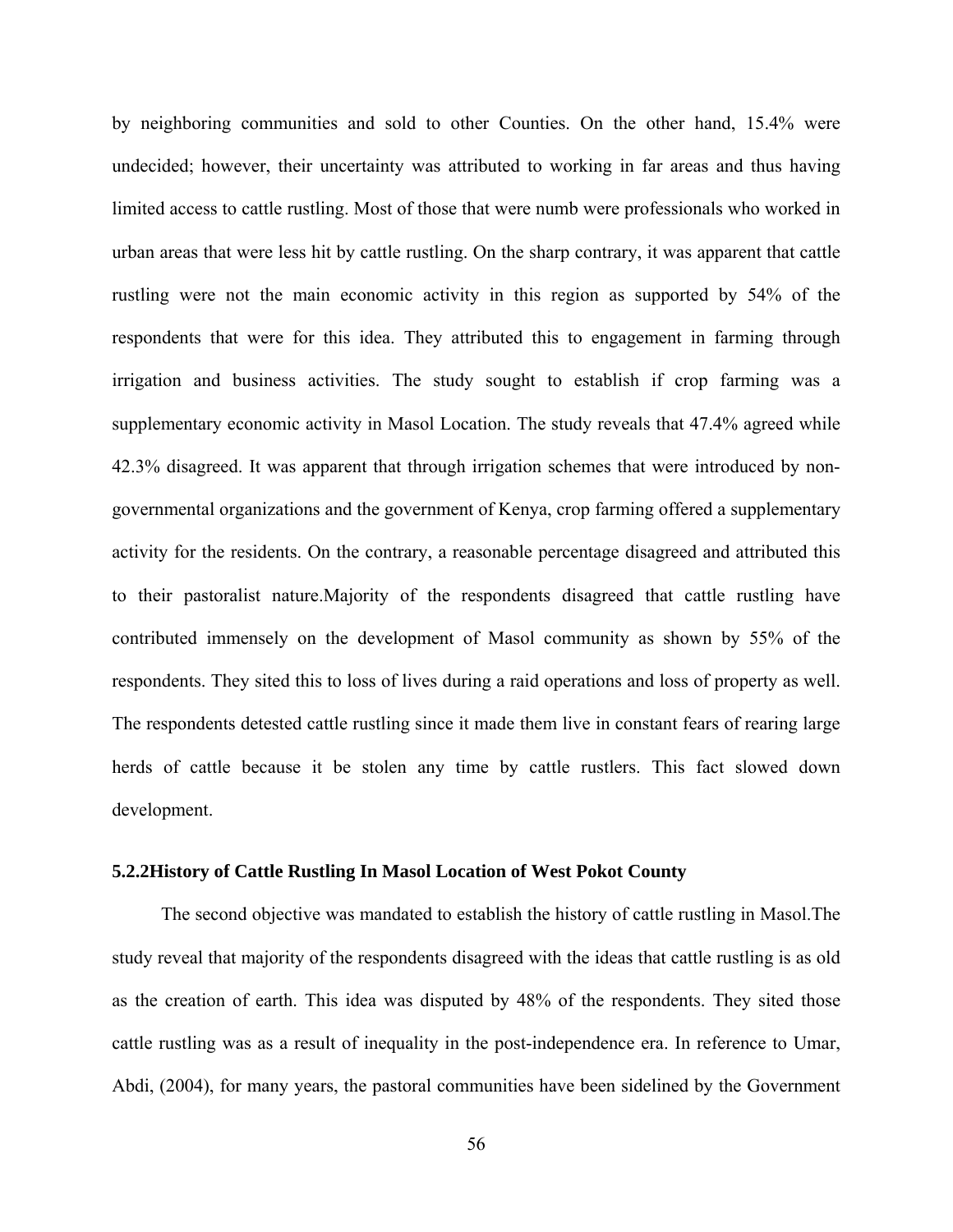by neighboring communities and sold to other Counties. On the other hand, 15.4% were undecided; however, their uncertainty was attributed to working in far areas and thus having limited access to cattle rustling. Most of those that were numb were professionals who worked in urban areas that were less hit by cattle rustling. On the sharp contrary, it was apparent that cattle rustling were not the main economic activity in this region as supported by 54% of the respondents that were for this idea. They attributed this to engagement in farming through irrigation and business activities. The study sought to establish if crop farming was a supplementary economic activity in Masol Location. The study reveals that 47.4% agreed while 42.3% disagreed. It was apparent that through irrigation schemes that were introduced by non-governmental organizations and the government of Kenya, crop farming offered a supplementary activity for the residents. On the contrary, a reasonable percentage disagreed and attributed this to their pastoralist nature.Majority of the respondents disagreed that cattle rustling have contributed immensely on the development of Masol community as shown by 55% of the respondents. They sited this to loss of lives during a raid operations and loss of property as well. The respondents detested cattle rustling since it made them live in constant fears of rearing large herds of cattle because it be stolen any time by cattle rustlers. This fact slowed down development.

### 5.2.2History of Cattle Rustling In Masol Location of West Pokot County

The second objective was mandated to establish the history of cattle rustling in Masol.The study reveal that majority of the respondents disagreed with the ideas that cattle rustling is as old as the creation of earth. This idea was disputed by 48% of the respondents. They sited those cattle rustling was as a result of inequality in the post-independence era. In reference to Umar, Abdi, (2004), for many years, the pastoral communities have been sidelined by the Government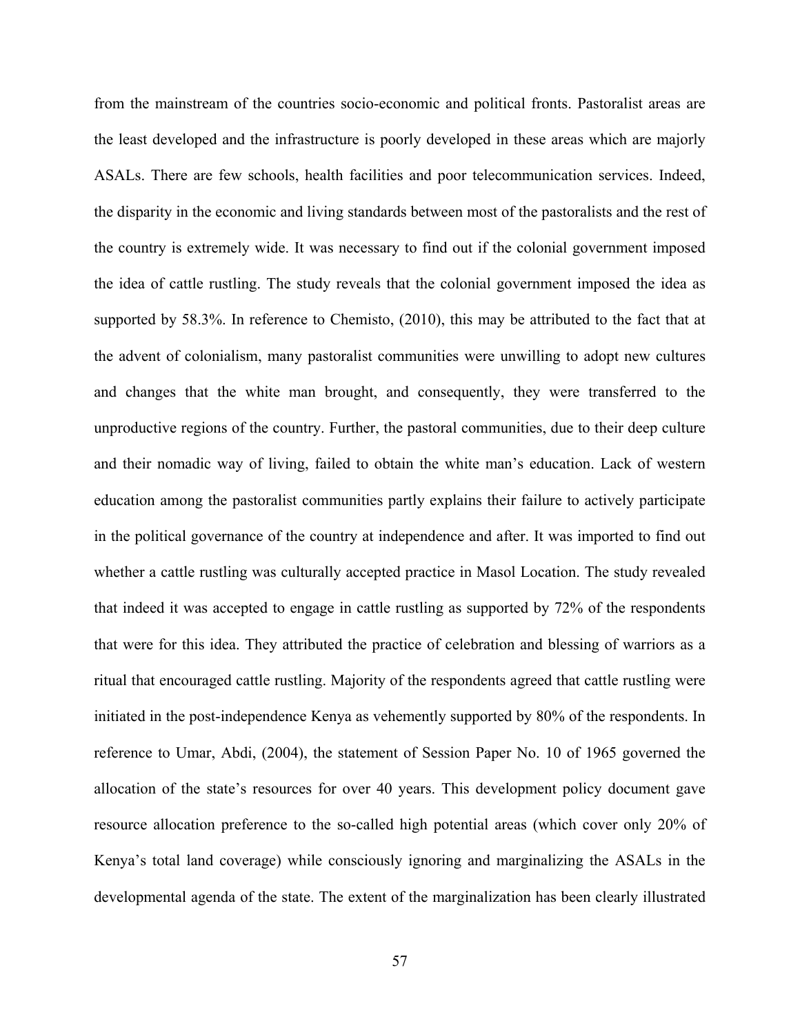from the mainstream of the countries socio-economic and political fronts. Pastoralist areas are the least developed and the infrastructure is poorly developed in these areas which are majorly ASALs. There are few schools, health facilities and poor telecommunication services. Indeed, the disparity in the economic and living standards between most of the pastoralists and the rest of the country is extremely wide. It was necessary to find out if the colonial government imposed the idea of cattle rustling. The study reveals that the colonial government imposed the idea as supported by 58.3%. In reference to Chemisto, (2010), this may be attributed to the fact that at the advent of colonialism, many pastoralist communities were unwilling to adopt new cultures and changes that the white man brought, and consequently, they were transferred to the unproductive regions of the country. Further, the pastoral communities, due to their deep culture and their nomadic way of living, failed to obtain the white man's education. Lack of western education among the pastoralist communities partly explains their failure to actively participate in the political governance of the country at independence and after. It was imported to find out whether a cattle rustling was culturally accepted practice in Masol Location. The study revealed that indeed it was accepted to engage in cattle rustling as supported by 72% of the respondents that were for this idea. They attributed the practice of celebration and blessing of warriors as a ritual that encouraged cattle rustling. Majority of the respondents agreed that cattle rustling were initiated in the post-independence Kenya as vehemently supported by 80% of the respondents. In reference to Umar, Abdi, (2004), the statement of Session Paper No. 10 of 1965 governed the allocation of the state's resources for over 40 years. This development policy document gave resource allocation preference to the so-called high potential areas (which cover only 20% of Kenya's total land coverage) while consciously ignoring and marginalizing the ASALs in the developmental agenda of the state. The extent of the marginalization has been clearly illustrated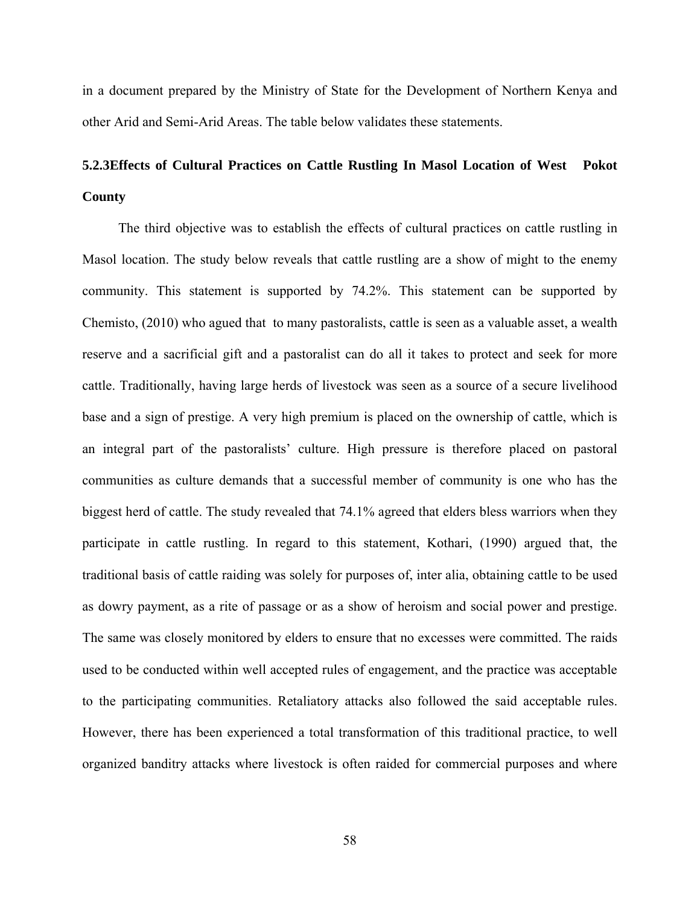in a document prepared by the Ministry of State for the Development of Northern Kenya and other Arid and Semi-Arid Areas. The table below validates these statements.

### 5.2.3Effects of Cultural Practices on Cattle Rustling In Masol Location of West Pokot County

The third objective was to establish the effects of cultural practices on cattle rustling in Masol location. The study below reveals that cattle rustling are a show of might to the enemy community. This statement is supported by 74.2%. This statement can be supported by Chemisto, (2010) who agued that to many pastoralists, cattle is seen as a valuable asset, a wealth reserve and a sacrificial gift and a pastoralist can do all it takes to protect and seek for more cattle. Traditionally, having large herds of livestock was seen as a source of a secure livelihood base and a sign of prestige. A very high premium is placed on the ownership of cattle, which is an integral part of the pastoralists' culture. High pressure is therefore placed on pastoral communities as culture demands that a successful member of community is one who has the biggest herd of cattle. The study revealed that 74.1% agreed that elders bless warriors when they participate in cattle rustling. In regard to this statement, Kothari, (1990) argued that, the traditional basis of cattle raiding was solely for purposes of, inter alia, obtaining cattle to be used as dowry payment, as a rite of passage or as a show of heroism and social power and prestige. The same was closely monitored by elders to ensure that no excesses were committed. The raids used to be conducted within well accepted rules of engagement, and the practice was acceptable to the participating communities. Retaliatory attacks also followed the said acceptable rules. However, there has been experienced a total transformation of this traditional practice, to well organized banditry attacks where livestock is often raided for commercial purposes and where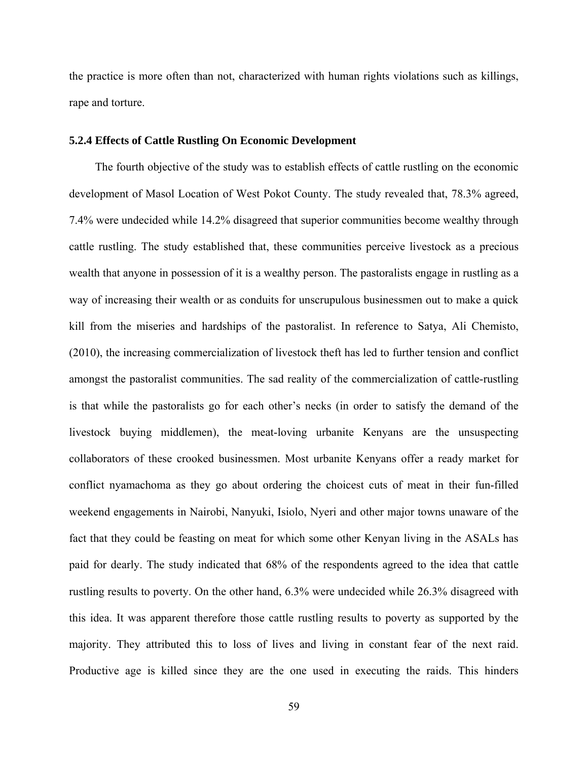the practice is more often than not, characterized with human rights violations such as killings, rape and torture.

### 5.2.4 Effects of Cattle Rustling On Economic Development

The fourth objective of the study was to establish effects of cattle rustling on the economic development of Masol Location of West Pokot County. The study revealed that, 78.3% agreed, 7.4% were undecided while 14.2% disagreed that superior communities become wealthy through cattle rustling. The study established that, these communities perceive livestock as a precious wealth that anyone in possession of it is a wealthy person. The pastoralists engage in rustling as a way of increasing their wealth or as conduits for unscrupulous businessmen out to make a quick kill from the miseries and hardships of the pastoralist. In reference to Satya, Ali Chemisto, (2010), the increasing commercialization of livestock theft has led to further tension and conflict amongst the pastoralist communities. The sad reality of the commercialization of cattle-rustling is that while the pastoralists go for each other's necks (in order to satisfy the demand of the livestock buying middlemen), the meat-loving urbanite Kenyans are the unsuspecting collaborators of these crooked businessmen. Most urbanite Kenyans offer a ready market for conflict nyamachoma as they go about ordering the choicest cuts of meat in their fun-filled weekend engagements in Nairobi, Nanyuki, Isiolo, Nyeri and other major towns unaware of the fact that they could be feasting on meat for which some other Kenyan living in the ASALs has paid for dearly. The study indicated that 68% of the respondents agreed to the idea that cattle rustling results to poverty. On the other hand, 6.3% were undecided while 26.3% disagreed with this idea. It was apparent therefore those cattle rustling results to poverty as supported by the majority. They attributed this to loss of lives and living in constant fear of the next raid. Productive age is killed since they are the one used in executing the raids. This hinders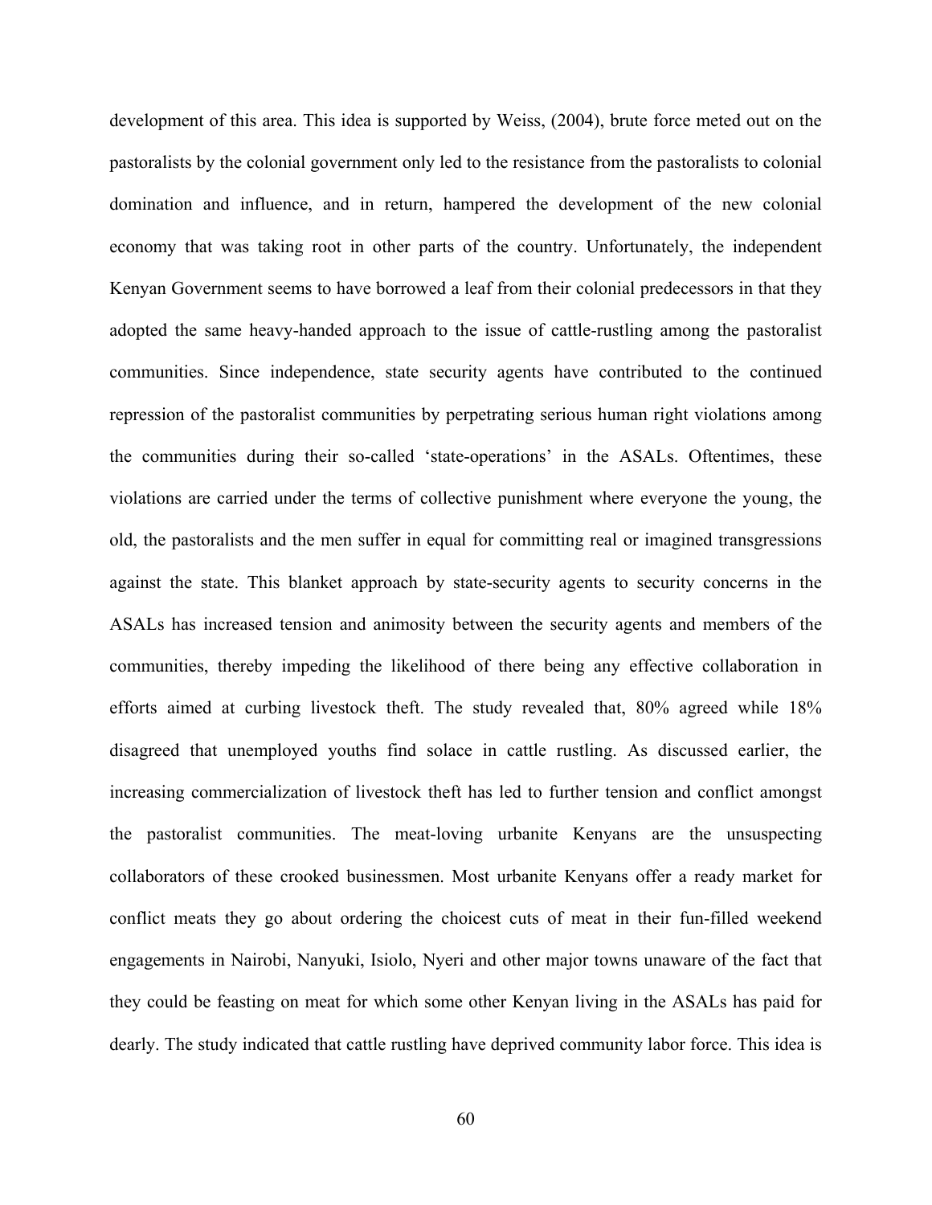development of this area. This idea is supported by Weiss, (2004), brute force meted out on the pastoralists by the colonial government only led to the resistance from the pastoralists to colonial domination and influence, and in return, hampered the development of the new colonial economy that was taking root in other parts of the country. Unfortunately, the independent Kenyan Government seems to have borrowed a leaf from their colonial predecessors in that they adopted the same heavy-handed approach to the issue of cattle-rustling among the pastoralist communities. Since independence, state security agents have contributed to the continued repression of the pastoralist communities by perpetrating serious human right violations among the communities during their so-called 'state-operations' in the ASALs. Oftentimes, these violations are carried under the terms of collective punishment where everyone the young, the old, the pastoralists and the men suffer in equal for committing real or imagined transgressions against the state. This blanket approach by state-security agents to security concerns in the ASALs has increased tension and animosity between the security agents and members of the communities, thereby impeding the likelihood of there being any effective collaboration in efforts aimed at curbing livestock theft. The study revealed that, 80% agreed while 18% disagreed that unemployed youths find solace in cattle rustling. As discussed earlier, the increasing commercialization of livestock theft has led to further tension and conflict amongst the pastoralist communities. The meat-loving urbanite Kenyans are the unsuspecting collaborators of these crooked businessmen. Most urbanite Kenyans offer a ready market for conflict meats they go about ordering the choicest cuts of meat in their fun-filled weekend engagements in Nairobi, Nanyuki, Isiolo, Nyeri and other major towns unaware of the fact that they could be feasting on meat for which some other Kenyan living in the ASALs has paid for dearly. The study indicated that cattle rustling have deprived community labor force. This idea is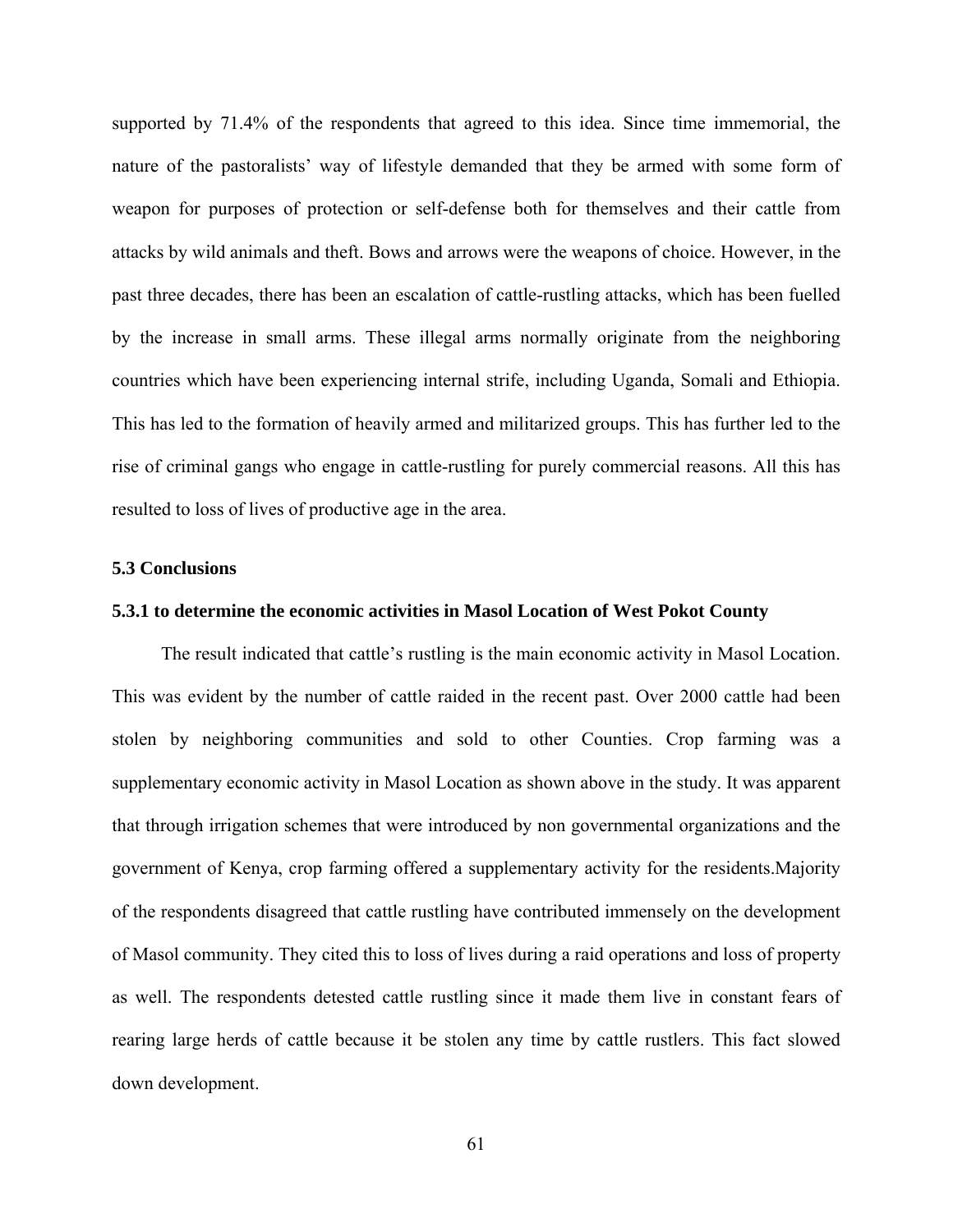supported by 71.4% of the respondents that agreed to this idea. Since time immemorial, the nature of the pastoralists' way of lifestyle demanded that they be armed with some form of weapon for purposes of protection or self-defense both for themselves and their cattle from attacks by wild animals and theft. Bows and arrows were the weapons of choice. However, in the past three decades, there has been an escalation of cattle-rustling attacks, which has been fuelled by the increase in small arms. These illegal arms normally originate from the neighboring countries which have been experiencing internal strife, including Uganda, Somali and Ethiopia. This has led to the formation of heavily armed and militarized groups. This has further led to the rise of criminal gangs who engage in cattle-rustling for purely commercial reasons. All this has resulted to loss of lives of productive age in the area.

## 5.3 Conclusions

### 5.3.1 to determine the economic activities in Masol Location of West Pokot County

The result indicated that cattle's rustling is the main economic activity in Masol Location. This was evident by the number of cattle raided in the recent past. Over 2000 cattle had been stolen by neighboring communities and sold to other Counties. Crop farming was a supplementary economic activity in Masol Location as shown above in the study. It was apparent that through irrigation schemes that were introduced by non governmental organizations and the government of Kenya, crop farming offered a supplementary activity for the residents.Majority of the respondents disagreed that cattle rustling have contributed immensely on the development of Masol community. They cited this to loss of lives during a raid operations and loss of property as well. The respondents detested cattle rustling since it made them live in constant fears of rearing large herds of cattle because it be stolen any time by cattle rustlers. This fact slowed down development.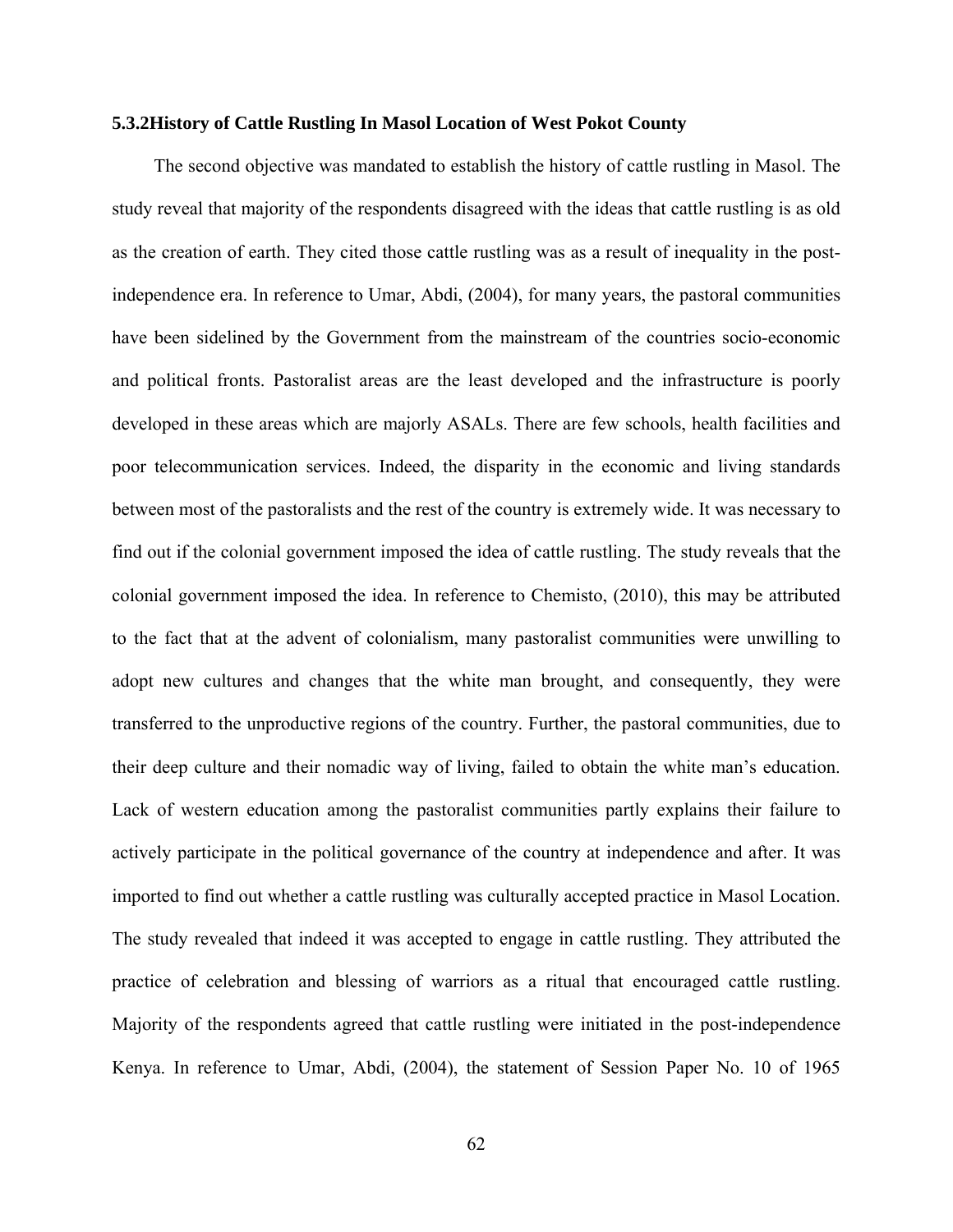### 5.3.2History of Cattle Rustling In Masol Location of West Pokot County

The second objective was mandated to establish the history of cattle rustling in Masol. The study reveal that majority of the respondents disagreed with the ideas that cattle rustling is as old as the creation of earth. They cited those cattle rustling was as a result of inequality in the post-independence era. In reference to Umar, Abdi, (2004), for many years, the pastoral communities have been sidelined by the Government from the mainstream of the countries socio-economic and political fronts. Pastoralist areas are the least developed and the infrastructure is poorly developed in these areas which are majorly ASALs. There are few schools, health facilities and poor telecommunication services. Indeed, the disparity in the economic and living standards between most of the pastoralists and the rest of the country is extremely wide. It was necessary to find out if the colonial government imposed the idea of cattle rustling. The study reveals that the colonial government imposed the idea. In reference to Chemisto, (2010), this may be attributed to the fact that at the advent of colonialism, many pastoralist communities were unwilling to adopt new cultures and changes that the white man brought, and consequently, they were transferred to the unproductive regions of the country. Further, the pastoral communities, due to their deep culture and their nomadic way of living, failed to obtain the white man's education. Lack of western education among the pastoralist communities partly explains their failure to actively participate in the political governance of the country at independence and after. It was imported to find out whether a cattle rustling was culturally accepted practice in Masol Location. The study revealed that indeed it was accepted to engage in cattle rustling. They attributed the practice of celebration and blessing of warriors as a ritual that encouraged cattle rustling. Majority of the respondents agreed that cattle rustling were initiated in the post-independence Kenya. In reference to Umar, Abdi, (2004), the statement of Session Paper No. 10 of 1965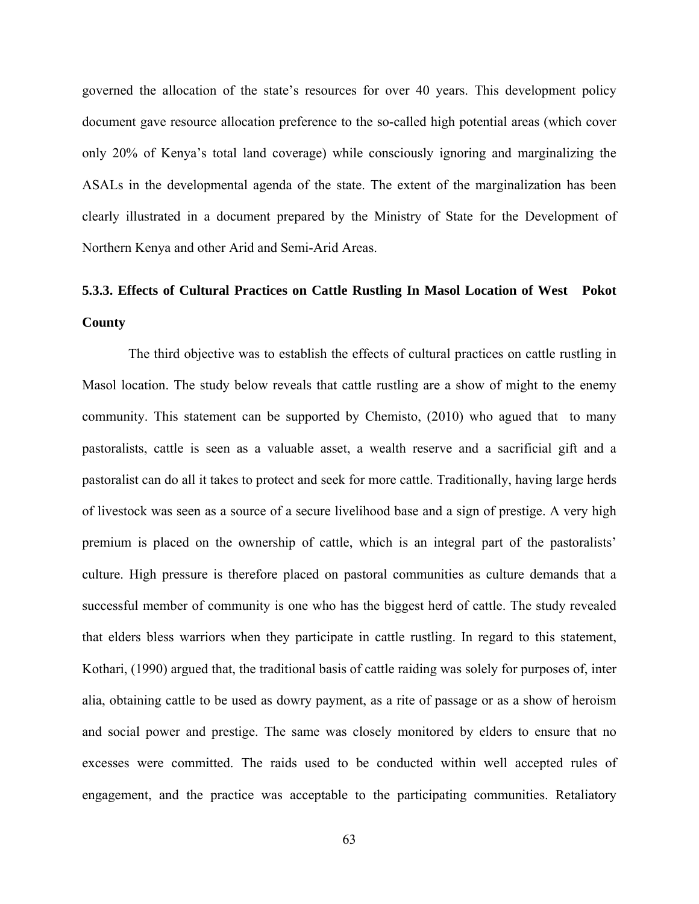governed the allocation of the state's resources for over 40 years. This development policy document gave resource allocation preference to the so-called high potential areas (which cover only 20% of Kenya's total land coverage) while consciously ignoring and marginalizing the ASALs in the developmental agenda of the state. The extent of the marginalization has been clearly illustrated in a document prepared by the Ministry of State for the Development of Northern Kenya and other Arid and Semi-Arid Areas.

### 5.3.3. Effects of Cultural Practices on Cattle Rustling In Masol Location of West Pokot County

The third objective was to establish the effects of cultural practices on cattle rustling in Masol location. The study below reveals that cattle rustling are a show of might to the enemy community. This statement can be supported by Chemisto, (2010) who agued that to many pastoralists, cattle is seen as a valuable asset, a wealth reserve and a sacrificial gift and a pastoralist can do all it takes to protect and seek for more cattle. Traditionally, having large herds of livestock was seen as a source of a secure livelihood base and a sign of prestige. A very high premium is placed on the ownership of cattle, which is an integral part of the pastoralists' culture. High pressure is therefore placed on pastoral communities as culture demands that a successful member of community is one who has the biggest herd of cattle. The study revealed that elders bless warriors when they participate in cattle rustling. In regard to this statement, Kothari, (1990) argued that, the traditional basis of cattle raiding was solely for purposes of, inter alia, obtaining cattle to be used as dowry payment, as a rite of passage or as a show of heroism and social power and prestige. The same was closely monitored by elders to ensure that no excesses were committed. The raids used to be conducted within well accepted rules of engagement, and the practice was acceptable to the participating communities. Retaliatory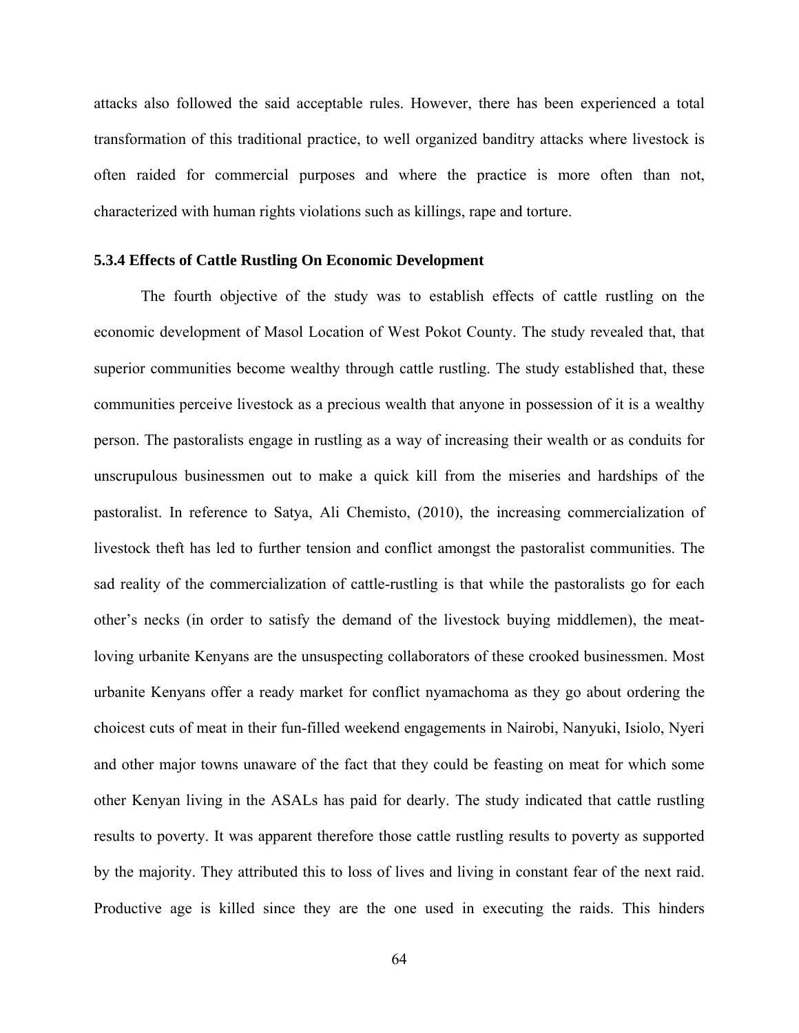attacks also followed the said acceptable rules. However, there has been experienced a total transformation of this traditional practice, to well organized banditry attacks where livestock is often raided for commercial purposes and where the practice is more often than not, characterized with human rights violations such as killings, rape and torture.

### 5.3.4 Effects of Cattle Rustling On Economic Development

The fourth objective of the study was to establish effects of cattle rustling on the economic development of Masol Location of West Pokot County. The study revealed that, that superior communities become wealthy through cattle rustling. The study established that, these communities perceive livestock as a precious wealth that anyone in possession of it is a wealthy person. The pastoralists engage in rustling as a way of increasing their wealth or as conduits for unscrupulous businessmen out to make a quick kill from the miseries and hardships of the pastoralist. In reference to Satya, Ali Chemisto, (2010), the increasing commercialization of livestock theft has led to further tension and conflict amongst the pastoralist communities. The sad reality of the commercialization of cattle-rustling is that while the pastoralists go for each other's necks (in order to satisfy the demand of the livestock buying middlemen), the meat-loving urbanite Kenyans are the unsuspecting collaborators of these crooked businessmen. Most urbanite Kenyans offer a ready market for conflict nyamachoma as they go about ordering the choicest cuts of meat in their fun-filled weekend engagements in Nairobi, Nanyuki, Isiolo, Nyeri and other major towns unaware of the fact that they could be feasting on meat for which some other Kenyan living in the ASALs has paid for dearly. The study indicated that cattle rustling results to poverty. It was apparent therefore those cattle rustling results to poverty as supported by the majority. They attributed this to loss of lives and living in constant fear of the next raid. Productive age is killed since they are the one used in executing the raids. This hinders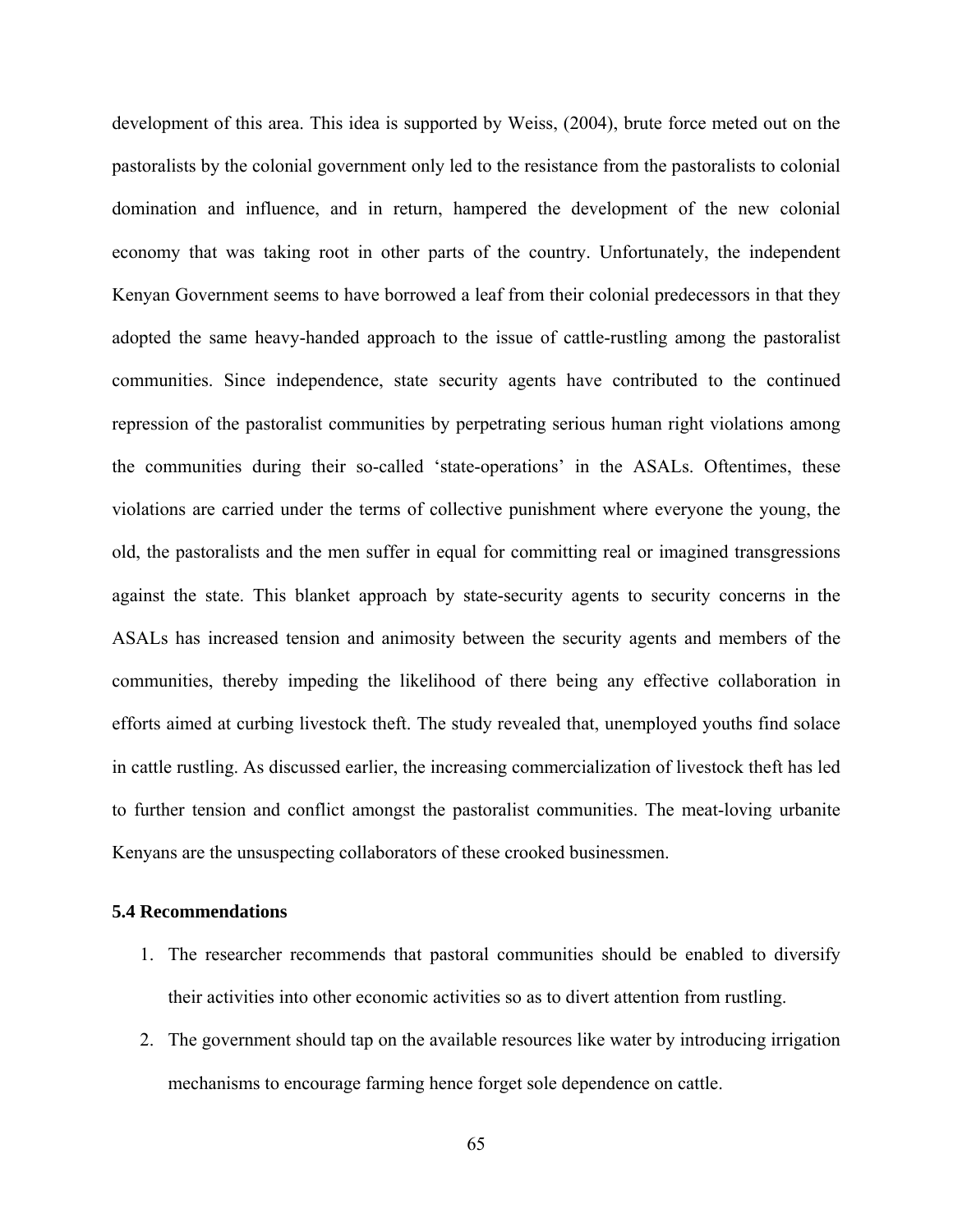development of this area. This idea is supported by Weiss, (2004), brute force meted out on the pastoralists by the colonial government only led to the resistance from the pastoralists to colonial domination and influence, and in return, hampered the development of the new colonial economy that was taking root in other parts of the country. Unfortunately, the independent Kenyan Government seems to have borrowed a leaf from their colonial predecessors in that they adopted the same heavy-handed approach to the issue of cattle-rustling among the pastoralist communities. Since independence, state security agents have contributed to the continued repression of the pastoralist communities by perpetrating serious human right violations among the communities during their so-called 'state-operations' in the ASALs. Oftentimes, these violations are carried under the terms of collective punishment where everyone the young, the old, the pastoralists and the men suffer in equal for committing real or imagined transgressions against the state. This blanket approach by state-security agents to security concerns in the ASALs has increased tension and animosity between the security agents and members of the communities, thereby impeding the likelihood of there being any effective collaboration in efforts aimed at curbing livestock theft. The study revealed that, unemployed youths find solace in cattle rustling. As discussed earlier, the increasing commercialization of livestock theft has led to further tension and conflict amongst the pastoralist communities. The meat-loving urbanite Kenyans are the unsuspecting collaborators of these crooked businessmen.

### 5.4 Recommendations

1. The researcher recommends that pastoral communities should be enabled to diversify their activities into other economic activities so as to divert attention from rustling.
2. The government should tap on the available resources like water by introducing irrigation mechanisms to encourage farming hence forget sole dependence on cattle.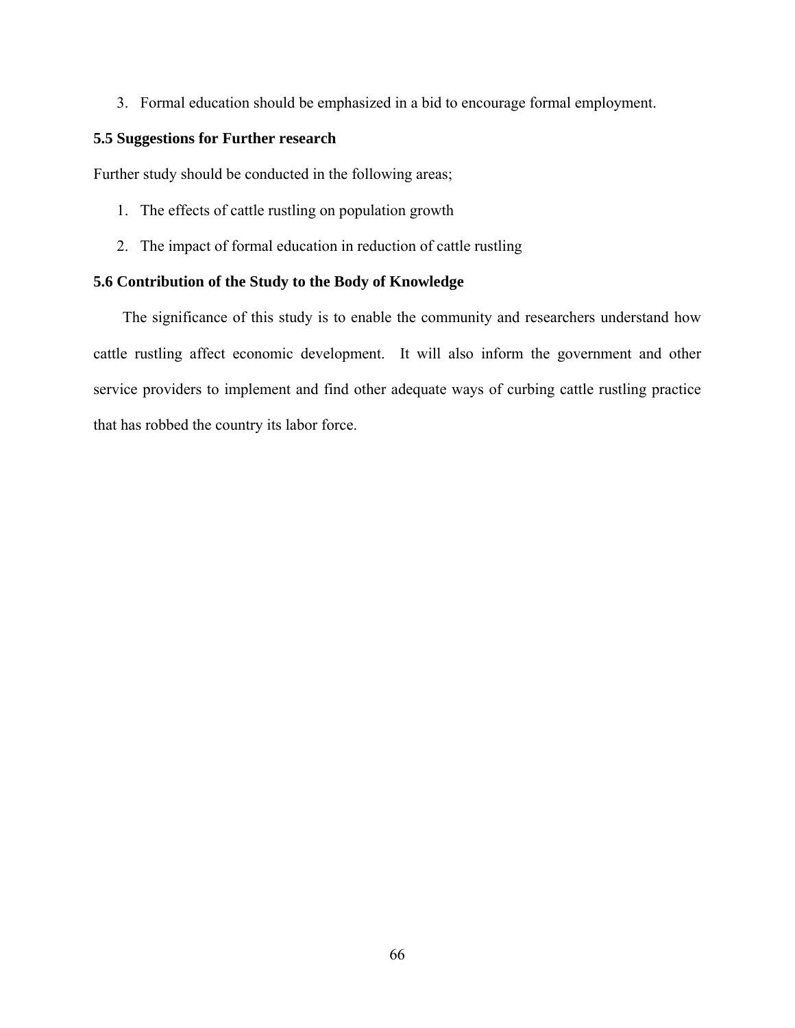3. Formal education should be emphasized in a bid to encourage formal employment.

### 5.5 Suggestions for Further research

Further study should be conducted in the following areas;

1. The effects of cattle rustling on population growth
2. The impact of formal education in reduction of cattle rustling

### 5.6 Contribution of the Study to the Body of Knowledge

The significance of this study is to enable the community and researchers understand how cattle rustling affect economic development. It will also inform the government and other service providers to implement and find other adequate ways of curbing cattle rustling practice that has robbed the country its labor force.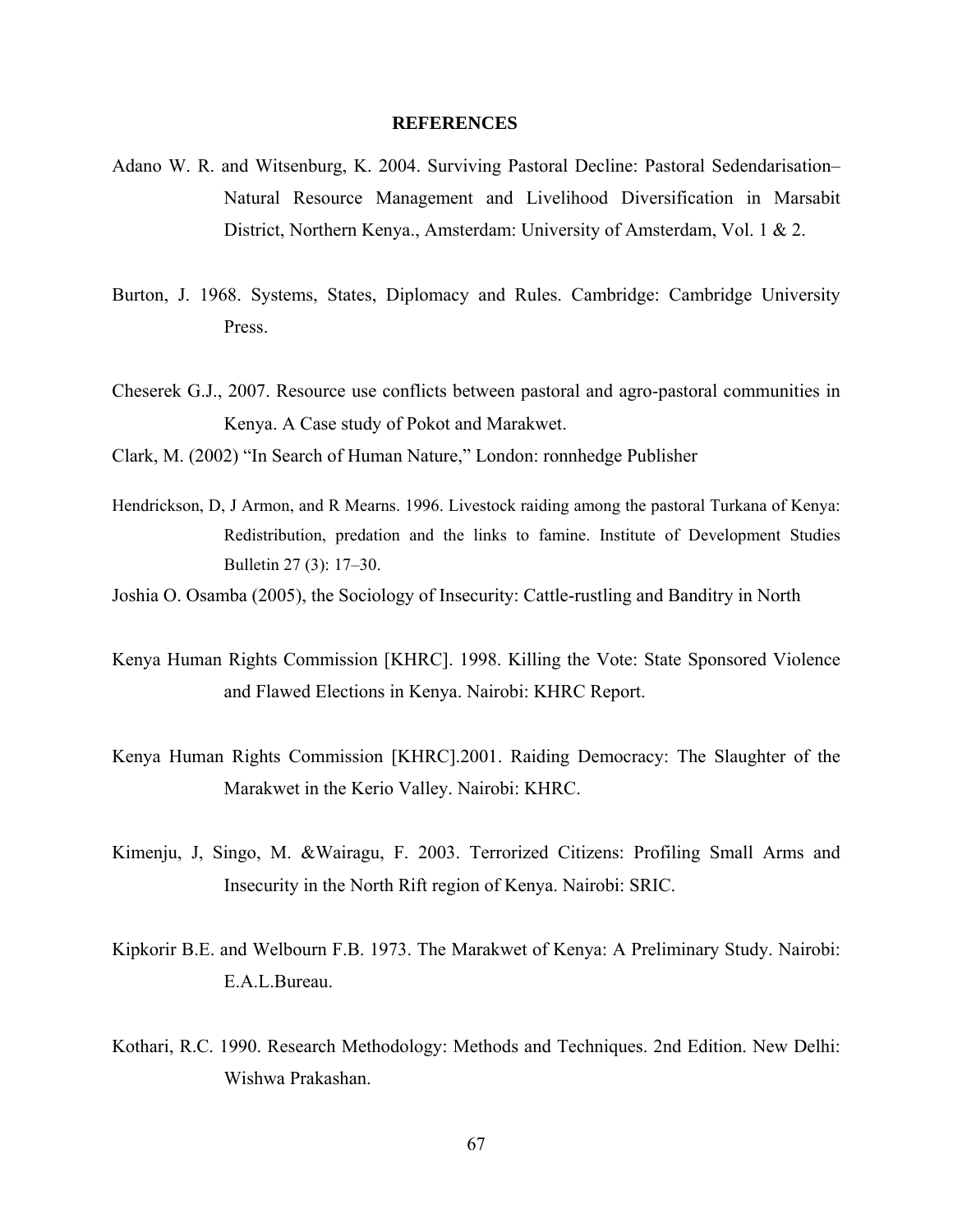## REFERENCES

Adano W. R. and Witsenburg, K. 2004. Surviving Pastoral Decline: Pastoral Sedendarisation– Natural Resource Management and Livelihood Diversification in Marsabit District, Northern Kenya., Amsterdam: University of Amsterdam, Vol. 1 & 2.

Burton, J. 1968. Systems, States, Diplomacy and Rules. Cambridge: Cambridge University Press.

Cheserek G.J., 2007. Resource use conflicts between pastoral and agro-pastoral communities in Kenya. A Case study of Pokot and Marakwet.

Clark, M. (2002) "In Search of Human Nature," London: ronnhedge Publisher

Hendrickson, D, J Armon, and R Mearns. 1996. Livestock raiding among the pastoral Turkana of Kenya: Redistribution, predation and the links to famine. Institute of Development Studies Bulletin 27 (3): 17–30.

Joshia O. Osamba (2005), the Sociology of Insecurity: Cattle-rustling and Banditry in North

Kenya Human Rights Commission [KHRC]. 1998. Killing the Vote: State Sponsored Violence and Flawed Elections in Kenya. Nairobi: KHRC Report.

Kenya Human Rights Commission [KHRC].2001. Raiding Democracy: The Slaughter of the Marakwet in the Kerio Valley. Nairobi: KHRC.

Kimenju, J, Singo, M. &Wairagu, F. 2003. Terrorized Citizens: Profiling Small Arms and Insecurity in the North Rift region of Kenya. Nairobi: SRIC.

Kipkorir B.E. and Welbourn F.B. 1973. The Marakwet of Kenya: A Preliminary Study. Nairobi: E.A.L.Bureau.

Kothari, R.C. 1990. Research Methodology: Methods and Techniques. 2nd Edition. New Delhi: Wishwa Prakashan.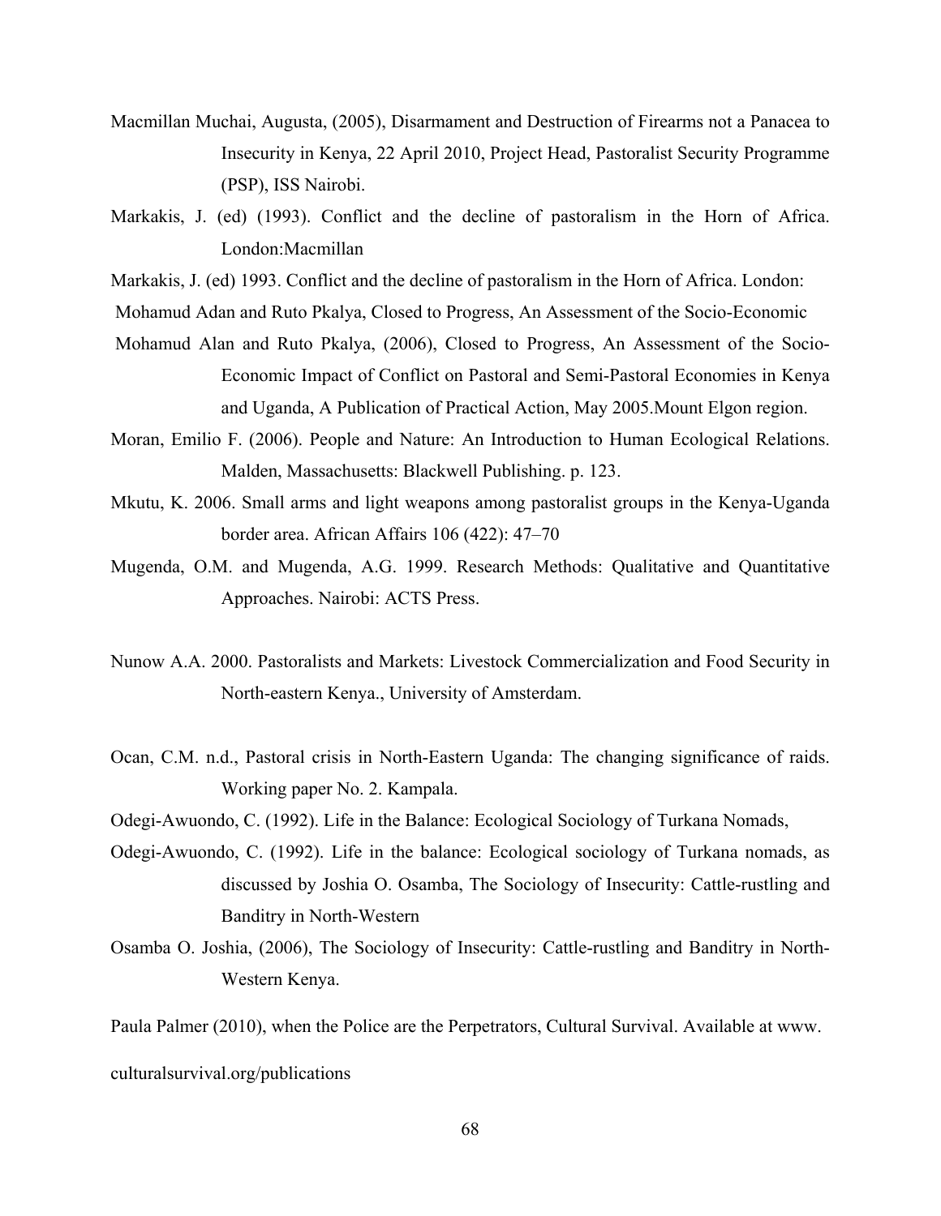Macmillan Muchai, Augusta, (2005), Disarmament and Destruction of Firearms not a Panacea to Insecurity in Kenya, 22 April 2010, Project Head, Pastoralist Security Programme (PSP), ISS Nairobi.

Markakis, J. (ed) (1993). Conflict and the decline of pastoralism in the Horn of Africa. London:Macmillan

Markakis, J. (ed) 1993. Conflict and the decline of pastoralism in the Horn of Africa. London:

Mohamud Adan and Ruto Pkalya, Closed to Progress, An Assessment of the Socio-Economic

Mohamud Alan and Ruto Pkalya, (2006), Closed to Progress, An Assessment of the Socio-Economic Impact of Conflict on Pastoral and Semi-Pastoral Economies in Kenya and Uganda, A Publication of Practical Action, May 2005.Mount Elgon region.

Moran, Emilio F. (2006). People and Nature: An Introduction to Human Ecological Relations. Malden, Massachusetts: Blackwell Publishing. p. 123.

Mkutu, K. 2006. Small arms and light weapons among pastoralist groups in the Kenya-Uganda border area. African Affairs 106 (422): 47–70

Mugenda, O.M. and Mugenda, A.G. 1999. Research Methods: Qualitative and Quantitative Approaches. Nairobi: ACTS Press.

Nunow A.A. 2000. Pastoralists and Markets: Livestock Commercialization and Food Security in North-eastern Kenya., University of Amsterdam.

Ocan, C.M. n.d., Pastoral crisis in North-Eastern Uganda: The changing significance of raids. Working paper No. 2. Kampala.

Odegi-Awuondo, C. (1992). Life in the Balance: Ecological Sociology of Turkana Nomads,

Odegi-Awuondo, C. (1992). Life in the balance: Ecological sociology of Turkana nomads, as discussed by Joshia O. Osamba, The Sociology of Insecurity: Cattle-rustling and Banditry in North-Western

Osamba O. Joshia, (2006), The Sociology of Insecurity: Cattle-rustling and Banditry in North-Western Kenya.

Paula Palmer (2010), when the Police are the Perpetrators, Cultural Survival. Available at www.

culturalsurvival.org/publications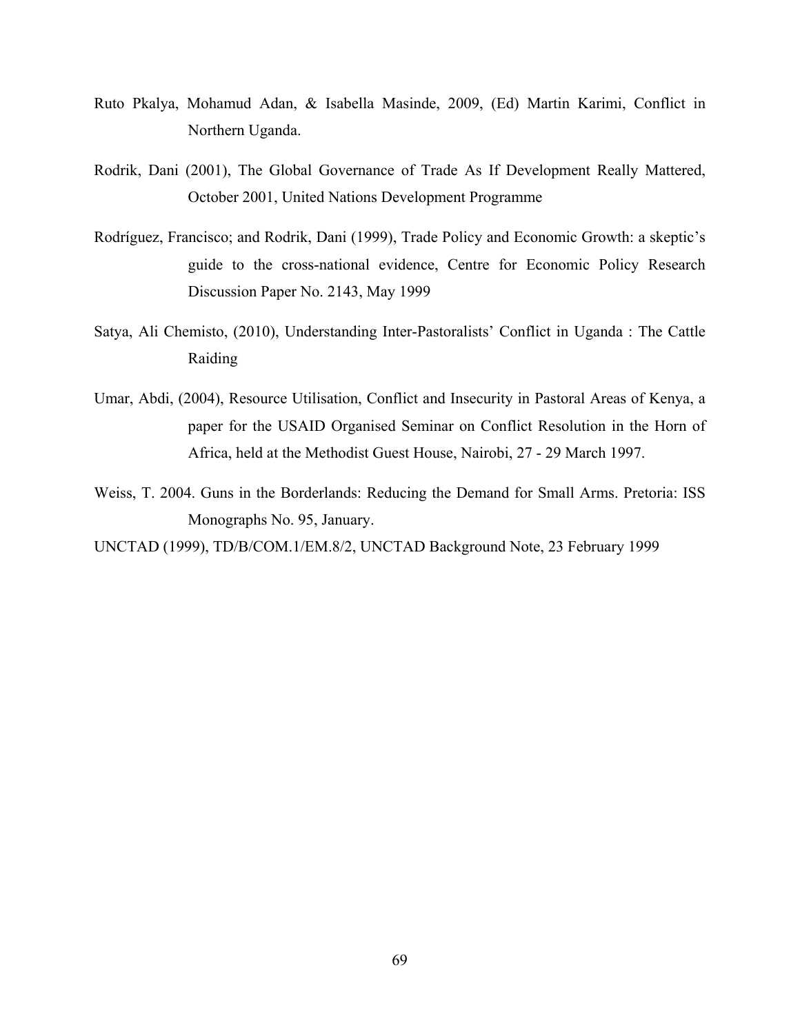Ruto Pkalya, Mohamud Adan, & Isabella Masinde, 2009, (Ed) Martin Karimi, Conflict in Northern Uganda.

Rodrik, Dani (2001), The Global Governance of Trade As If Development Really Mattered, October 2001, United Nations Development Programme

Rodríguez, Francisco; and Rodrik, Dani (1999), Trade Policy and Economic Growth: a skeptic's guide to the cross-national evidence, Centre for Economic Policy Research Discussion Paper No. 2143, May 1999

Satya, Ali Chemisto, (2010), Understanding Inter-Pastoralists' Conflict in Uganda : The Cattle Raiding

Umar, Abdi, (2004), Resource Utilisation, Conflict and Insecurity in Pastoral Areas of Kenya, a paper for the USAID Organised Seminar on Conflict Resolution in the Horn of Africa, held at the Methodist Guest House, Nairobi, 27 - 29 March 1997.

Weiss, T. 2004. Guns in the Borderlands: Reducing the Demand for Small Arms. Pretoria: ISS Monographs No. 95, January.

UNCTAD (1999), TD/B/COM.1/EM.8/2, UNCTAD Background Note, 23 February 1999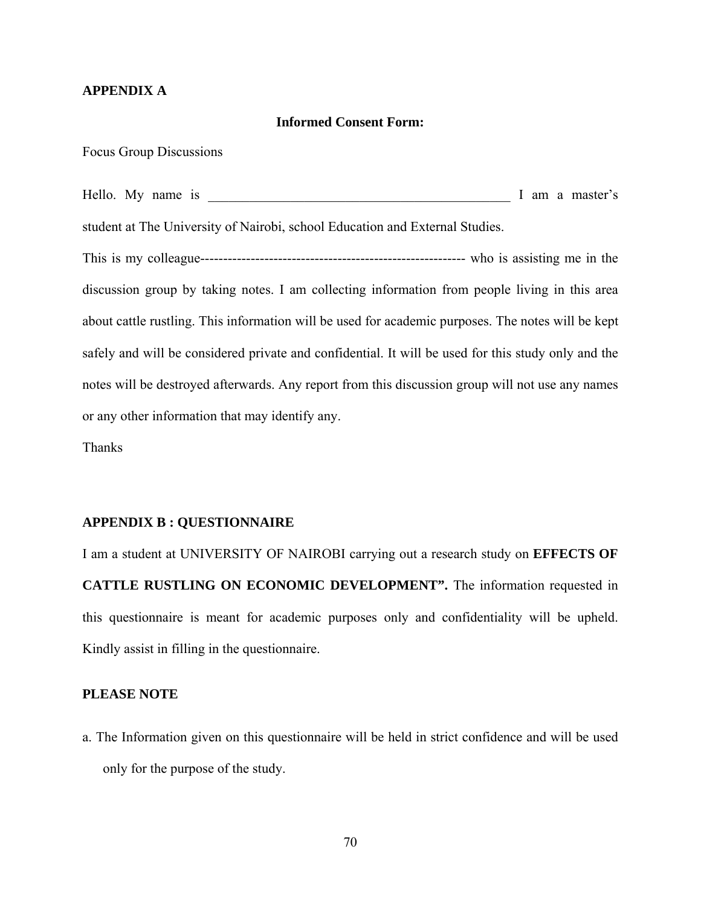## APPENDIX A

**Informed Consent Form:**

Focus Group Discussions

Hello. My name is ______________________________________________ I am a master's student at The University of Nairobi, school Education and External Studies.

This is my colleague---------------------------------------------------------- who is assisting me in the discussion group by taking notes. I am collecting information from people living in this area about cattle rustling. This information will be used for academic purposes. The notes will be kept safely and will be considered private and confidential. It will be used for this study only and the notes will be destroyed afterwards. Any report from this discussion group will not use any names or any other information that may identify any.

Thanks

## APPENDIX B : QUESTIONNAIRE

I am a student at UNIVERSITY OF NAIROBI carrying out a research study on **EFFECTS OF CATTLE RUSTLING ON ECONOMIC DEVELOPMENT".** The information requested in this questionnaire is meant for academic purposes only and confidentiality will be upheld. Kindly assist in filling in the questionnaire.

**PLEASE NOTE**

a. The Information given on this questionnaire will be held in strict confidence and will be used only for the purpose of the study.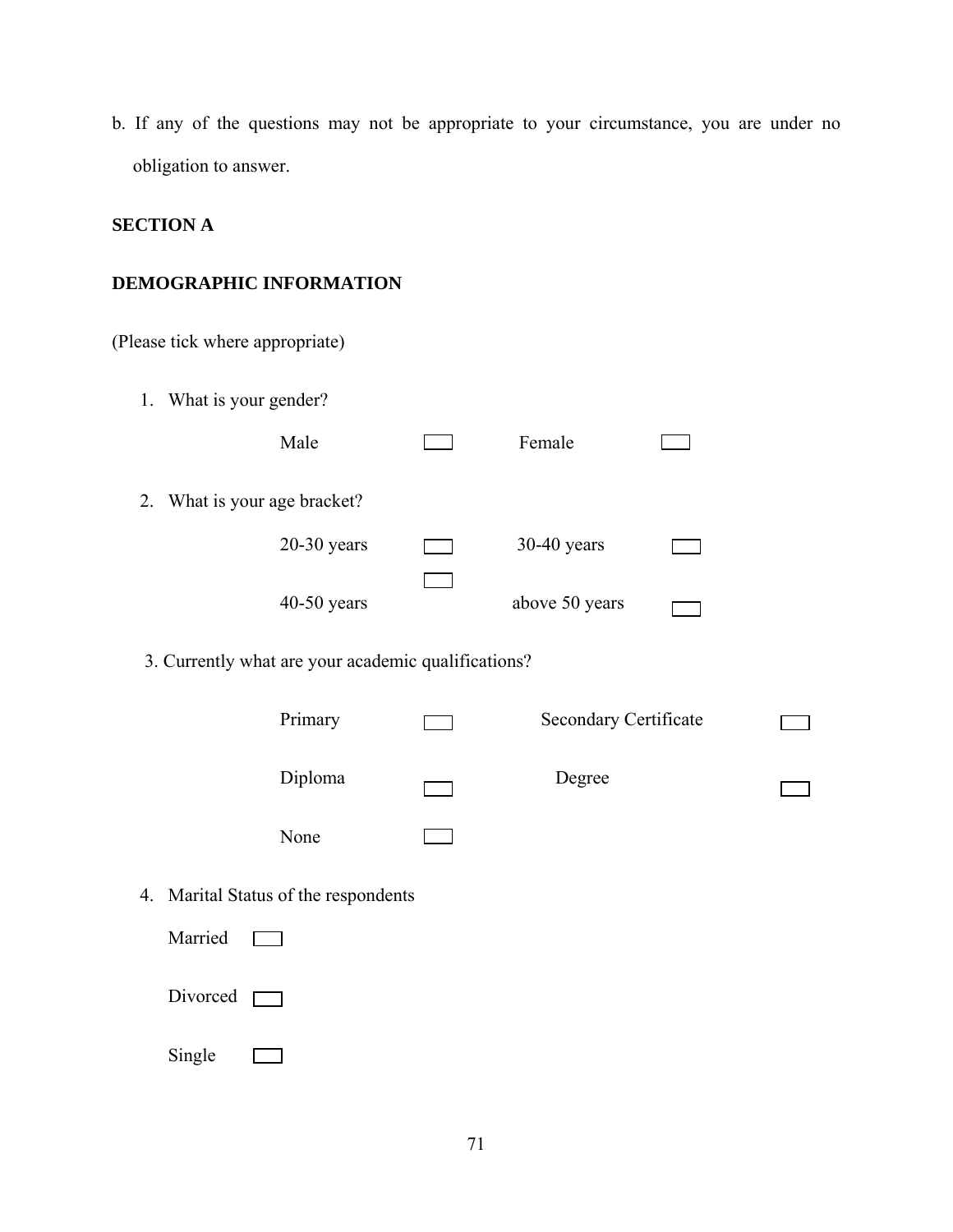b. If any of the questions may not be appropriate to your circumstance, you are under no obligation to answer.

**SECTION A**

**DEMOGRAPHIC INFORMATION**

(Please tick where appropriate)

1. What is your gender?

   Male [ ] Female [ ]

2. What is your age bracket?

   20-30 years [ ] 30-40 years [ ]

   40-50 years [ ] above 50 years [ ]

3. Currently what are your academic qualifications?

   Primary [ ] Secondary Certificate [ ]

   Diploma [ ] Degree [ ]

   None [ ]

4. Marital Status of the respondents

   Married [ ]

   Divorced [ ]

   Single [ ]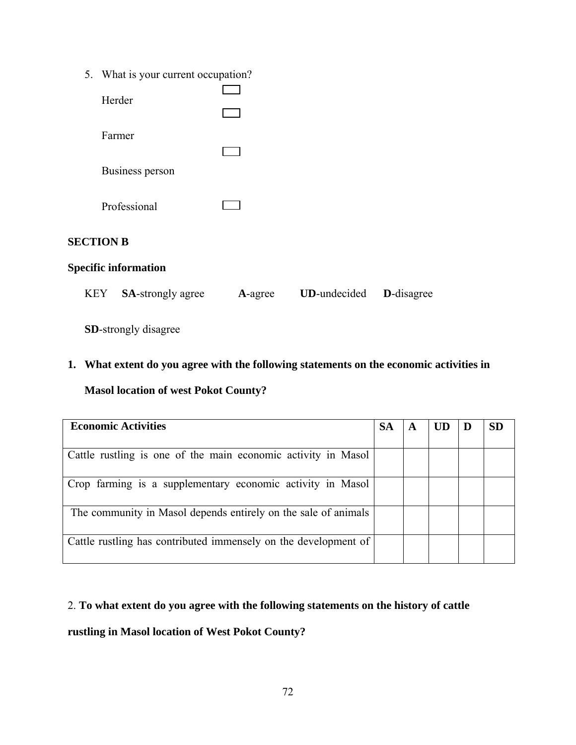5. What is your current occupation?

   Herder ☐

   Farmer ☐

   Business person ☐

   Professional ☐

**SECTION B**

**Specific information**

KEY **SA**-strongly agree **A**-agree **UD**-undecided **D**-disagree

**SD**-strongly disagree

**1. What extent do you agree with the following statements on the economic activities in Masol location of west Pokot County?**

| **Economic Activities** | **SA** | **A** | **UD** | **D** | **SD** |
|---|---|---|---|---|---|
| Cattle rustling is one of the main economic activity in Masol | | | | | |
| Crop farming is a supplementary economic activity in Masol | | | | | |
| The community in Masol depends entirely on the sale of animals | | | | | |
| Cattle rustling has contributed immensely on the development of | | | | | |

2. **To what extent do you agree with the following statements on the history of cattle rustling in Masol location of West Pokot County?**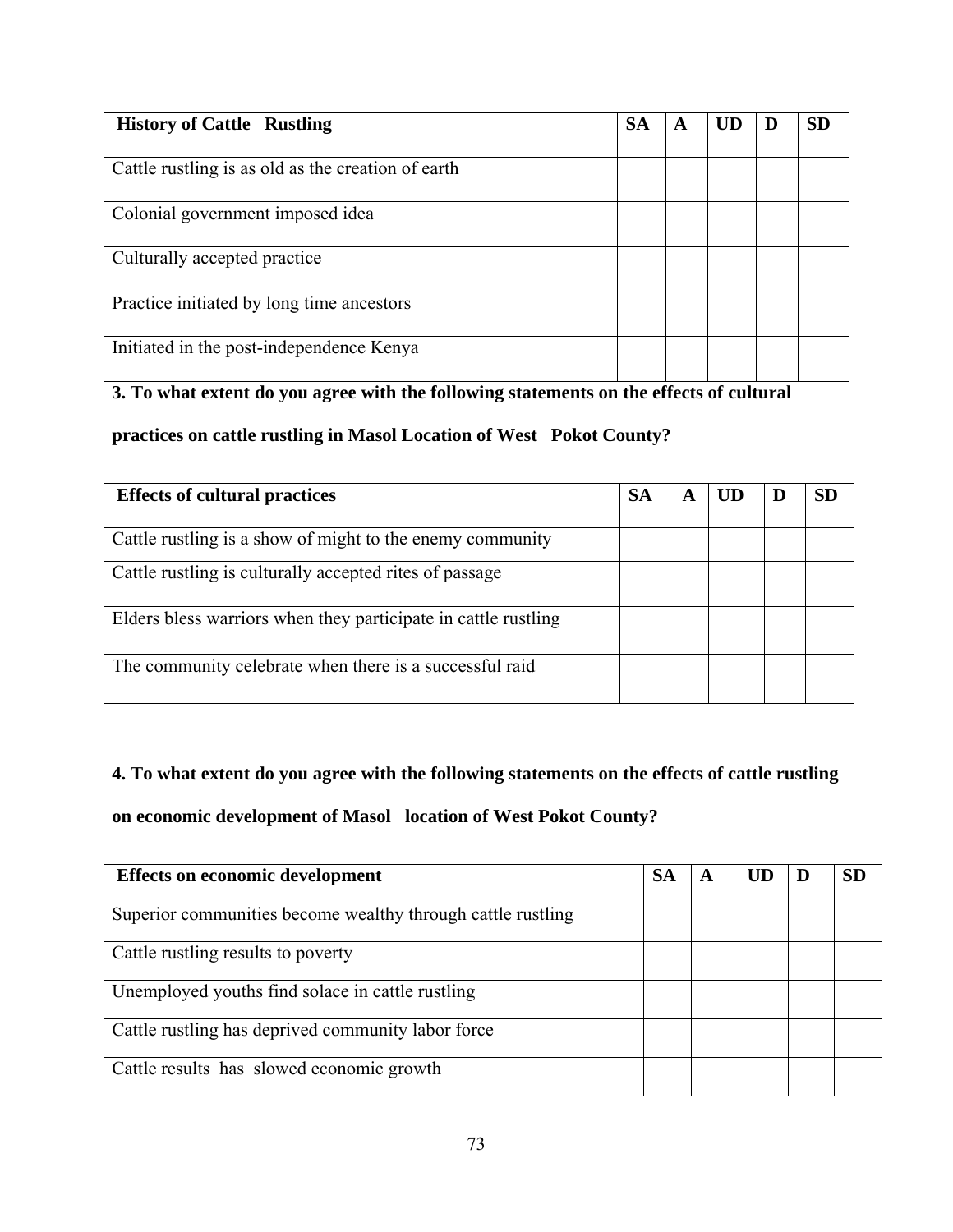| History of Cattle Rustling | SA | A | UD | D | SD |
|---|---|---|---|---|---|
| Cattle rustling is as old as the creation of earth | | | | | |
| Colonial government imposed idea | | | | | |
| Culturally accepted practice | | | | | |
| Practice initiated by long time ancestors | | | | | |
| Initiated in the post-independence Kenya | | | | | |

**3. To what extent do you agree with the following statements on the effects of cultural practices on cattle rustling in Masol Location of West Pokot County?**

| Effects of cultural practices | SA | A | UD | D | SD |
|---|---|---|---|---|---|
| Cattle rustling is a show of might to the enemy community | | | | | |
| Cattle rustling is culturally accepted rites of passage | | | | | |
| Elders bless warriors when they participate in cattle rustling | | | | | |
| The community celebrate when there is a successful raid | | | | | |

**4. To what extent do you agree with the following statements on the effects of cattle rustling on economic development of Masol location of West Pokot County?**

| Effects on economic development | SA | A | UD | D | SD |
|---|---|---|---|---|---|
| Superior communities become wealthy through cattle rustling | | | | | |
| Cattle rustling results to poverty | | | | | |
| Unemployed youths find solace in cattle rustling | | | | | |
| Cattle rustling has deprived community labor force | | | | | |
| Cattle results has slowed economic growth | | | | | |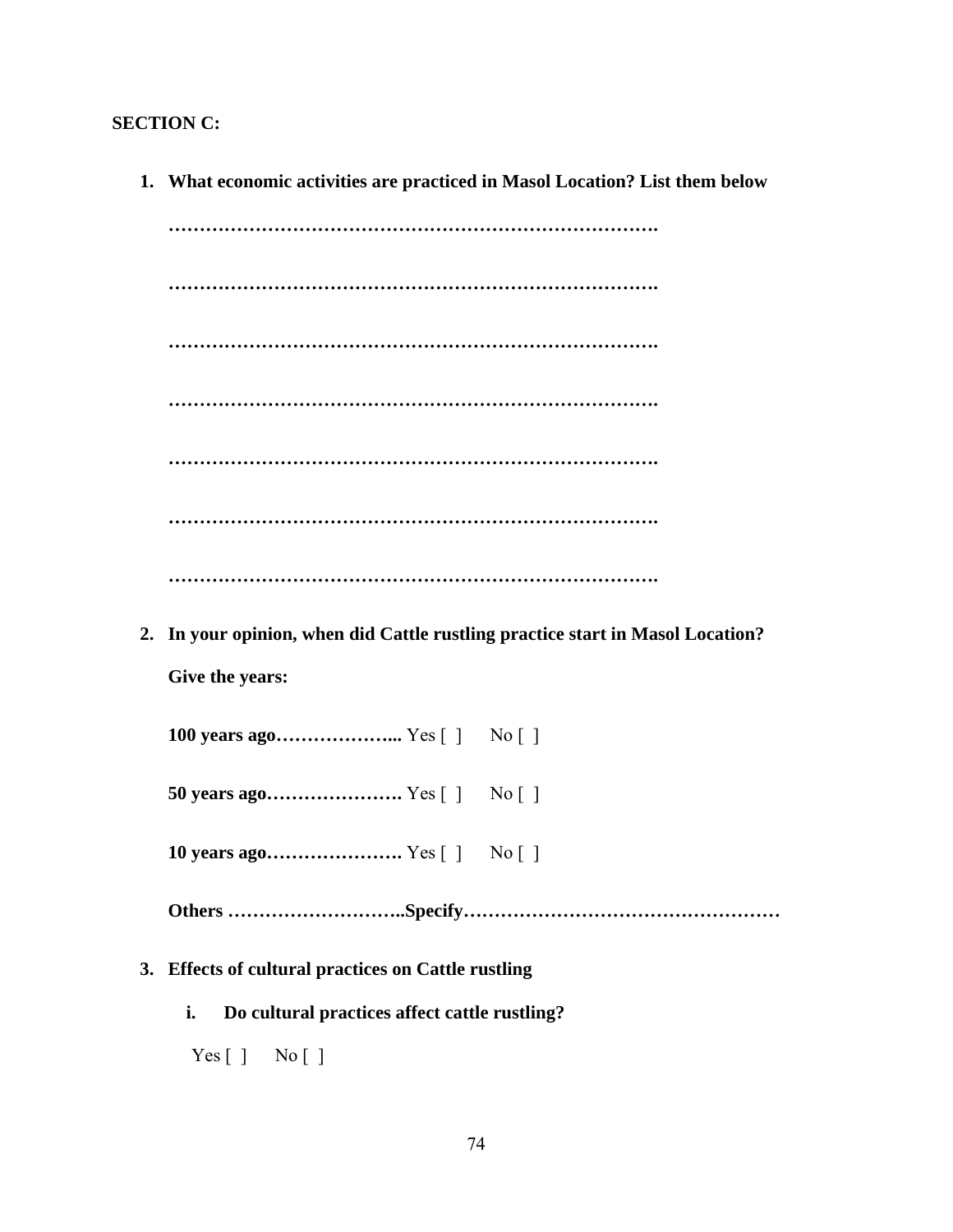**SECTION C:**

1. **What economic activities are practiced in Masol Location? List them below**

   **…………………………………………………………………….**

   **…………………………………………………………………….**

   **…………………………………………………………………….**

   **…………………………………………………………………….**

   **…………………………………………………………………….**

   **…………………………………………………………………….**

   **…………………………………………………………………….**

2. **In your opinion, when did Cattle rustling practice start in Masol Location? Give the years:**

   **100 years ago………………...** Yes [ ]   No [ ]

   **50 years ago………………….** Yes [ ]   No [ ]

   **10 years ago………………….** Yes [ ]   No [ ]

   **Others ………………………..Specify……………………………………………**

3. **Effects of cultural practices on Cattle rustling**

   i. **Do cultural practices affect cattle rustling?**

   Yes [ ]   No [ ]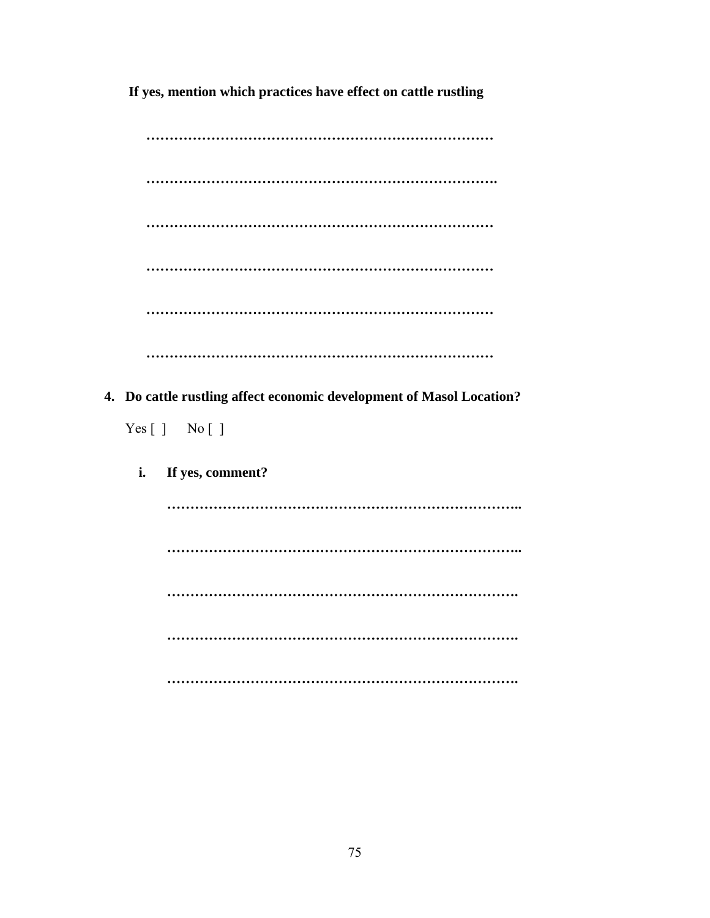**If yes, mention which practices have effect on cattle rustling**

…………………………………………………………………

………………………………………………………………….

…………………………………………………………………

…………………………………………………………………

…………………………………………………………………

…………………………………………………………………

4. **Do cattle rustling affect economic development of Masol Location?**

   Yes [ ]  No [ ]

   i. **If yes, comment?**

      …………………………………………………………………..

      …………………………………………………………………..

      ………………………………………………………………….

      ………………………………………………………………….

      ………………………………………………………………….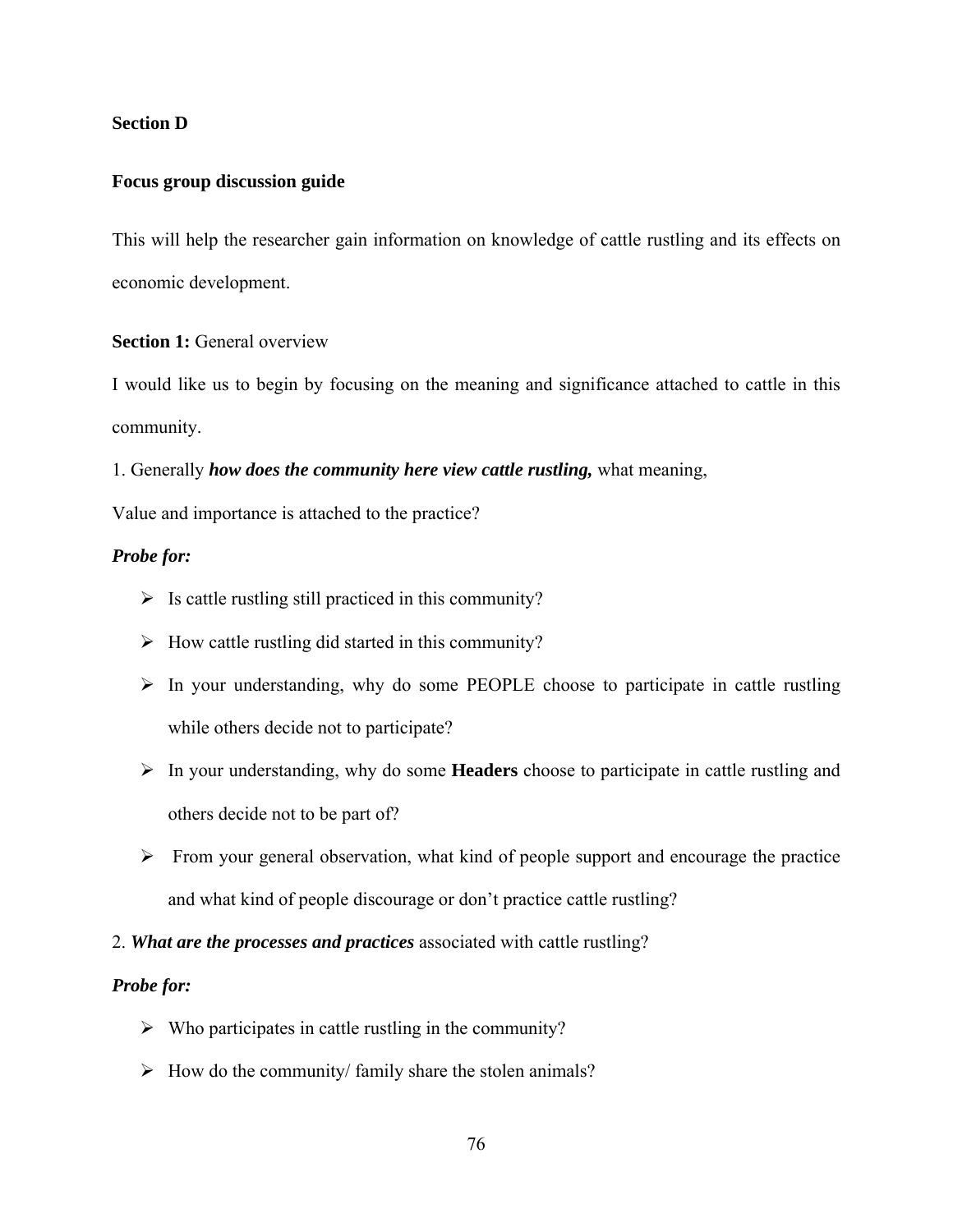**Section D**

**Focus group discussion guide**

This will help the researcher gain information on knowledge of cattle rustling and its effects on economic development.

**Section 1:** General overview

I would like us to begin by focusing on the meaning and significance attached to cattle in this community.

1. Generally ***how does the community here view cattle rustling,*** what meaning, Value and importance is attached to the practice?

***Probe for:***

- Is cattle rustling still practiced in this community?
- How cattle rustling did started in this community?
- In your understanding, why do some PEOPLE choose to participate in cattle rustling while others decide not to participate?
- In your understanding, why do some **Headers** choose to participate in cattle rustling and others decide not to be part of?
- From your general observation, what kind of people support and encourage the practice and what kind of people discourage or don't practice cattle rustling?

2. ***What are the processes and practices*** associated with cattle rustling?

***Probe for:***

- Who participates in cattle rustling in the community?
- How do the community/ family share the stolen animals?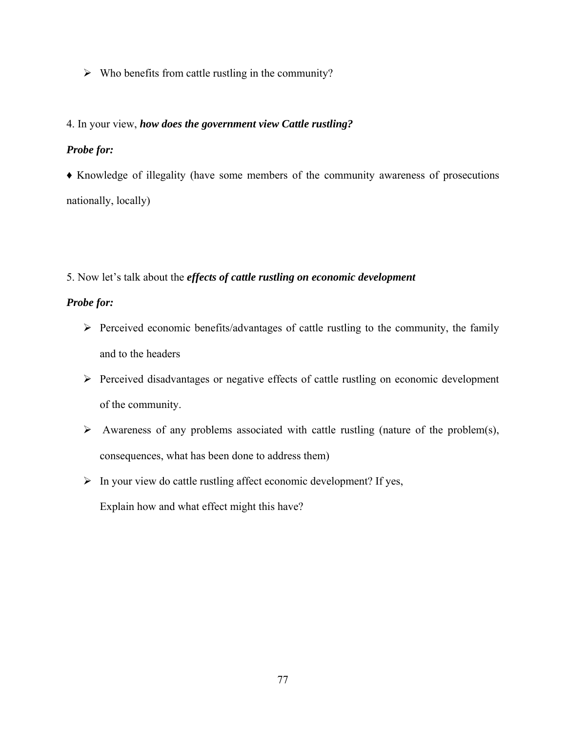- Who benefits from cattle rustling in the community?

4. In your view, ***how does the government view Cattle rustling?***

***Probe for:***

♦ Knowledge of illegality (have some members of the community awareness of prosecutions nationally, locally)

5. Now let's talk about the ***effects of cattle rustling on economic development***

***Probe for:***

- Perceived economic benefits/advantages of cattle rustling to the community, the family and to the headers
- Perceived disadvantages or negative effects of cattle rustling on economic development of the community.
- Awareness of any problems associated with cattle rustling (nature of the problem(s), consequences, what has been done to address them)
- In your view do cattle rustling affect economic development? If yes,
  Explain how and what effect might this have?